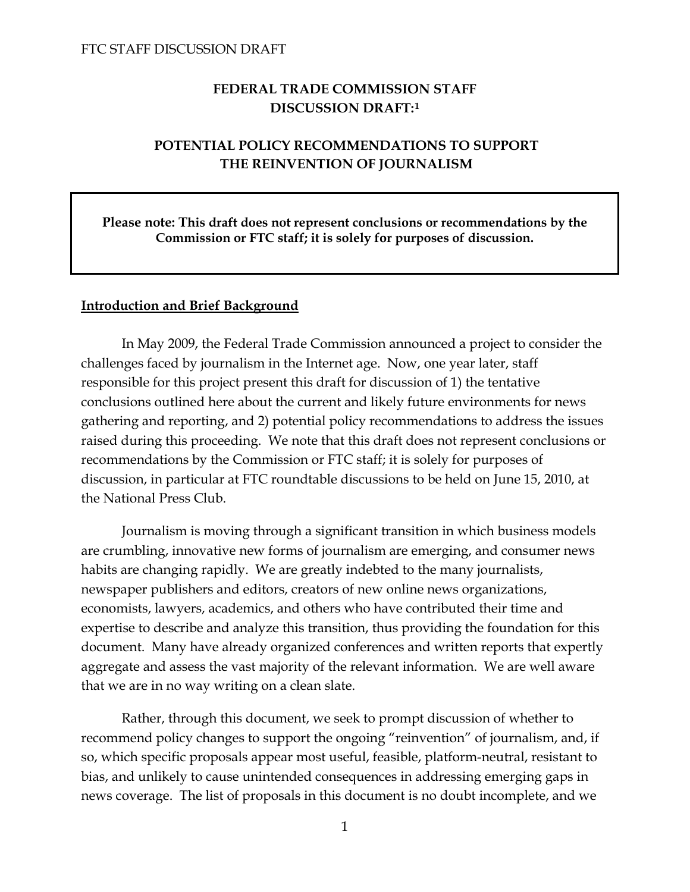# FEDERAL TRADE COMMISSION STAFF DISCUSSION DRAFT:[1]

## POTENTIAL POLICY RECOMMENDATIONS TO SUPPORT THE REINVENTION OF JOURNALISM

**Please note: This draft does not represent conclusions or recommendations by the Commission or FTC staff; it is solely for purposes of discussion.**

### Introduction and Brief Background

In May 2009, the Federal Trade Commission announced a project to consider the challenges faced by journalism in the Internet age. Now, one year later, staff responsible for this project present this draft for discussion of 1) the tentative conclusions outlined here about the current and likely future environments for news gathering and reporting, and 2) potential policy recommendations to address the issues raised during this proceeding. We note that this draft does not represent conclusions or recommendations by the Commission or FTC staff; it is solely for purposes of discussion, in particular at FTC roundtable discussions to be held on June 15, 2010, at the National Press Club.

Journalism is moving through a significant transition in which business models are crumbling, innovative new forms of journalism are emerging, and consumer news habits are changing rapidly. We are greatly indebted to the many journalists, newspaper publishers and editors, creators of new online news organizations, economists, lawyers, academics, and others who have contributed their time and expertise to describe and analyze this transition, thus providing the foundation for this document. Many have already organized conferences and written reports that expertly aggregate and assess the vast majority of the relevant information. We are well aware that we are in no way writing on a clean slate.

Rather, through this document, we seek to prompt discussion of whether to recommend policy changes to support the ongoing "reinvention" of journalism, and, if so, which specific proposals appear most useful, feasible, platform-neutral, resistant to bias, and unlikely to cause unintended consequences in addressing emerging gaps in news coverage. The list of proposals in this document is no doubt incomplete, and we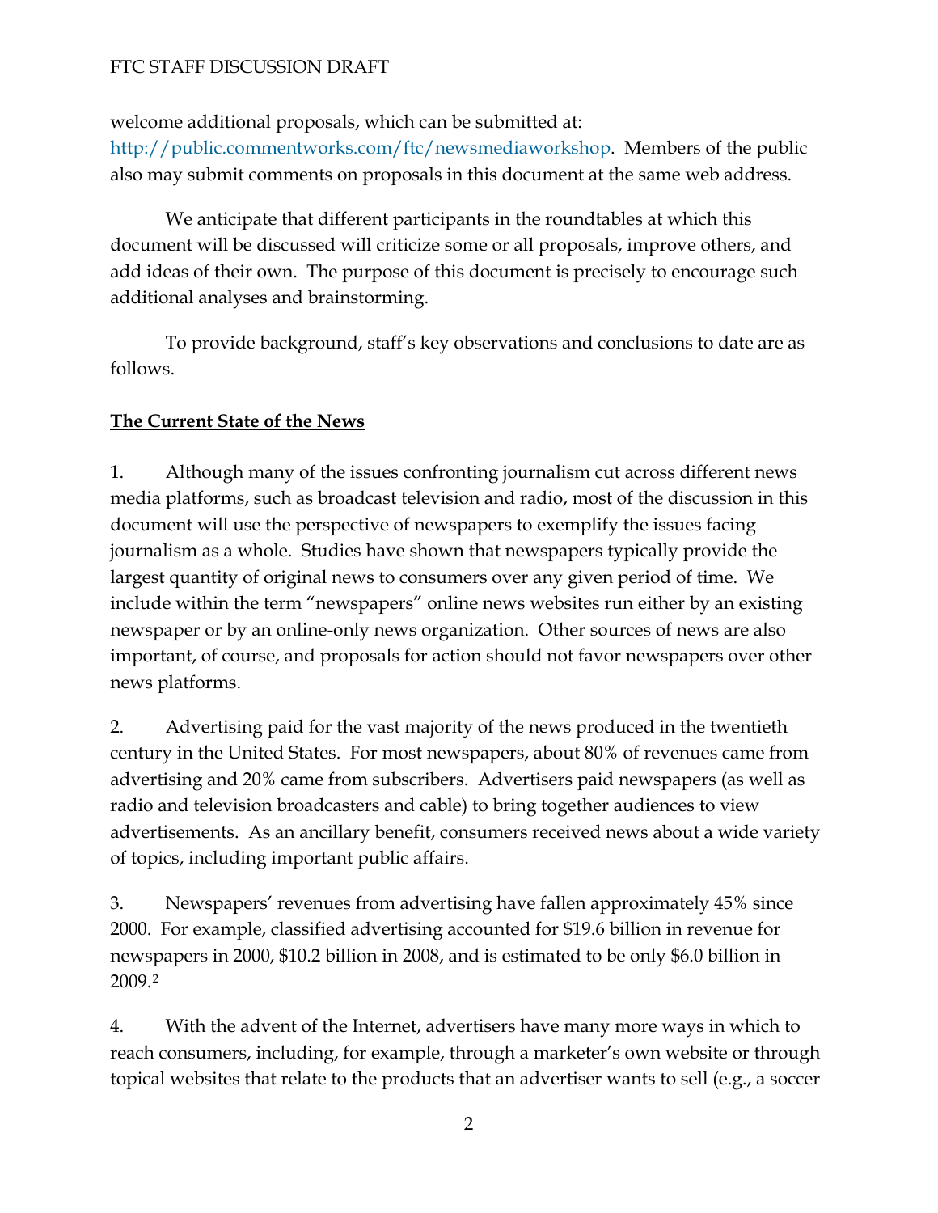welcome additional proposals, which can be submitted at: http://public.commentworks.com/ftc/newsmediaworkshop. Members of the public also may submit comments on proposals in this document at the same web address.

We anticipate that different participants in the roundtables at which this document will be discussed will criticize some or all proposals, improve others, and add ideas of their own. The purpose of this document is precisely to encourage such additional analyses and brainstorming.

To provide background, staff's key observations and conclusions to date are as follows.

**The Current State of the News**

1. Although many of the issues confronting journalism cut across different news media platforms, such as broadcast television and radio, most of the discussion in this document will use the perspective of newspapers to exemplify the issues facing journalism as a whole. Studies have shown that newspapers typically provide the largest quantity of original news to consumers over any given period of time. We include within the term "newspapers" online news websites run either by an existing newspaper or by an online-only news organization. Other sources of news are also important, of course, and proposals for action should not favor newspapers over other news platforms.

2. Advertising paid for the vast majority of the news produced in the twentieth century in the United States. For most newspapers, about 80% of revenues came from advertising and 20% came from subscribers. Advertisers paid newspapers (as well as radio and television broadcasters and cable) to bring together audiences to view advertisements. As an ancillary benefit, consumers received news about a wide variety of topics, including important public affairs.

3. Newspapers' revenues from advertising have fallen approximately 45% since 2000. For example, classified advertising accounted for $19.6 billion in revenue for newspapers in 2000, $10.2 billion in 2008, and is estimated to be only $6.0 billion in 2009.[2]

4. With the advent of the Internet, advertisers have many more ways in which to reach consumers, including, for example, through a marketer's own website or through topical websites that relate to the products that an advertiser wants to sell (e.g., a soccer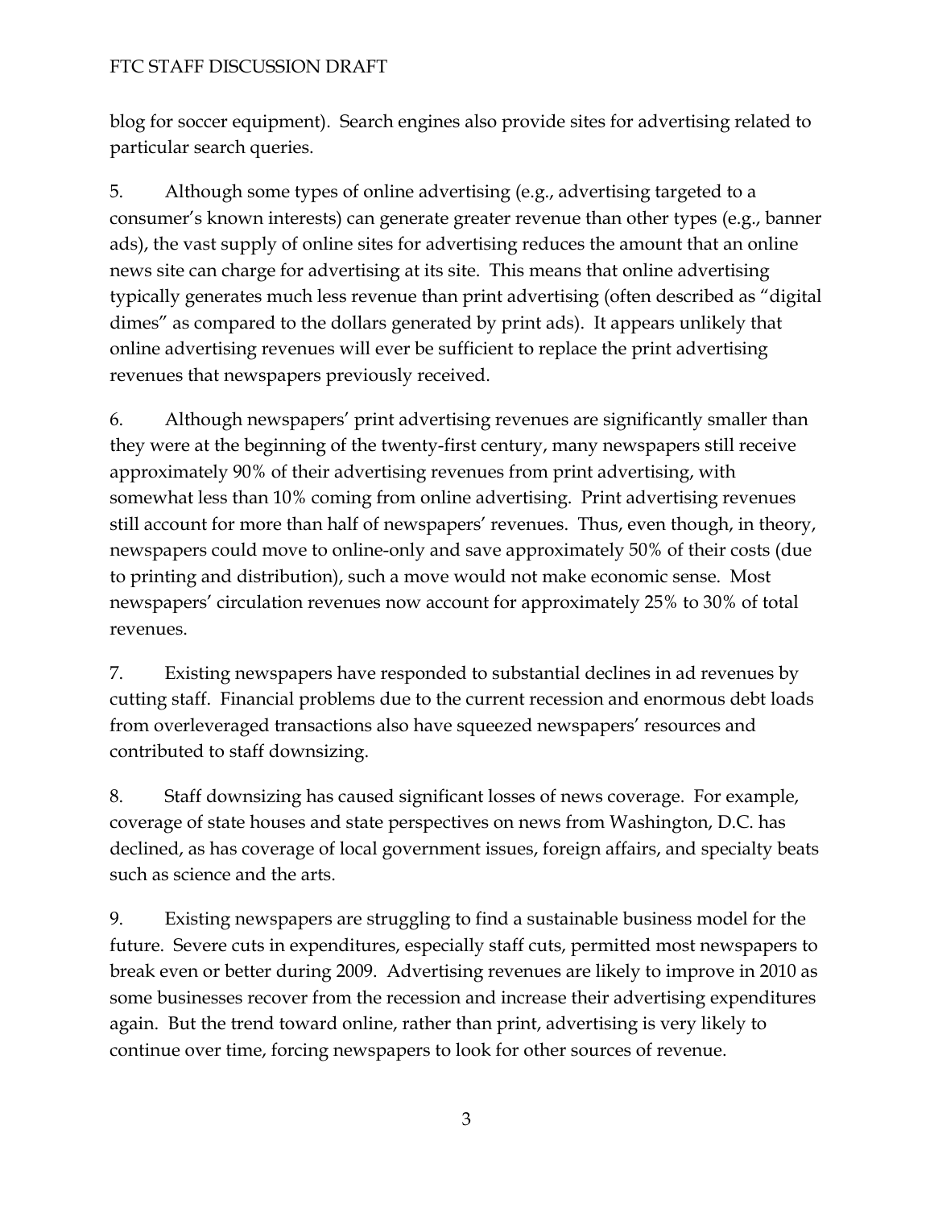blog for soccer equipment). Search engines also provide sites for advertising related to particular search queries.

5. Although some types of online advertising (e.g., advertising targeted to a consumer's known interests) can generate greater revenue than other types (e.g., banner ads), the vast supply of online sites for advertising reduces the amount that an online news site can charge for advertising at its site. This means that online advertising typically generates much less revenue than print advertising (often described as "digital dimes" as compared to the dollars generated by print ads). It appears unlikely that online advertising revenues will ever be sufficient to replace the print advertising revenues that newspapers previously received.

6. Although newspapers' print advertising revenues are significantly smaller than they were at the beginning of the twenty-first century, many newspapers still receive approximately 90% of their advertising revenues from print advertising, with somewhat less than 10% coming from online advertising. Print advertising revenues still account for more than half of newspapers' revenues. Thus, even though, in theory, newspapers could move to online-only and save approximately 50% of their costs (due to printing and distribution), such a move would not make economic sense. Most newspapers' circulation revenues now account for approximately 25% to 30% of total revenues.

7. Existing newspapers have responded to substantial declines in ad revenues by cutting staff. Financial problems due to the current recession and enormous debt loads from overleveraged transactions also have squeezed newspapers' resources and contributed to staff downsizing.

8. Staff downsizing has caused significant losses of news coverage. For example, coverage of state houses and state perspectives on news from Washington, D.C. has declined, as has coverage of local government issues, foreign affairs, and specialty beats such as science and the arts.

9. Existing newspapers are struggling to find a sustainable business model for the future. Severe cuts in expenditures, especially staff cuts, permitted most newspapers to break even or better during 2009. Advertising revenues are likely to improve in 2010 as some businesses recover from the recession and increase their advertising expenditures again. But the trend toward online, rather than print, advertising is very likely to continue over time, forcing newspapers to look for other sources of revenue.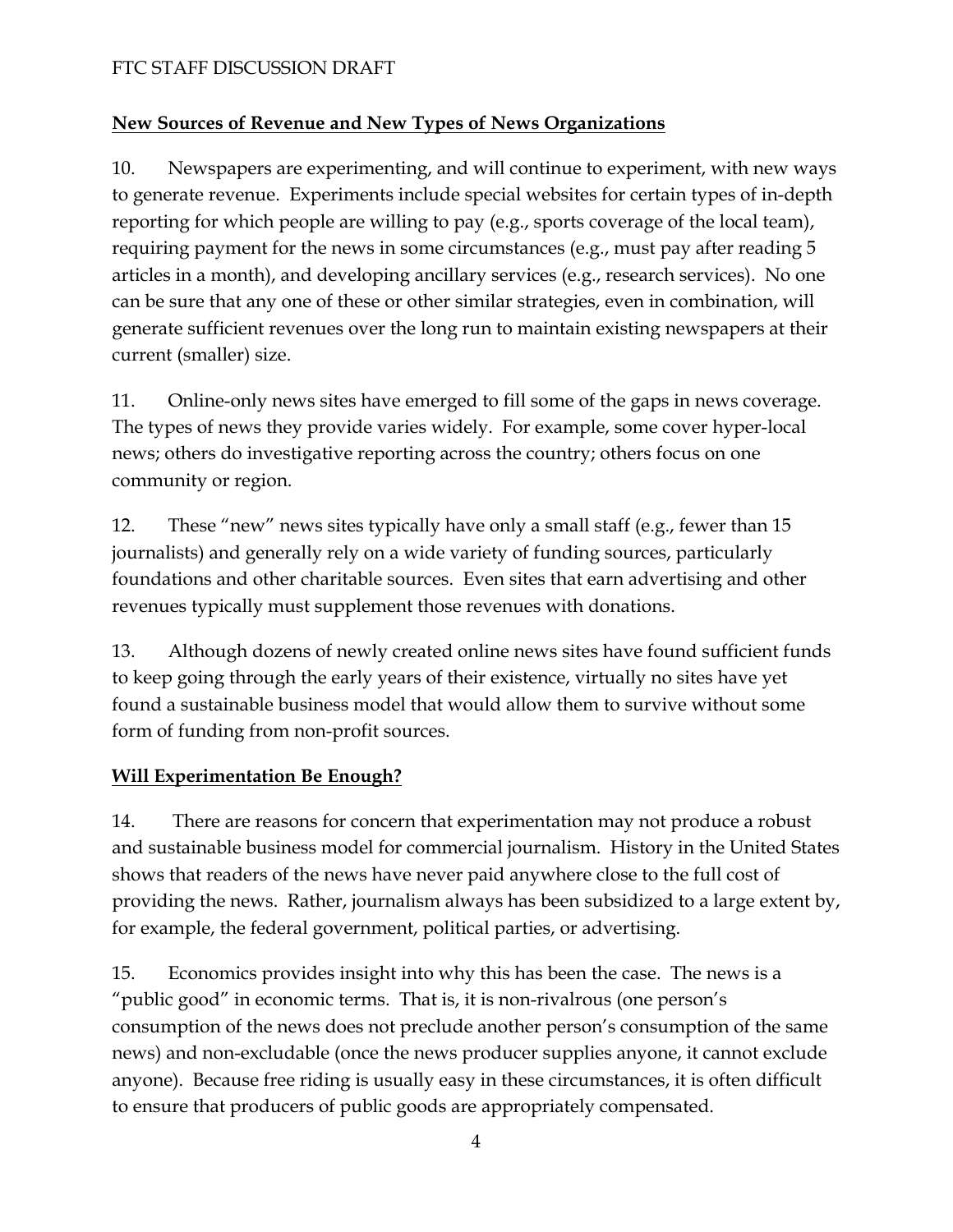**New Sources of Revenue and New Types of News Organizations**

10. Newspapers are experimenting, and will continue to experiment, with new ways to generate revenue. Experiments include special websites for certain types of in-depth reporting for which people are willing to pay (e.g., sports coverage of the local team), requiring payment for the news in some circumstances (e.g., must pay after reading 5 articles in a month), and developing ancillary services (e.g., research services). No one can be sure that any one of these or other similar strategies, even in combination, will generate sufficient revenues over the long run to maintain existing newspapers at their current (smaller) size.

11. Online-only news sites have emerged to fill some of the gaps in news coverage. The types of news they provide varies widely. For example, some cover hyper-local news; others do investigative reporting across the country; others focus on one community or region.

12. These "new" news sites typically have only a small staff (e.g., fewer than 15 journalists) and generally rely on a wide variety of funding sources, particularly foundations and other charitable sources. Even sites that earn advertising and other revenues typically must supplement those revenues with donations.

13. Although dozens of newly created online news sites have found sufficient funds to keep going through the early years of their existence, virtually no sites have yet found a sustainable business model that would allow them to survive without some form of funding from non-profit sources.

**Will Experimentation Be Enough?**

14. There are reasons for concern that experimentation may not produce a robust and sustainable business model for commercial journalism. History in the United States shows that readers of the news have never paid anywhere close to the full cost of providing the news. Rather, journalism always has been subsidized to a large extent by, for example, the federal government, political parties, or advertising.

15. Economics provides insight into why this has been the case. The news is a "public good" in economic terms. That is, it is non-rivalrous (one person's consumption of the news does not preclude another person's consumption of the same news) and non-excludable (once the news producer supplies anyone, it cannot exclude anyone). Because free riding is usually easy in these circumstances, it is often difficult to ensure that producers of public goods are appropriately compensated.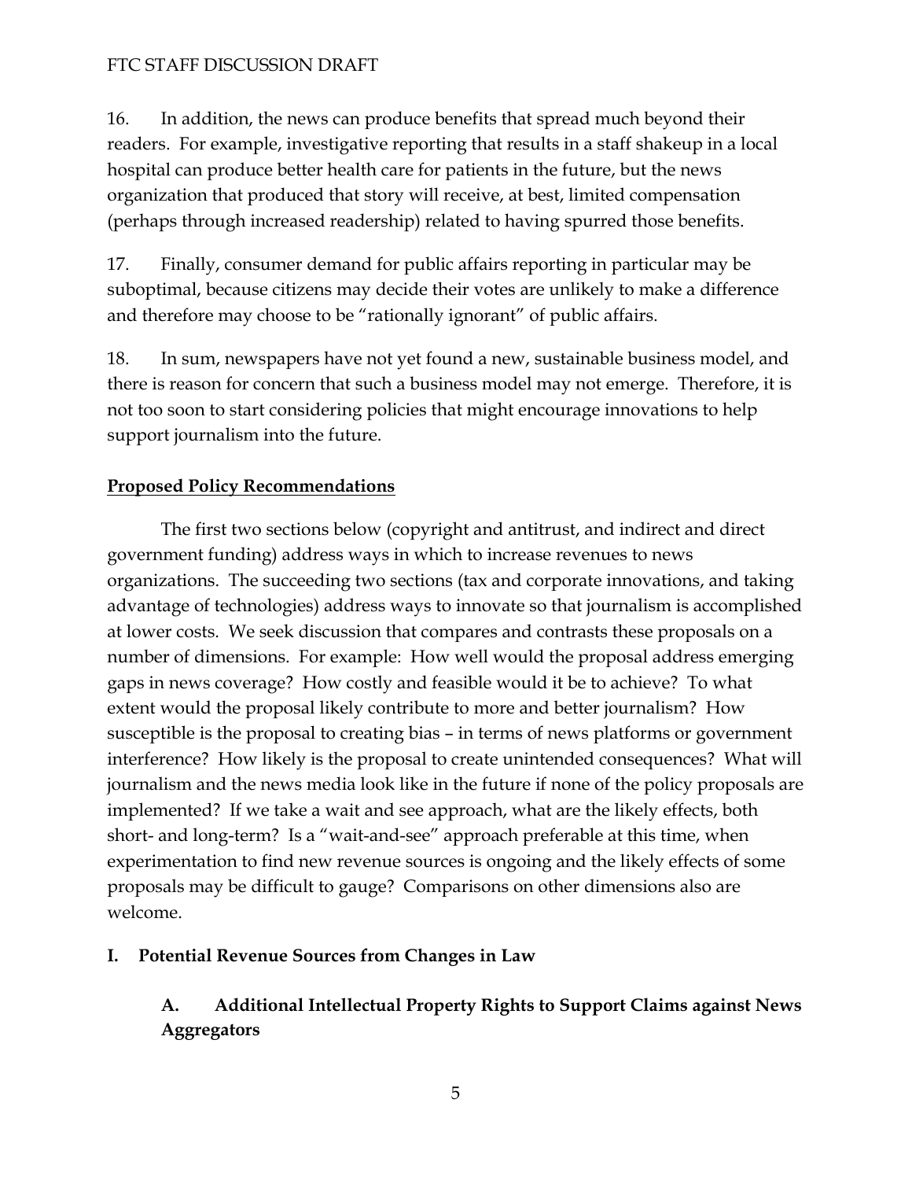16. In addition, the news can produce benefits that spread much beyond their readers. For example, investigative reporting that results in a staff shakeup in a local hospital can produce better health care for patients in the future, but the news organization that produced that story will receive, at best, limited compensation (perhaps through increased readership) related to having spurred those benefits.

17. Finally, consumer demand for public affairs reporting in particular may be suboptimal, because citizens may decide their votes are unlikely to make a difference and therefore may choose to be "rationally ignorant" of public affairs.

18. In sum, newspapers have not yet found a new, sustainable business model, and there is reason for concern that such a business model may not emerge. Therefore, it is not too soon to start considering policies that might encourage innovations to help support journalism into the future.

## Proposed Policy Recommendations

The first two sections below (copyright and antitrust, and indirect and direct government funding) address ways in which to increase revenues to news organizations. The succeeding two sections (tax and corporate innovations, and taking advantage of technologies) address ways to innovate so that journalism is accomplished at lower costs. We seek discussion that compares and contrasts these proposals on a number of dimensions. For example: How well would the proposal address emerging gaps in news coverage? How costly and feasible would it be to achieve? To what extent would the proposal likely contribute to more and better journalism? How susceptible is the proposal to creating bias – in terms of news platforms or government interference? How likely is the proposal to create unintended consequences? What will journalism and the news media look like in the future if none of the policy proposals are implemented? If we take a wait and see approach, what are the likely effects, both short- and long-term? Is a "wait-and-see" approach preferable at this time, when experimentation to find new revenue sources is ongoing and the likely effects of some proposals may be difficult to gauge? Comparisons on other dimensions also are welcome.

## I. Potential Revenue Sources from Changes in Law

### A. Additional Intellectual Property Rights to Support Claims against News Aggregators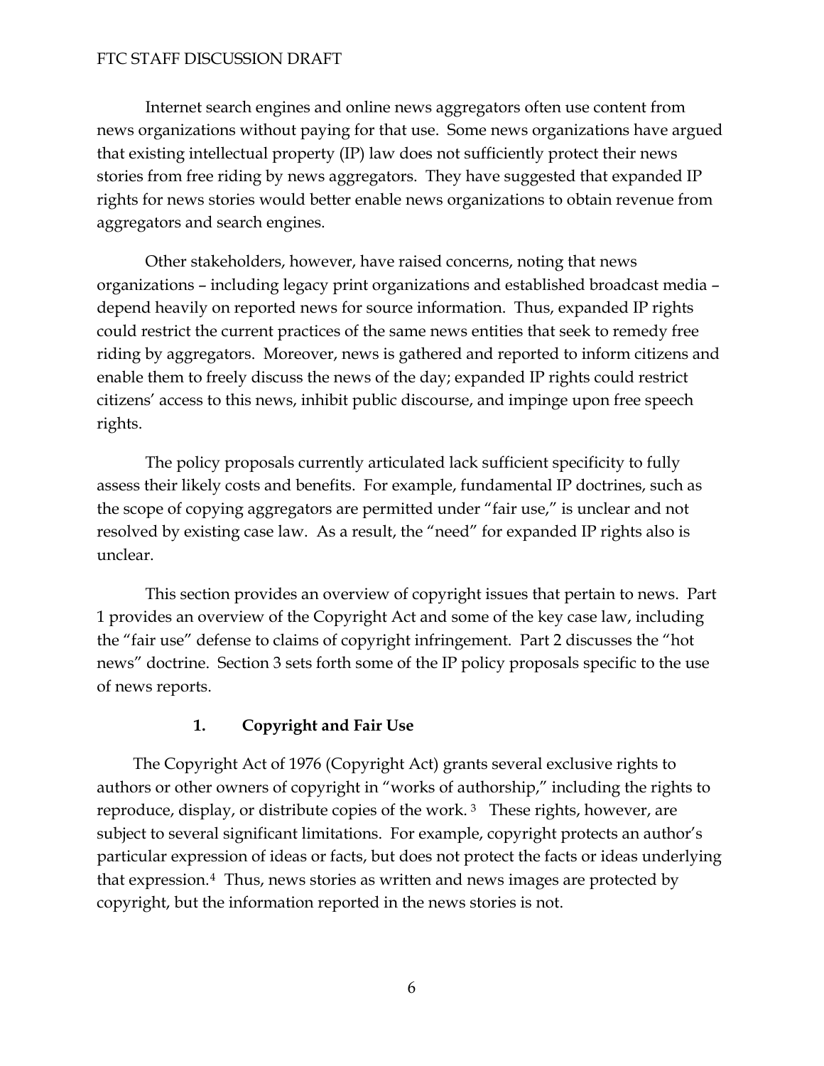Internet search engines and online news aggregators often use content from news organizations without paying for that use. Some news organizations have argued that existing intellectual property (IP) law does not sufficiently protect their news stories from free riding by news aggregators. They have suggested that expanded IP rights for news stories would better enable news organizations to obtain revenue from aggregators and search engines.

Other stakeholders, however, have raised concerns, noting that news organizations – including legacy print organizations and established broadcast media – depend heavily on reported news for source information. Thus, expanded IP rights could restrict the current practices of the same news entities that seek to remedy free riding by aggregators. Moreover, news is gathered and reported to inform citizens and enable them to freely discuss the news of the day; expanded IP rights could restrict citizens' access to this news, inhibit public discourse, and impinge upon free speech rights.

The policy proposals currently articulated lack sufficient specificity to fully assess their likely costs and benefits. For example, fundamental IP doctrines, such as the scope of copying aggregators are permitted under "fair use," is unclear and not resolved by existing case law. As a result, the "need" for expanded IP rights also is unclear.

This section provides an overview of copyright issues that pertain to news. Part 1 provides an overview of the Copyright Act and some of the key case law, including the "fair use" defense to claims of copyright infringement. Part 2 discusses the "hot news" doctrine. Section 3 sets forth some of the IP policy proposals specific to the use of news reports.

### 1. Copyright and Fair Use

The Copyright Act of 1976 (Copyright Act) grants several exclusive rights to authors or other owners of copyright in "works of authorship," including the rights to reproduce, display, or distribute copies of the work. [3] These rights, however, are subject to several significant limitations. For example, copyright protects an author's particular expression of ideas or facts, but does not protect the facts or ideas underlying that expression.[4] Thus, news stories as written and news images are protected by copyright, but the information reported in the news stories is not.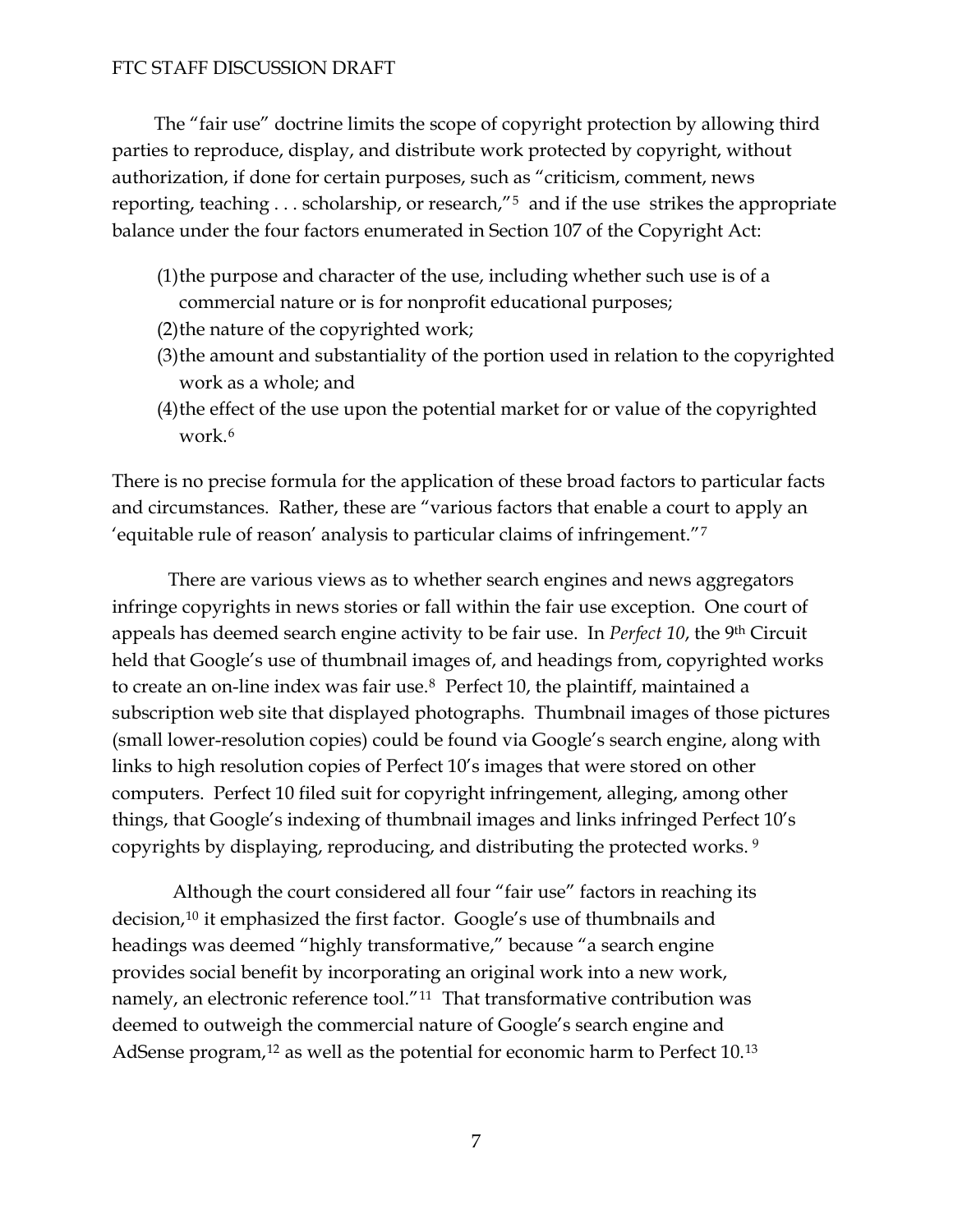The "fair use" doctrine limits the scope of copyright protection by allowing third parties to reproduce, display, and distribute work protected by copyright, without authorization, if done for certain purposes, such as "criticism, comment, news reporting, teaching . . . scholarship, or research,"[5] and if the use strikes the appropriate balance under the four factors enumerated in Section 107 of the Copyright Act:

(1) the purpose and character of the use, including whether such use is of a commercial nature or is for nonprofit educational purposes;
(2) the nature of the copyrighted work;
(3) the amount and substantiality of the portion used in relation to the copyrighted work as a whole; and
(4) the effect of the use upon the potential market for or value of the copyrighted work.[6]

There is no precise formula for the application of these broad factors to particular facts and circumstances. Rather, these are "various factors that enable a court to apply an 'equitable rule of reason' analysis to particular claims of infringement."[7]

There are various views as to whether search engines and news aggregators infringe copyrights in news stories or fall within the fair use exception. One court of appeals has deemed search engine activity to be fair use. In *Perfect 10*, the 9th Circuit held that Google's use of thumbnail images of, and headings from, copyrighted works to create an on-line index was fair use.[8] Perfect 10, the plaintiff, maintained a subscription web site that displayed photographs. Thumbnail images of those pictures (small lower-resolution copies) could be found via Google's search engine, along with links to high resolution copies of Perfect 10's images that were stored on other computers. Perfect 10 filed suit for copyright infringement, alleging, among other things, that Google's indexing of thumbnail images and links infringed Perfect 10's copyrights by displaying, reproducing, and distributing the protected works.[9]

Although the court considered all four "fair use" factors in reaching its decision,[10] it emphasized the first factor. Google's use of thumbnails and headings was deemed "highly transformative," because "a search engine provides social benefit by incorporating an original work into a new work, namely, an electronic reference tool."[11] That transformative contribution was deemed to outweigh the commercial nature of Google's search engine and AdSense program,[12] as well as the potential for economic harm to Perfect 10.[13]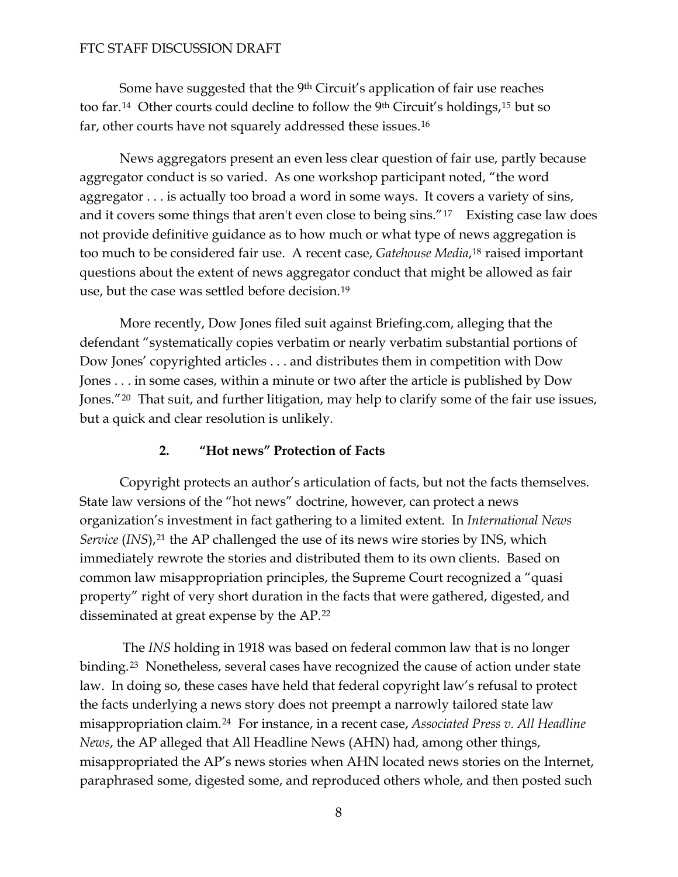Some have suggested that the 9th Circuit's application of fair use reaches too far.[14] Other courts could decline to follow the 9th Circuit's holdings,[15] but so far, other courts have not squarely addressed these issues.[16]

News aggregators present an even less clear question of fair use, partly because aggregator conduct is so varied. As one workshop participant noted, "the word aggregator . . . is actually too broad a word in some ways. It covers a variety of sins, and it covers some things that aren't even close to being sins."[17] Existing case law does not provide definitive guidance as to how much or what type of news aggregation is too much to be considered fair use. A recent case, *Gatehouse Media*,[18] raised important questions about the extent of news aggregator conduct that might be allowed as fair use, but the case was settled before decision.[19]

More recently, Dow Jones filed suit against Briefing.com, alleging that the defendant "systematically copies verbatim or nearly verbatim substantial portions of Dow Jones' copyrighted articles . . . and distributes them in competition with Dow Jones . . . in some cases, within a minute or two after the article is published by Dow Jones."[20] That suit, and further litigation, may help to clarify some of the fair use issues, but a quick and clear resolution is unlikely.

### 2. "Hot news" Protection of Facts

Copyright protects an author's articulation of facts, but not the facts themselves. State law versions of the "hot news" doctrine, however, can protect a news organization's investment in fact gathering to a limited extent. In *International News Service* (*INS*),[21] the AP challenged the use of its news wire stories by INS, which immediately rewrote the stories and distributed them to its own clients. Based on common law misappropriation principles, the Supreme Court recognized a "quasi property" right of very short duration in the facts that were gathered, digested, and disseminated at great expense by the AP.[22]

The *INS* holding in 1918 was based on federal common law that is no longer binding.[23] Nonetheless, several cases have recognized the cause of action under state law. In doing so, these cases have held that federal copyright law's refusal to protect the facts underlying a news story does not preempt a narrowly tailored state law misappropriation claim.[24] For instance, in a recent case, *Associated Press v. All Headline News*, the AP alleged that All Headline News (AHN) had, among other things, misappropriated the AP's news stories when AHN located news stories on the Internet, paraphrased some, digested some, and reproduced others whole, and then posted such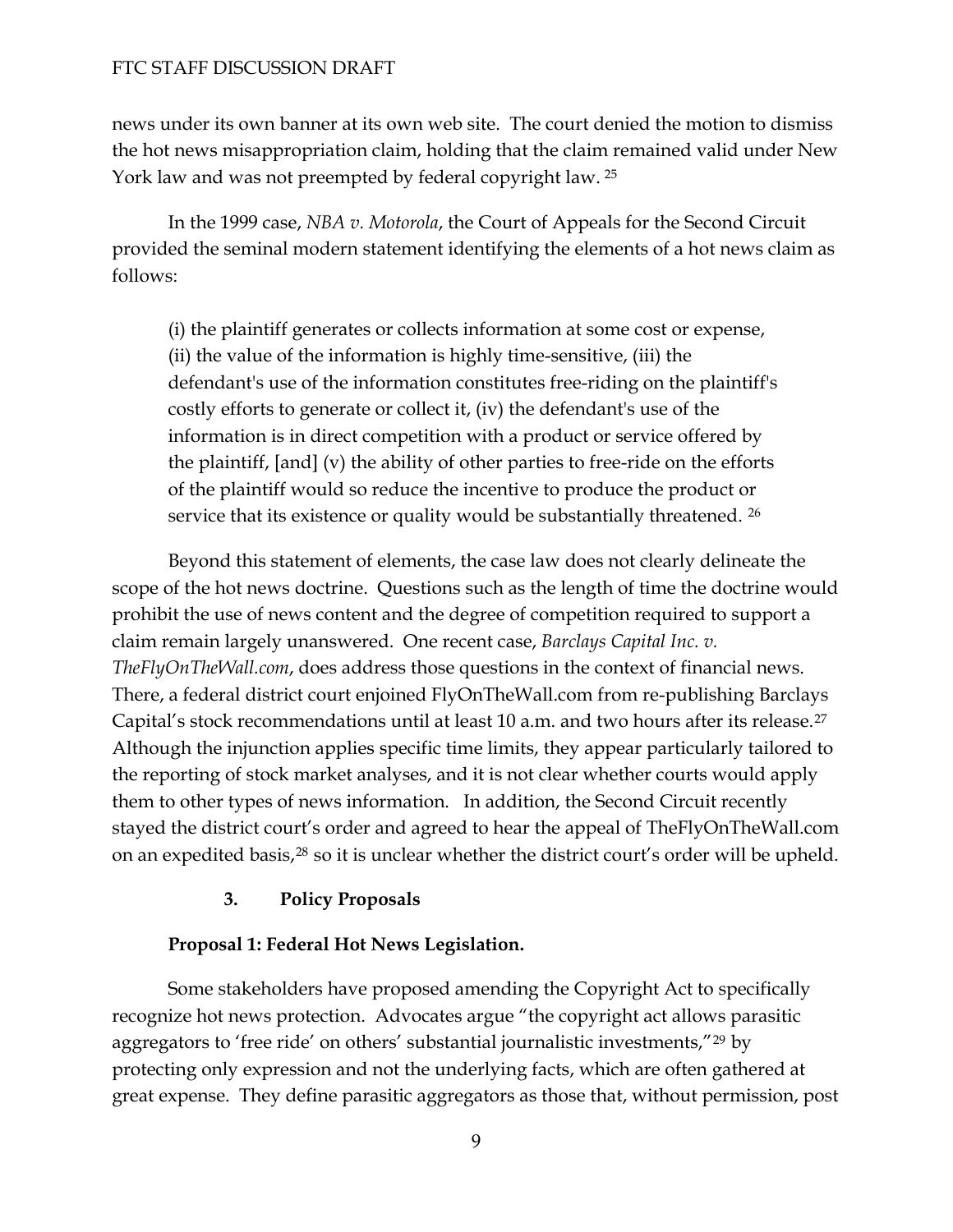news under its own banner at its own web site. The court denied the motion to dismiss the hot news misappropriation claim, holding that the claim remained valid under New York law and was not preempted by federal copyright law. [25]

In the 1999 case, *NBA v. Motorola*, the Court of Appeals for the Second Circuit provided the seminal modern statement identifying the elements of a hot news claim as follows:

> (i) the plaintiff generates or collects information at some cost or expense, (ii) the value of the information is highly time-sensitive, (iii) the defendant's use of the information constitutes free-riding on the plaintiff's costly efforts to generate or collect it, (iv) the defendant's use of the information is in direct competition with a product or service offered by the plaintiff, [and] (v) the ability of other parties to free-ride on the efforts of the plaintiff would so reduce the incentive to produce the product or service that its existence or quality would be substantially threatened. [26]

Beyond this statement of elements, the case law does not clearly delineate the scope of the hot news doctrine. Questions such as the length of time the doctrine would prohibit the use of news content and the degree of competition required to support a claim remain largely unanswered. One recent case, *Barclays Capital Inc. v. TheFlyOnTheWall.com*, does address those questions in the context of financial news. There, a federal district court enjoined FlyOnTheWall.com from re-publishing Barclays Capital's stock recommendations until at least 10 a.m. and two hours after its release.[27] Although the injunction applies specific time limits, they appear particularly tailored to the reporting of stock market analyses, and it is not clear whether courts would apply them to other types of news information. In addition, the Second Circuit recently stayed the district court's order and agreed to hear the appeal of TheFlyOnTheWall.com on an expedited basis,[28] so it is unclear whether the district court's order will be upheld.

### 3. Policy Proposals

**Proposal 1: Federal Hot News Legislation.**

Some stakeholders have proposed amending the Copyright Act to specifically recognize hot news protection. Advocates argue "the copyright act allows parasitic aggregators to 'free ride' on others' substantial journalistic investments,"[29] by protecting only expression and not the underlying facts, which are often gathered at great expense. They define parasitic aggregators as those that, without permission, post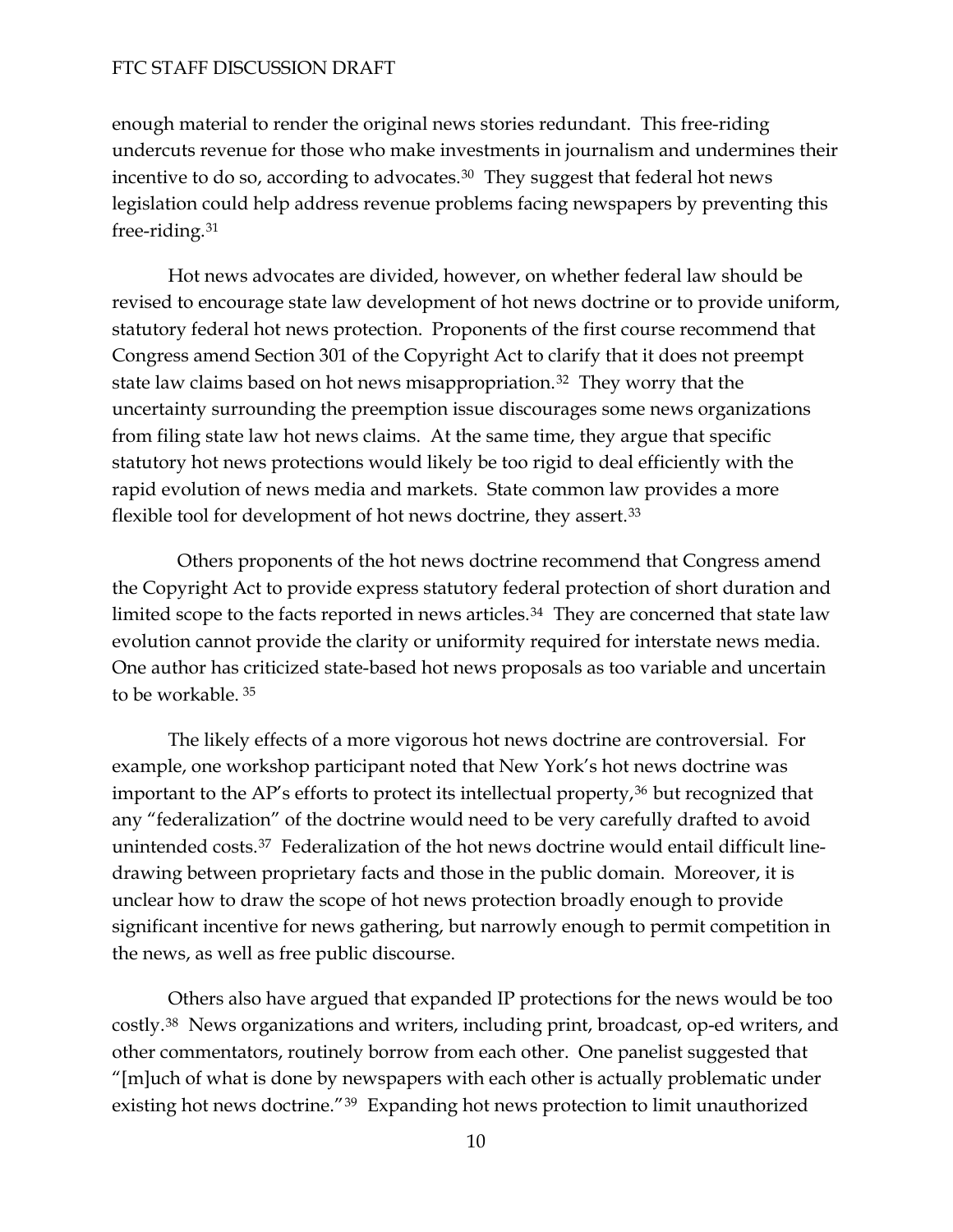enough material to render the original news stories redundant. This free-riding undercuts revenue for those who make investments in journalism and undermines their incentive to do so, according to advocates.[30] They suggest that federal hot news legislation could help address revenue problems facing newspapers by preventing this free-riding.[31]

Hot news advocates are divided, however, on whether federal law should be revised to encourage state law development of hot news doctrine or to provide uniform, statutory federal hot news protection. Proponents of the first course recommend that Congress amend Section 301 of the Copyright Act to clarify that it does not preempt state law claims based on hot news misappropriation.[32] They worry that the uncertainty surrounding the preemption issue discourages some news organizations from filing state law hot news claims. At the same time, they argue that specific statutory hot news protections would likely be too rigid to deal efficiently with the rapid evolution of news media and markets. State common law provides a more flexible tool for development of hot news doctrine, they assert.[33]

Others proponents of the hot news doctrine recommend that Congress amend the Copyright Act to provide express statutory federal protection of short duration and limited scope to the facts reported in news articles.[34] They are concerned that state law evolution cannot provide the clarity or uniformity required for interstate news media. One author has criticized state-based hot news proposals as too variable and uncertain to be workable. [35]

The likely effects of a more vigorous hot news doctrine are controversial. For example, one workshop participant noted that New York's hot news doctrine was important to the AP's efforts to protect its intellectual property,[36] but recognized that any "federalization" of the doctrine would need to be very carefully drafted to avoid unintended costs.[37] Federalization of the hot news doctrine would entail difficult line-drawing between proprietary facts and those in the public domain. Moreover, it is unclear how to draw the scope of hot news protection broadly enough to provide significant incentive for news gathering, but narrowly enough to permit competition in the news, as well as free public discourse.

Others also have argued that expanded IP protections for the news would be too costly.[38] News organizations and writers, including print, broadcast, op-ed writers, and other commentators, routinely borrow from each other. One panelist suggested that "[m]uch of what is done by newspapers with each other is actually problematic under existing hot news doctrine."[39] Expanding hot news protection to limit unauthorized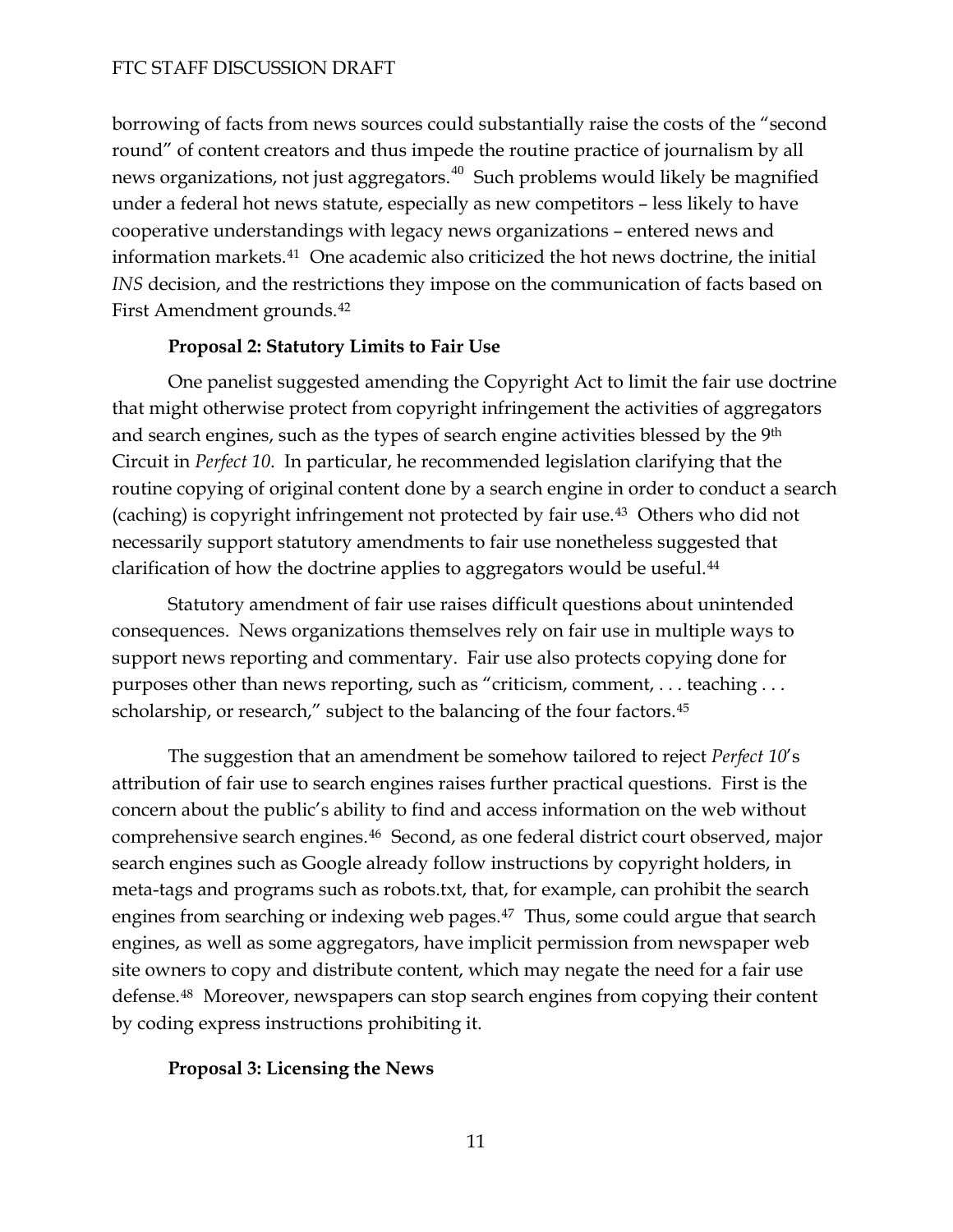borrowing of facts from news sources could substantially raise the costs of the "second round" of content creators and thus impede the routine practice of journalism by all news organizations, not just aggregators.[40] Such problems would likely be magnified under a federal hot news statute, especially as new competitors – less likely to have cooperative understandings with legacy news organizations – entered news and information markets.[41] One academic also criticized the hot news doctrine, the initial *INS* decision, and the restrictions they impose on the communication of facts based on First Amendment grounds.[42]

**Proposal 2: Statutory Limits to Fair Use**

One panelist suggested amending the Copyright Act to limit the fair use doctrine that might otherwise protect from copyright infringement the activities of aggregators and search engines, such as the types of search engine activities blessed by the 9th Circuit in *Perfect 10*. In particular, he recommended legislation clarifying that the routine copying of original content done by a search engine in order to conduct a search (caching) is copyright infringement not protected by fair use.[43] Others who did not necessarily support statutory amendments to fair use nonetheless suggested that clarification of how the doctrine applies to aggregators would be useful.[44]

Statutory amendment of fair use raises difficult questions about unintended consequences. News organizations themselves rely on fair use in multiple ways to support news reporting and commentary. Fair use also protects copying done for purposes other than news reporting, such as "criticism, comment, . . . teaching . . . scholarship, or research," subject to the balancing of the four factors.[45]

The suggestion that an amendment be somehow tailored to reject *Perfect 10*'s attribution of fair use to search engines raises further practical questions. First is the concern about the public's ability to find and access information on the web without comprehensive search engines.[46] Second, as one federal district court observed, major search engines such as Google already follow instructions by copyright holders, in meta-tags and programs such as robots.txt, that, for example, can prohibit the search engines from searching or indexing web pages.[47] Thus, some could argue that search engines, as well as some aggregators, have implicit permission from newspaper web site owners to copy and distribute content, which may negate the need for a fair use defense.[48] Moreover, newspapers can stop search engines from copying their content by coding express instructions prohibiting it.

**Proposal 3: Licensing the News**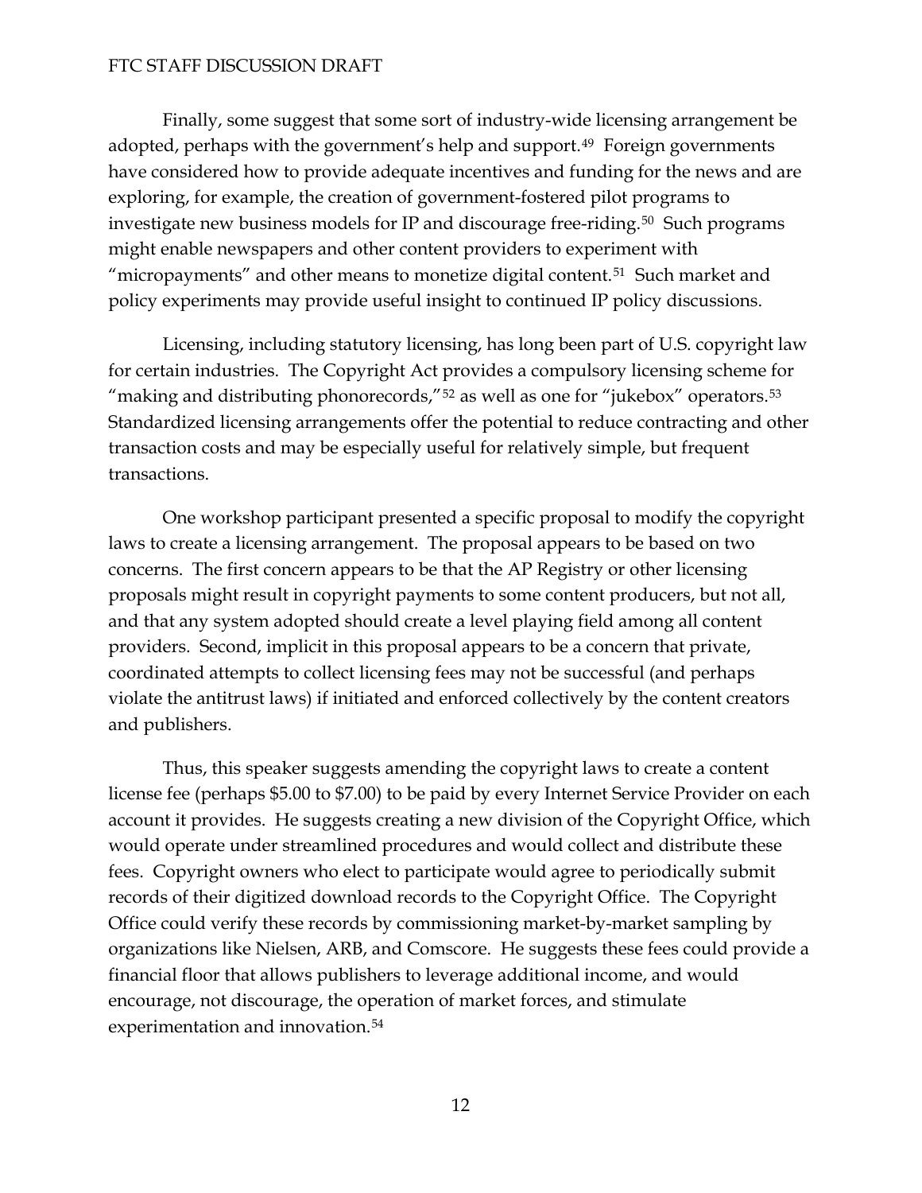Finally, some suggest that some sort of industry-wide licensing arrangement be adopted, perhaps with the government's help and support.[49] Foreign governments have considered how to provide adequate incentives and funding for the news and are exploring, for example, the creation of government-fostered pilot programs to investigate new business models for IP and discourage free-riding.[50] Such programs might enable newspapers and other content providers to experiment with "micropayments" and other means to monetize digital content.[51] Such market and policy experiments may provide useful insight to continued IP policy discussions.

Licensing, including statutory licensing, has long been part of U.S. copyright law for certain industries. The Copyright Act provides a compulsory licensing scheme for "making and distributing phonorecords,"[52] as well as one for "jukebox" operators.[53] Standardized licensing arrangements offer the potential to reduce contracting and other transaction costs and may be especially useful for relatively simple, but frequent transactions.

One workshop participant presented a specific proposal to modify the copyright laws to create a licensing arrangement. The proposal appears to be based on two concerns. The first concern appears to be that the AP Registry or other licensing proposals might result in copyright payments to some content producers, but not all, and that any system adopted should create a level playing field among all content providers. Second, implicit in this proposal appears to be a concern that private, coordinated attempts to collect licensing fees may not be successful (and perhaps violate the antitrust laws) if initiated and enforced collectively by the content creators and publishers.

Thus, this speaker suggests amending the copyright laws to create a content license fee (perhaps $5.00 to $7.00) to be paid by every Internet Service Provider on each account it provides. He suggests creating a new division of the Copyright Office, which would operate under streamlined procedures and would collect and distribute these fees. Copyright owners who elect to participate would agree to periodically submit records of their digitized download records to the Copyright Office. The Copyright Office could verify these records by commissioning market-by-market sampling by organizations like Nielsen, ARB, and Comscore. He suggests these fees could provide a financial floor that allows publishers to leverage additional income, and would encourage, not discourage, the operation of market forces, and stimulate experimentation and innovation.[54]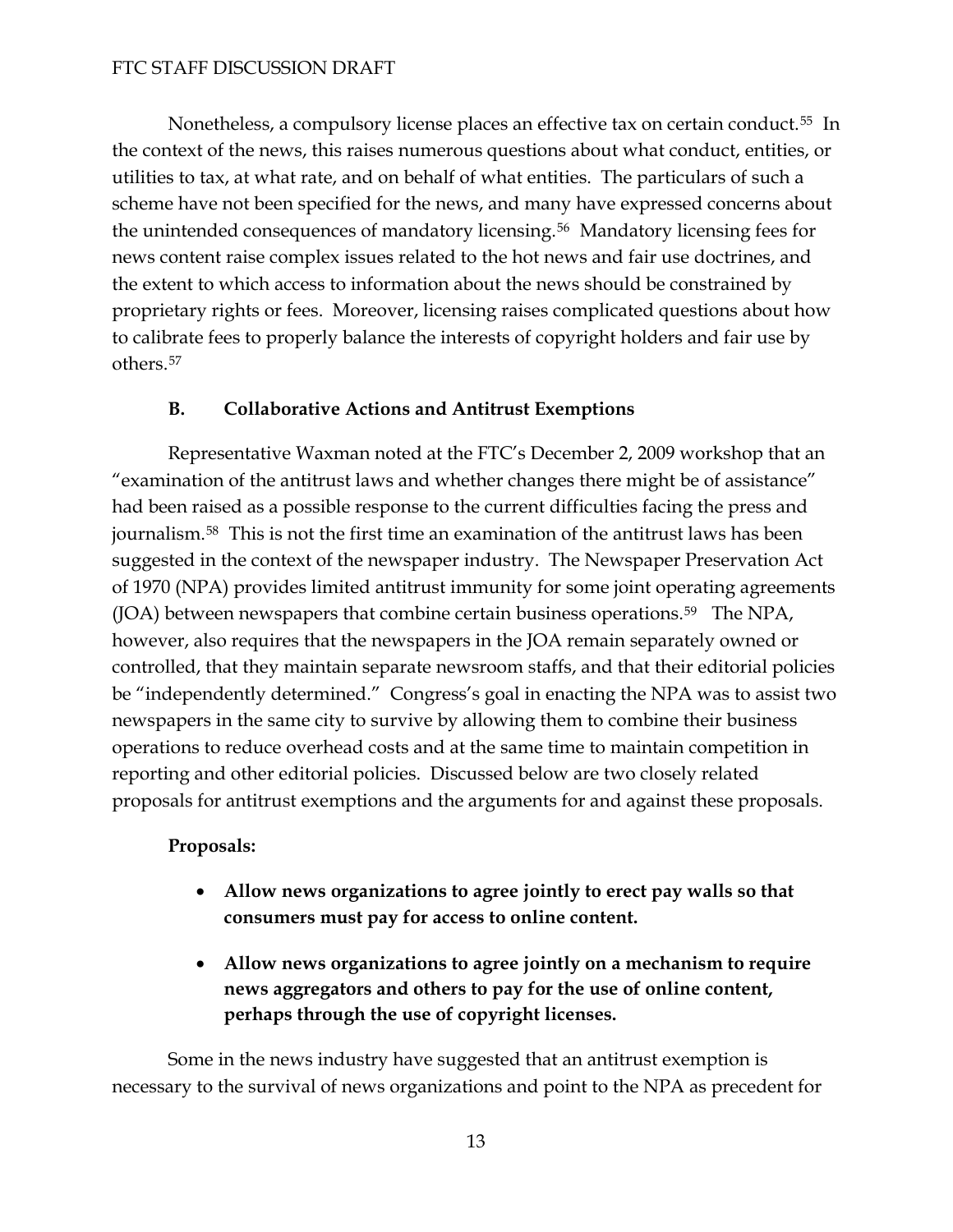Nonetheless, a compulsory license places an effective tax on certain conduct.[55] In the context of the news, this raises numerous questions about what conduct, entities, or utilities to tax, at what rate, and on behalf of what entities. The particulars of such a scheme have not been specified for the news, and many have expressed concerns about the unintended consequences of mandatory licensing.[56] Mandatory licensing fees for news content raise complex issues related to the hot news and fair use doctrines, and the extent to which access to information about the news should be constrained by proprietary rights or fees. Moreover, licensing raises complicated questions about how to calibrate fees to properly balance the interests of copyright holders and fair use by others.[57]

### B. Collaborative Actions and Antitrust Exemptions

Representative Waxman noted at the FTC's December 2, 2009 workshop that an "examination of the antitrust laws and whether changes there might be of assistance" had been raised as a possible response to the current difficulties facing the press and journalism.[58] This is not the first time an examination of the antitrust laws has been suggested in the context of the newspaper industry. The Newspaper Preservation Act of 1970 (NPA) provides limited antitrust immunity for some joint operating agreements (JOA) between newspapers that combine certain business operations.[59] The NPA, however, also requires that the newspapers in the JOA remain separately owned or controlled, that they maintain separate newsroom staffs, and that their editorial policies be "independently determined." Congress's goal in enacting the NPA was to assist two newspapers in the same city to survive by allowing them to combine their business operations to reduce overhead costs and at the same time to maintain competition in reporting and other editorial policies. Discussed below are two closely related proposals for antitrust exemptions and the arguments for and against these proposals.

**Proposals:**

- **Allow news organizations to agree jointly to erect pay walls so that consumers must pay for access to online content.**
- **Allow news organizations to agree jointly on a mechanism to require news aggregators and others to pay for the use of online content, perhaps through the use of copyright licenses.**

Some in the news industry have suggested that an antitrust exemption is necessary to the survival of news organizations and point to the NPA as precedent for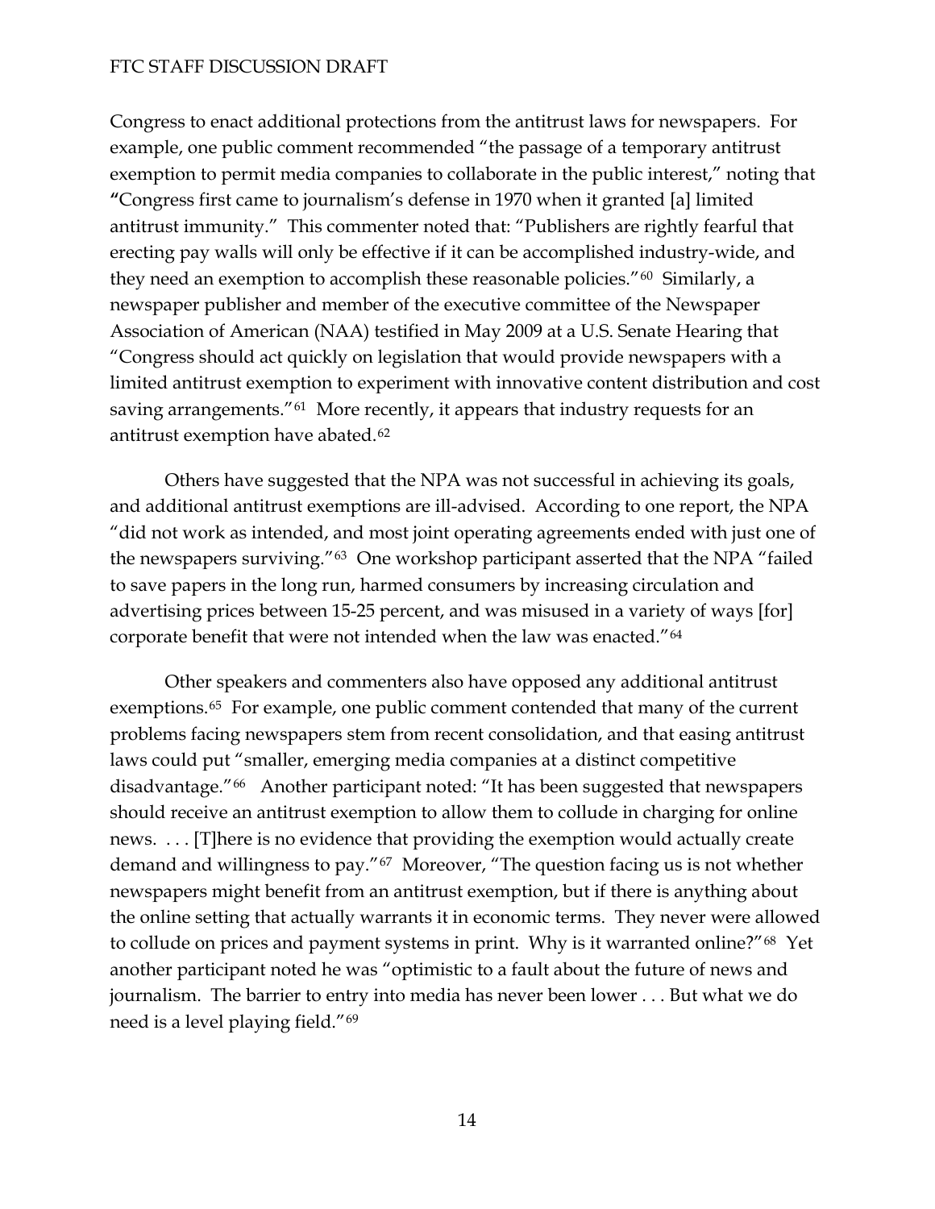Congress to enact additional protections from the antitrust laws for newspapers. For example, one public comment recommended "the passage of a temporary antitrust exemption to permit media companies to collaborate in the public interest," noting that "Congress first came to journalism's defense in 1970 when it granted [a] limited antitrust immunity." This commenter noted that: "Publishers are rightly fearful that erecting pay walls will only be effective if it can be accomplished industry-wide, and they need an exemption to accomplish these reasonable policies."[60] Similarly, a newspaper publisher and member of the executive committee of the Newspaper Association of American (NAA) testified in May 2009 at a U.S. Senate Hearing that "Congress should act quickly on legislation that would provide newspapers with a limited antitrust exemption to experiment with innovative content distribution and cost saving arrangements."[61] More recently, it appears that industry requests for an antitrust exemption have abated.[62]

Others have suggested that the NPA was not successful in achieving its goals, and additional antitrust exemptions are ill-advised. According to one report, the NPA "did not work as intended, and most joint operating agreements ended with just one of the newspapers surviving."[63] One workshop participant asserted that the NPA "failed to save papers in the long run, harmed consumers by increasing circulation and advertising prices between 15-25 percent, and was misused in a variety of ways [for] corporate benefit that were not intended when the law was enacted."[64]

Other speakers and commenters also have opposed any additional antitrust exemptions.[65] For example, one public comment contended that many of the current problems facing newspapers stem from recent consolidation, and that easing antitrust laws could put "smaller, emerging media companies at a distinct competitive disadvantage."[66] Another participant noted: "It has been suggested that newspapers should receive an antitrust exemption to allow them to collude in charging for online news. . . . [T]here is no evidence that providing the exemption would actually create demand and willingness to pay."[67] Moreover, "The question facing us is not whether newspapers might benefit from an antitrust exemption, but if there is anything about the online setting that actually warrants it in economic terms. They never were allowed to collude on prices and payment systems in print. Why is it warranted online?"[68] Yet another participant noted he was "optimistic to a fault about the future of news and journalism. The barrier to entry into media has never been lower . . . But what we do need is a level playing field."[69]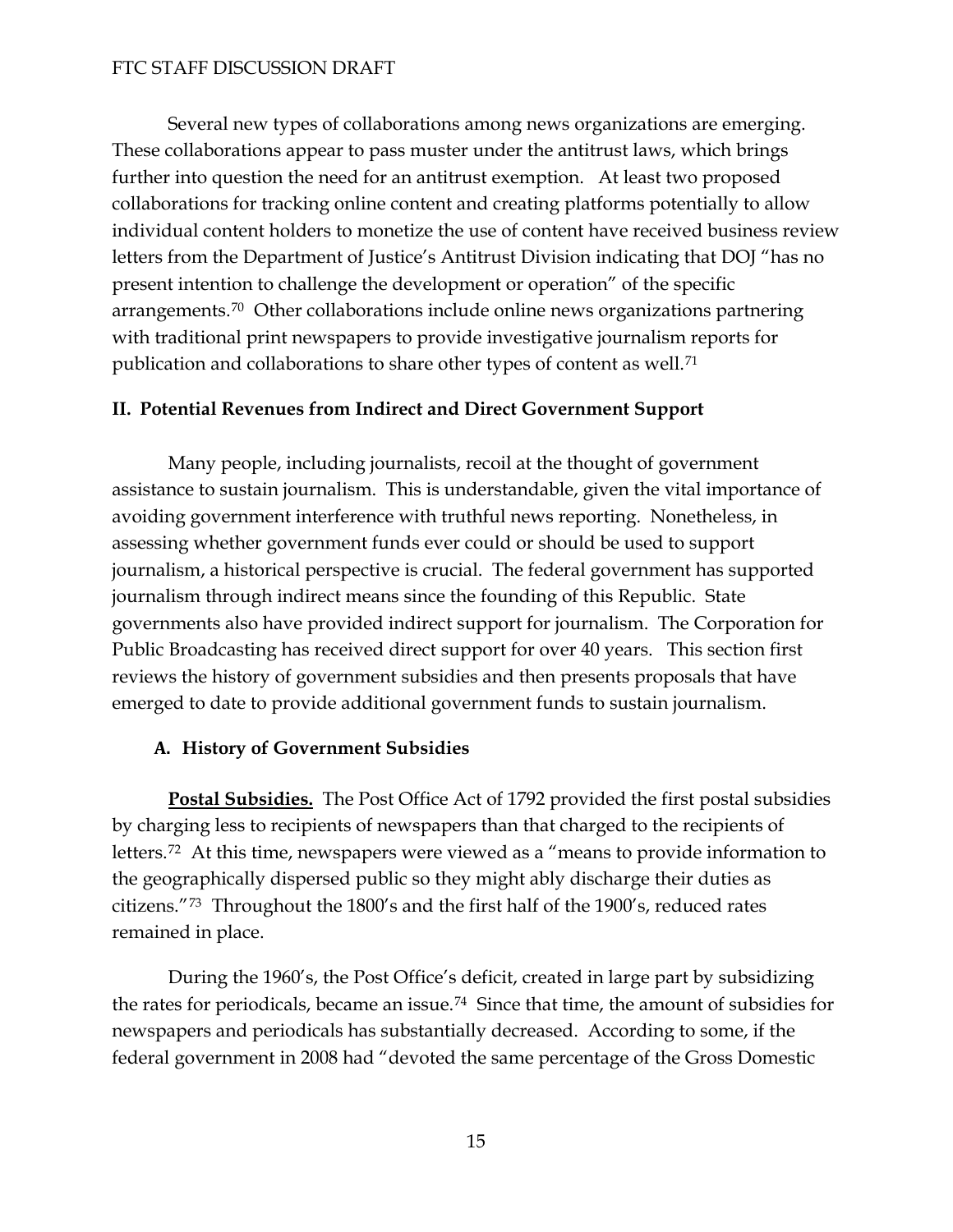Several new types of collaborations among news organizations are emerging. These collaborations appear to pass muster under the antitrust laws, which brings further into question the need for an antitrust exemption. At least two proposed collaborations for tracking online content and creating platforms potentially to allow individual content holders to monetize the use of content have received business review letters from the Department of Justice's Antitrust Division indicating that DOJ "has no present intention to challenge the development or operation" of the specific arrangements.[70] Other collaborations include online news organizations partnering with traditional print newspapers to provide investigative journalism reports for publication and collaborations to share other types of content as well.[71]

## II. Potential Revenues from Indirect and Direct Government Support

Many people, including journalists, recoil at the thought of government assistance to sustain journalism. This is understandable, given the vital importance of avoiding government interference with truthful news reporting. Nonetheless, in assessing whether government funds ever could or should be used to support journalism, a historical perspective is crucial. The federal government has supported journalism through indirect means since the founding of this Republic. State governments also have provided indirect support for journalism. The Corporation for Public Broadcasting has received direct support for over 40 years. This section first reviews the history of government subsidies and then presents proposals that have emerged to date to provide additional government funds to sustain journalism.

### A. History of Government Subsidies

**Postal Subsidies.** The Post Office Act of 1792 provided the first postal subsidies by charging less to recipients of newspapers than that charged to the recipients of letters.[72] At this time, newspapers were viewed as a "means to provide information to the geographically dispersed public so they might ably discharge their duties as citizens."[73] Throughout the 1800's and the first half of the 1900's, reduced rates remained in place.

During the 1960's, the Post Office's deficit, created in large part by subsidizing the rates for periodicals, became an issue.[74] Since that time, the amount of subsidies for newspapers and periodicals has substantially decreased. According to some, if the federal government in 2008 had "devoted the same percentage of the Gross Domestic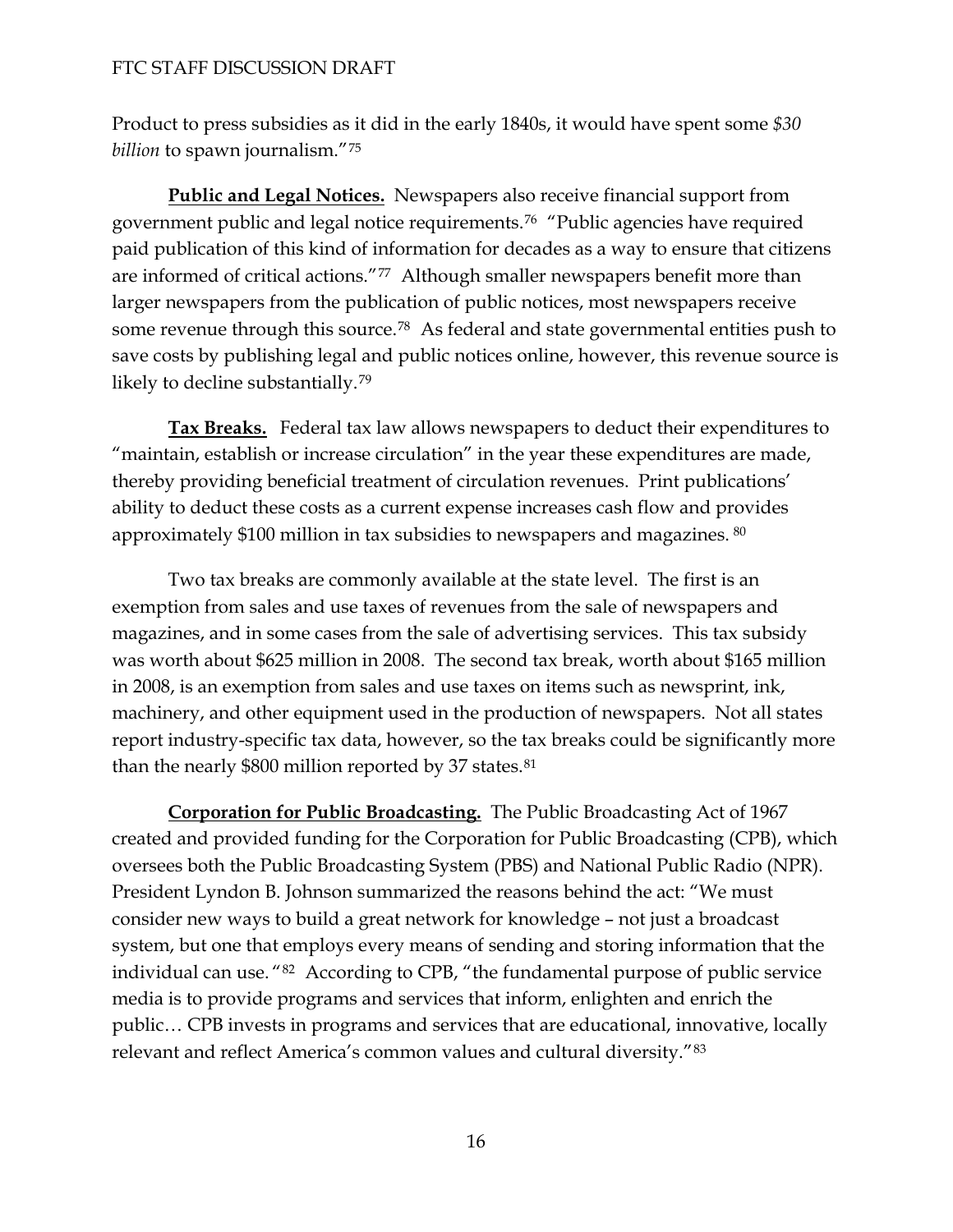Product to press subsidies as it did in the early 1840s, it would have spent some *$30 billion* to spawn journalism."[75]

**Public and Legal Notices.** Newspapers also receive financial support from government public and legal notice requirements.[76] "Public agencies have required paid publication of this kind of information for decades as a way to ensure that citizens are informed of critical actions."[77] Although smaller newspapers benefit more than larger newspapers from the publication of public notices, most newspapers receive some revenue through this source.[78] As federal and state governmental entities push to save costs by publishing legal and public notices online, however, this revenue source is likely to decline substantially.[79]

**Tax Breaks.** Federal tax law allows newspapers to deduct their expenditures to "maintain, establish or increase circulation" in the year these expenditures are made, thereby providing beneficial treatment of circulation revenues. Print publications' ability to deduct these costs as a current expense increases cash flow and provides approximately $100 million in tax subsidies to newspapers and magazines.[80]

Two tax breaks are commonly available at the state level. The first is an exemption from sales and use taxes of revenues from the sale of newspapers and magazines, and in some cases from the sale of advertising services. This tax subsidy was worth about $625 million in 2008. The second tax break, worth about $165 million in 2008, is an exemption from sales and use taxes on items such as newsprint, ink, machinery, and other equipment used in the production of newspapers. Not all states report industry-specific tax data, however, so the tax breaks could be significantly more than the nearly $800 million reported by 37 states.[81]

**Corporation for Public Broadcasting.** The Public Broadcasting Act of 1967 created and provided funding for the Corporation for Public Broadcasting (CPB), which oversees both the Public Broadcasting System (PBS) and National Public Radio (NPR). President Lyndon B. Johnson summarized the reasons behind the act: "We must consider new ways to build a great network for knowledge – not just a broadcast system, but one that employs every means of sending and storing information that the individual can use."[82] According to CPB, "the fundamental purpose of public service media is to provide programs and services that inform, enlighten and enrich the public… CPB invests in programs and services that are educational, innovative, locally relevant and reflect America's common values and cultural diversity."[83]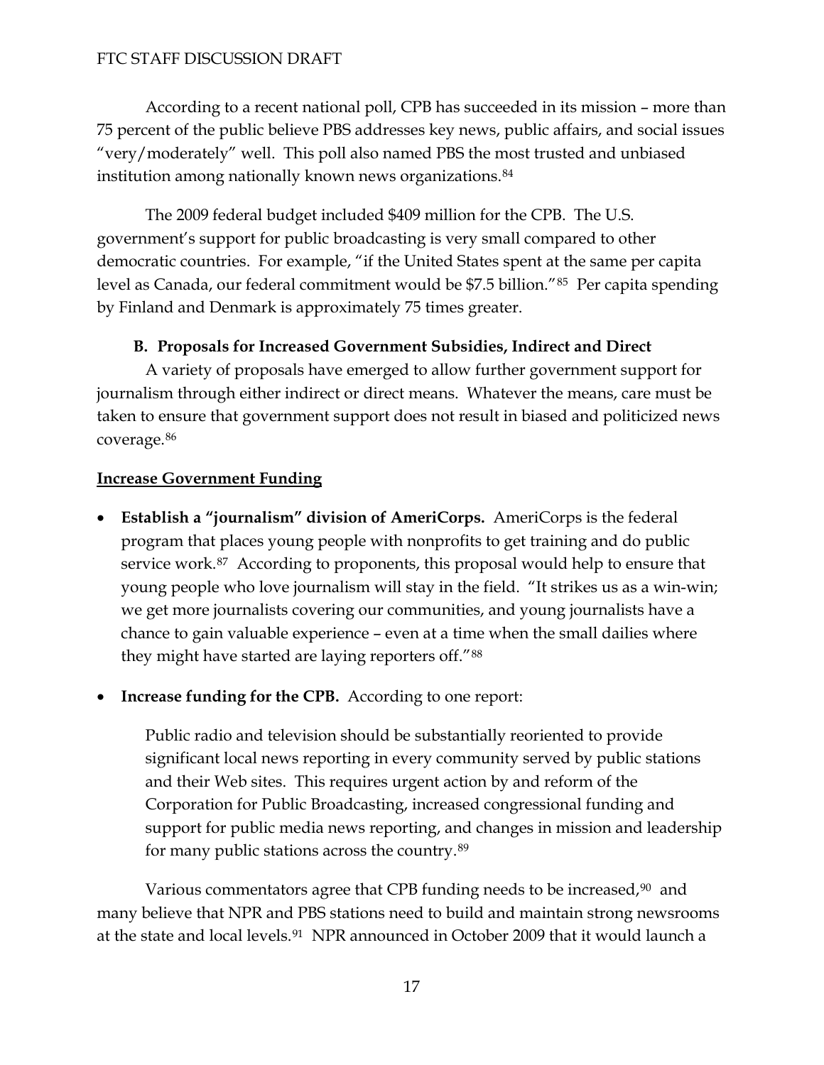According to a recent national poll, CPB has succeeded in its mission – more than 75 percent of the public believe PBS addresses key news, public affairs, and social issues "very/moderately" well. This poll also named PBS the most trusted and unbiased institution among nationally known news organizations.[84]

The 2009 federal budget included $409 million for the CPB. The U.S. government's support for public broadcasting is very small compared to other democratic countries. For example, "if the United States spent at the same per capita level as Canada, our federal commitment would be $7.5 billion."[85] Per capita spending by Finland and Denmark is approximately 75 times greater.

### B. Proposals for Increased Government Subsidies, Indirect and Direct

A variety of proposals have emerged to allow further government support for journalism through either indirect or direct means. Whatever the means, care must be taken to ensure that government support does not result in biased and politicized news coverage.[86]

**Increase Government Funding**

- **Establish a "journalism" division of AmeriCorps.** AmeriCorps is the federal program that places young people with nonprofits to get training and do public service work.[87] According to proponents, this proposal would help to ensure that young people who love journalism will stay in the field. "It strikes us as a win-win; we get more journalists covering our communities, and young journalists have a chance to gain valuable experience – even at a time when the small dailies where they might have started are laying reporters off."[88]

- **Increase funding for the CPB.** According to one report:

> Public radio and television should be substantially reoriented to provide significant local news reporting in every community served by public stations and their Web sites. This requires urgent action by and reform of the Corporation for Public Broadcasting, increased congressional funding and support for public media news reporting, and changes in mission and leadership for many public stations across the country.[89]

Various commentators agree that CPB funding needs to be increased,[90] and many believe that NPR and PBS stations need to build and maintain strong newsrooms at the state and local levels.[91] NPR announced in October 2009 that it would launch a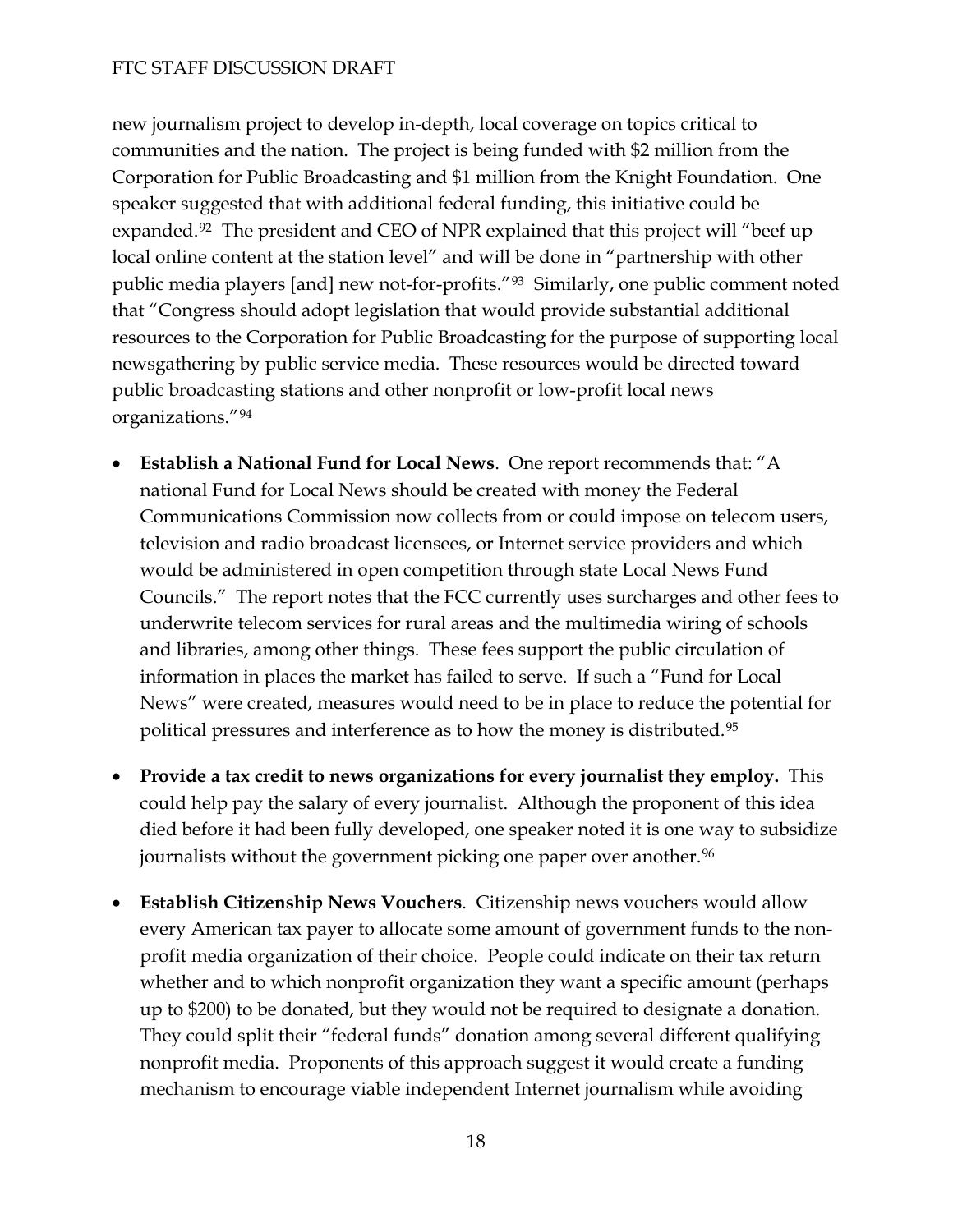new journalism project to develop in-depth, local coverage on topics critical to communities and the nation. The project is being funded with $2 million from the Corporation for Public Broadcasting and $1 million from the Knight Foundation. One speaker suggested that with additional federal funding, this initiative could be expanded.[92] The president and CEO of NPR explained that this project will "beef up local online content at the station level" and will be done in "partnership with other public media players [and] new not-for-profits."[93] Similarly, one public comment noted that "Congress should adopt legislation that would provide substantial additional resources to the Corporation for Public Broadcasting for the purpose of supporting local newsgathering by public service media. These resources would be directed toward public broadcasting stations and other nonprofit or low-profit local news organizations."[94]

- **Establish a National Fund for Local News**. One report recommends that: "A national Fund for Local News should be created with money the Federal Communications Commission now collects from or could impose on telecom users, television and radio broadcast licensees, or Internet service providers and which would be administered in open competition through state Local News Fund Councils." The report notes that the FCC currently uses surcharges and other fees to underwrite telecom services for rural areas and the multimedia wiring of schools and libraries, among other things. These fees support the public circulation of information in places the market has failed to serve. If such a "Fund for Local News" were created, measures would need to be in place to reduce the potential for political pressures and interference as to how the money is distributed.[95]

- **Provide a tax credit to news organizations for every journalist they employ.** This could help pay the salary of every journalist. Although the proponent of this idea died before it had been fully developed, one speaker noted it is one way to subsidize journalists without the government picking one paper over another.[96]

- **Establish Citizenship News Vouchers**. Citizenship news vouchers would allow every American tax payer to allocate some amount of government funds to the non-profit media organization of their choice. People could indicate on their tax return whether and to which nonprofit organization they want a specific amount (perhaps up to $200) to be donated, but they would not be required to designate a donation. They could split their "federal funds" donation among several different qualifying nonprofit media. Proponents of this approach suggest it would create a funding mechanism to encourage viable independent Internet journalism while avoiding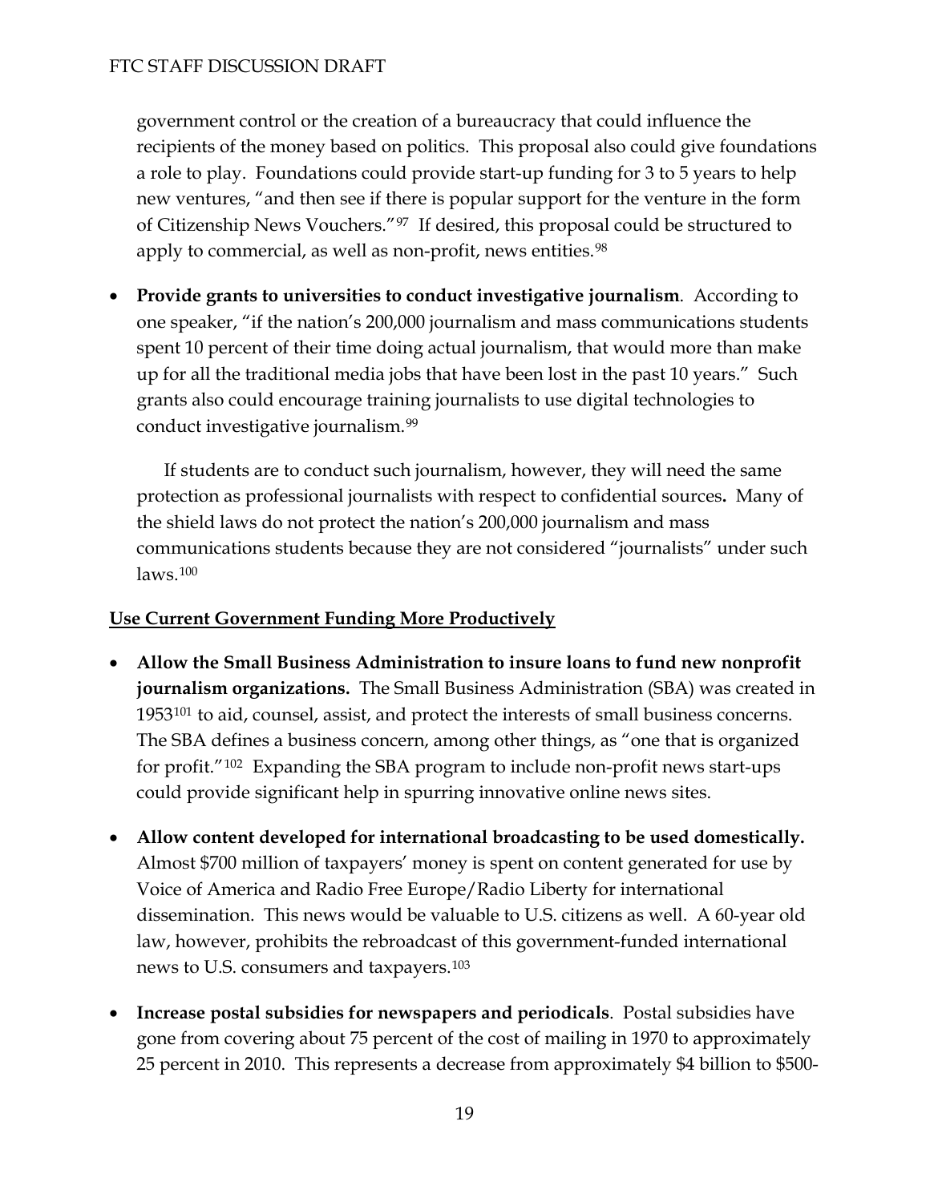government control or the creation of a bureaucracy that could influence the recipients of the money based on politics. This proposal also could give foundations a role to play. Foundations could provide start-up funding for 3 to 5 years to help new ventures, "and then see if there is popular support for the venture in the form of Citizenship News Vouchers."[97] If desired, this proposal could be structured to apply to commercial, as well as non-profit, news entities.[98]

- **Provide grants to universities to conduct investigative journalism**. According to one speaker, "if the nation's 200,000 journalism and mass communications students spent 10 percent of their time doing actual journalism, that would more than make up for all the traditional media jobs that have been lost in the past 10 years." Such grants also could encourage training journalists to use digital technologies to conduct investigative journalism.[99]

  If students are to conduct such journalism, however, they will need the same protection as professional journalists with respect to confidential sources**.** Many of the shield laws do not protect the nation's 200,000 journalism and mass communications students because they are not considered "journalists" under such laws.[100]

**Use Current Government Funding More Productively**

- **Allow the Small Business Administration to insure loans to fund new nonprofit journalism organizations.** The Small Business Administration (SBA) was created in 1953[101] to aid, counsel, assist, and protect the interests of small business concerns. The SBA defines a business concern, among other things, as "one that is organized for profit."[102] Expanding the SBA program to include non-profit news start-ups could provide significant help in spurring innovative online news sites.

- **Allow content developed for international broadcasting to be used domestically.** Almost $700 million of taxpayers' money is spent on content generated for use by Voice of America and Radio Free Europe/Radio Liberty for international dissemination. This news would be valuable to U.S. citizens as well. A 60-year old law, however, prohibits the rebroadcast of this government-funded international news to U.S. consumers and taxpayers.[103]

- **Increase postal subsidies for newspapers and periodicals**. Postal subsidies have gone from covering about 75 percent of the cost of mailing in 1970 to approximately 25 percent in 2010. This represents a decrease from approximately $4 billion to $500-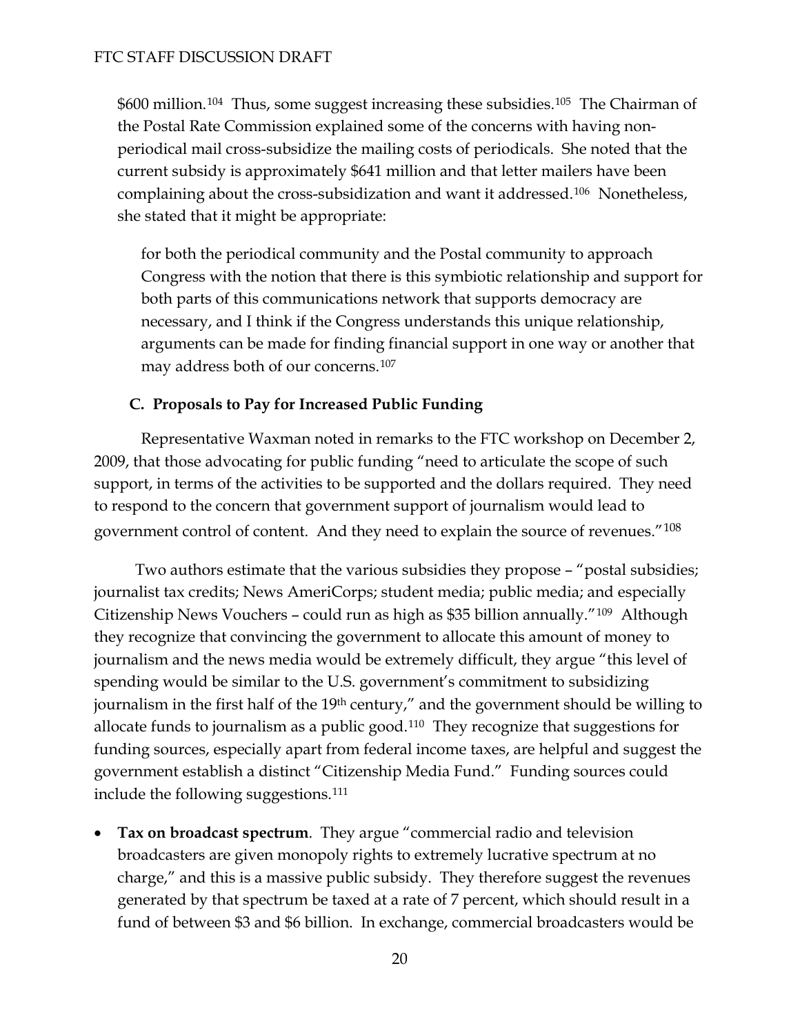$600 million.[104] Thus, some suggest increasing these subsidies.[105] The Chairman of the Postal Rate Commission explained some of the concerns with having non-periodical mail cross-subsidize the mailing costs of periodicals. She noted that the current subsidy is approximately $641 million and that letter mailers have been complaining about the cross-subsidization and want it addressed.[106] Nonetheless, she stated that it might be appropriate:

> for both the periodical community and the Postal community to approach Congress with the notion that there is this symbiotic relationship and support for both parts of this communications network that supports democracy are necessary, and I think if the Congress understands this unique relationship, arguments can be made for finding financial support in one way or another that may address both of our concerns.[107]

### C. Proposals to Pay for Increased Public Funding

Representative Waxman noted in remarks to the FTC workshop on December 2, 2009, that those advocating for public funding "need to articulate the scope of such support, in terms of the activities to be supported and the dollars required. They need to respond to the concern that government support of journalism would lead to government control of content. And they need to explain the source of revenues."[108]

Two authors estimate that the various subsidies they propose – "postal subsidies; journalist tax credits; News AmeriCorps; student media; public media; and especially Citizenship News Vouchers – could run as high as $35 billion annually."[109] Although they recognize that convincing the government to allocate this amount of money to journalism and the news media would be extremely difficult, they argue "this level of spending would be similar to the U.S. government's commitment to subsidizing journalism in the first half of the 19th century," and the government should be willing to allocate funds to journalism as a public good.[110] They recognize that suggestions for funding sources, especially apart from federal income taxes, are helpful and suggest the government establish a distinct "Citizenship Media Fund." Funding sources could include the following suggestions.[111]

- **Tax on broadcast spectrum**. They argue "commercial radio and television broadcasters are given monopoly rights to extremely lucrative spectrum at no charge," and this is a massive public subsidy. They therefore suggest the revenues generated by that spectrum be taxed at a rate of 7 percent, which should result in a fund of between $3 and $6 billion. In exchange, commercial broadcasters would be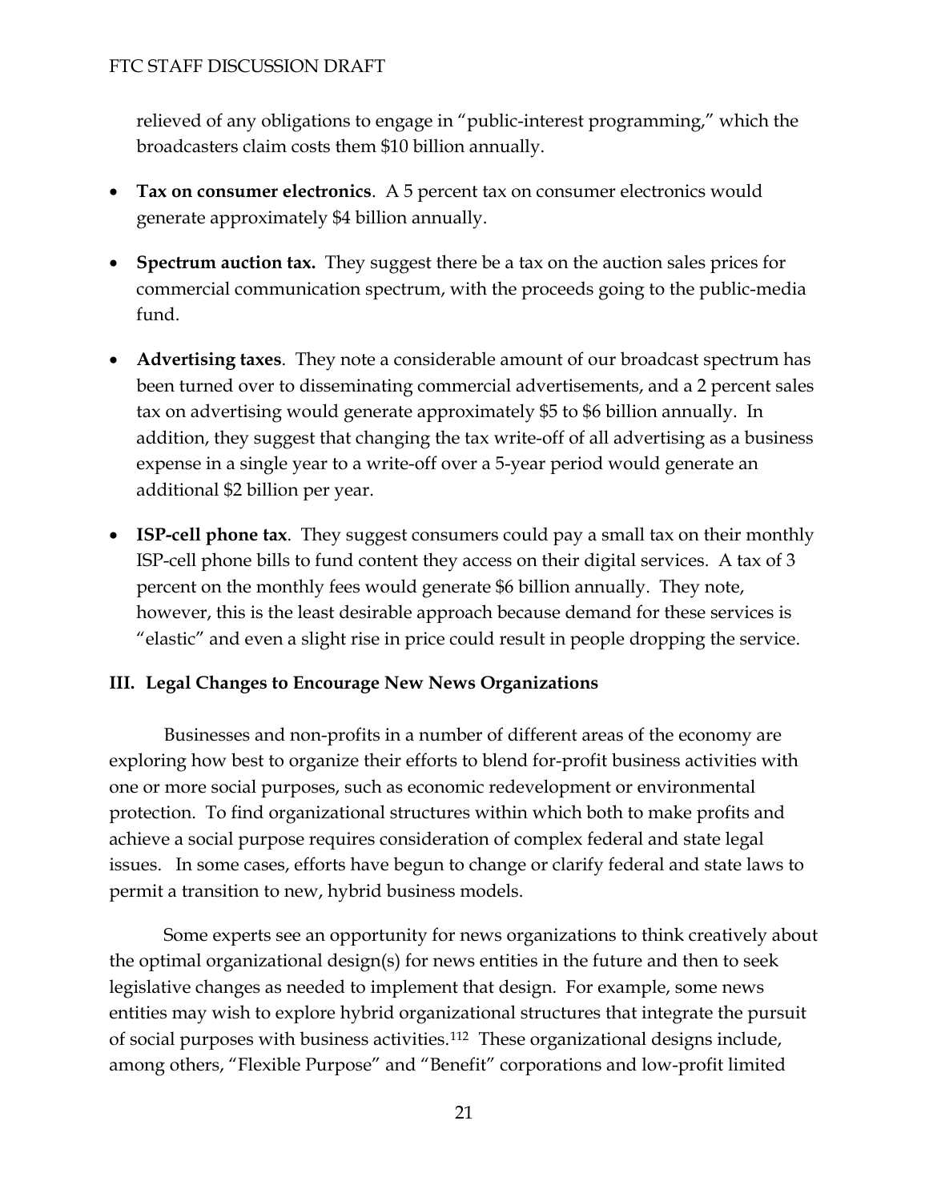relieved of any obligations to engage in "public-interest programming," which the broadcasters claim costs them $10 billion annually.

- **Tax on consumer electronics**. A 5 percent tax on consumer electronics would generate approximately $4 billion annually.

- **Spectrum auction tax.** They suggest there be a tax on the auction sales prices for commercial communication spectrum, with the proceeds going to the public-media fund.

- **Advertising taxes**. They note a considerable amount of our broadcast spectrum has been turned over to disseminating commercial advertisements, and a 2 percent sales tax on advertising would generate approximately $5 to $6 billion annually. In addition, they suggest that changing the tax write-off of all advertising as a business expense in a single year to a write-off over a 5-year period would generate an additional $2 billion per year.

- **ISP-cell phone tax**. They suggest consumers could pay a small tax on their monthly ISP-cell phone bills to fund content they access on their digital services. A tax of 3 percent on the monthly fees would generate $6 billion annually. They note, however, this is the least desirable approach because demand for these services is "elastic" and even a slight rise in price could result in people dropping the service.

## III. Legal Changes to Encourage New News Organizations

Businesses and non-profits in a number of different areas of the economy are exploring how best to organize their efforts to blend for-profit business activities with one or more social purposes, such as economic redevelopment or environmental protection. To find organizational structures within which both to make profits and achieve a social purpose requires consideration of complex federal and state legal issues. In some cases, efforts have begun to change or clarify federal and state laws to permit a transition to new, hybrid business models.

Some experts see an opportunity for news organizations to think creatively about the optimal organizational design(s) for news entities in the future and then to seek legislative changes as needed to implement that design. For example, some news entities may wish to explore hybrid organizational structures that integrate the pursuit of social purposes with business activities.[112] These organizational designs include, among others, "Flexible Purpose" and "Benefit" corporations and low-profit limited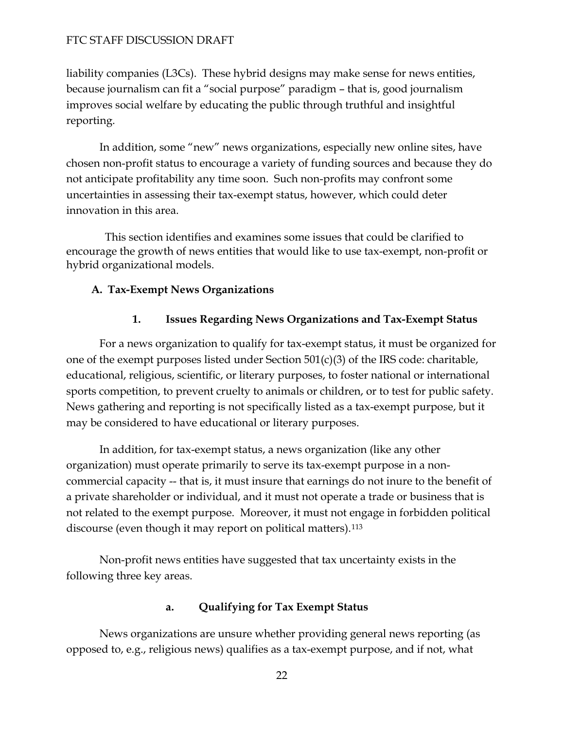liability companies (L3Cs). These hybrid designs may make sense for news entities, because journalism can fit a "social purpose" paradigm – that is, good journalism improves social welfare by educating the public through truthful and insightful reporting.

In addition, some "new" news organizations, especially new online sites, have chosen non-profit status to encourage a variety of funding sources and because they do not anticipate profitability any time soon. Such non-profits may confront some uncertainties in assessing their tax-exempt status, however, which could deter innovation in this area.

This section identifies and examines some issues that could be clarified to encourage the growth of news entities that would like to use tax-exempt, non-profit or hybrid organizational models.

### A. Tax-Exempt News Organizations

#### 1. Issues Regarding News Organizations and Tax-Exempt Status

For a news organization to qualify for tax-exempt status, it must be organized for one of the exempt purposes listed under Section 501(c)(3) of the IRS code: charitable, educational, religious, scientific, or literary purposes, to foster national or international sports competition, to prevent cruelty to animals or children, or to test for public safety. News gathering and reporting is not specifically listed as a tax-exempt purpose, but it may be considered to have educational or literary purposes.

In addition, for tax-exempt status, a news organization (like any other organization) must operate primarily to serve its tax-exempt purpose in a non-commercial capacity -- that is, it must insure that earnings do not inure to the benefit of a private shareholder or individual, and it must not operate a trade or business that is not related to the exempt purpose. Moreover, it must not engage in forbidden political discourse (even though it may report on political matters).[113]

Non-profit news entities have suggested that tax uncertainty exists in the following three key areas.

##### a. Qualifying for Tax Exempt Status

News organizations are unsure whether providing general news reporting (as opposed to, e.g., religious news) qualifies as a tax-exempt purpose, and if not, what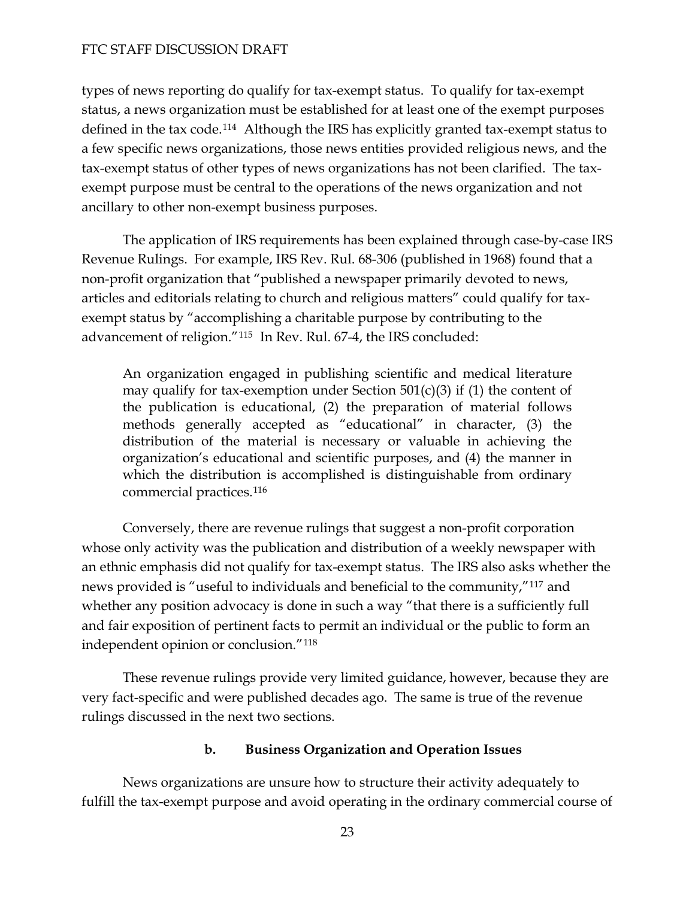types of news reporting do qualify for tax-exempt status. To qualify for tax-exempt status, a news organization must be established for at least one of the exempt purposes defined in the tax code.[114] Although the IRS has explicitly granted tax-exempt status to a few specific news organizations, those news entities provided religious news, and the tax-exempt status of other types of news organizations has not been clarified. The tax-exempt purpose must be central to the operations of the news organization and not ancillary to other non-exempt business purposes.

The application of IRS requirements has been explained through case-by-case IRS Revenue Rulings. For example, IRS Rev. Rul. 68-306 (published in 1968) found that a non-profit organization that "published a newspaper primarily devoted to news, articles and editorials relating to church and religious matters" could qualify for tax-exempt status by "accomplishing a charitable purpose by contributing to the advancement of religion."[115] In Rev. Rul. 67-4, the IRS concluded:

> An organization engaged in publishing scientific and medical literature may qualify for tax-exemption under Section 501(c)(3) if (1) the content of the publication is educational, (2) the preparation of material follows methods generally accepted as "educational" in character, (3) the distribution of the material is necessary or valuable in achieving the organization's educational and scientific purposes, and (4) the manner in which the distribution is accomplished is distinguishable from ordinary commercial practices.[116]

Conversely, there are revenue rulings that suggest a non-profit corporation whose only activity was the publication and distribution of a weekly newspaper with an ethnic emphasis did not qualify for tax-exempt status. The IRS also asks whether the news provided is "useful to individuals and beneficial to the community,"[117] and whether any position advocacy is done in such a way "that there is a sufficiently full and fair exposition of pertinent facts to permit an individual or the public to form an independent opinion or conclusion."[118]

These revenue rulings provide very limited guidance, however, because they are very fact-specific and were published decades ago. The same is true of the revenue rulings discussed in the next two sections.

#### b. Business Organization and Operation Issues

News organizations are unsure how to structure their activity adequately to fulfill the tax-exempt purpose and avoid operating in the ordinary commercial course of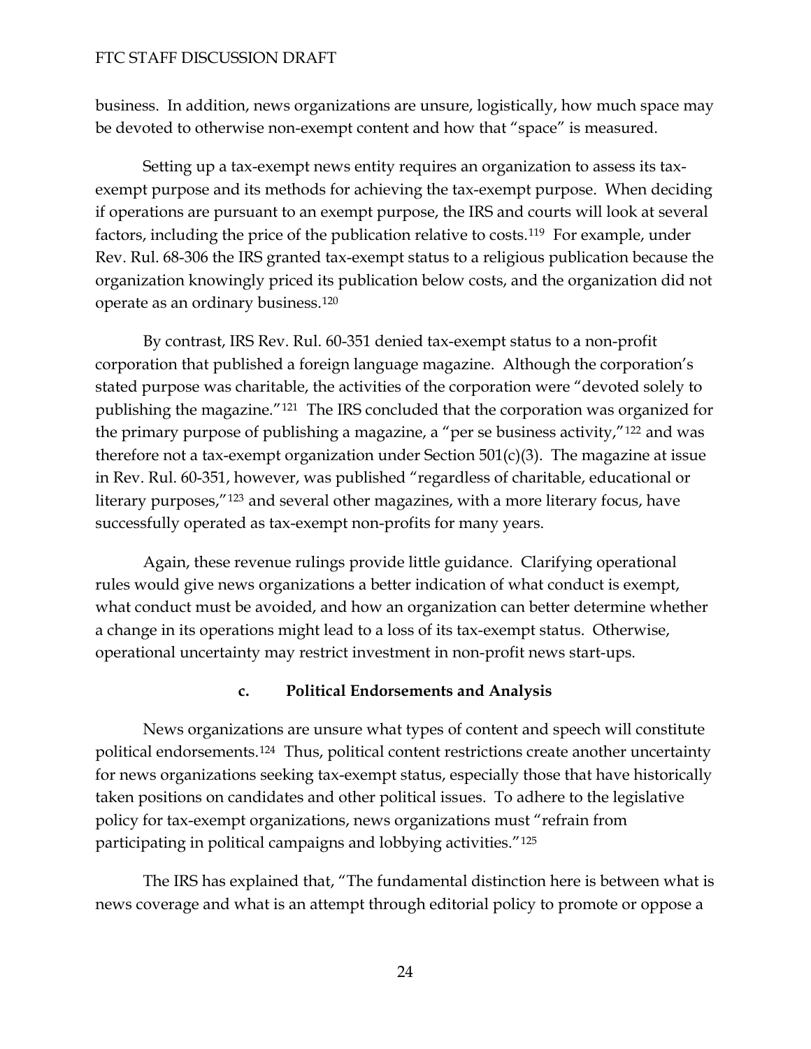business. In addition, news organizations are unsure, logistically, how much space may be devoted to otherwise non-exempt content and how that "space" is measured.

Setting up a tax-exempt news entity requires an organization to assess its tax-exempt purpose and its methods for achieving the tax-exempt purpose. When deciding if operations are pursuant to an exempt purpose, the IRS and courts will look at several factors, including the price of the publication relative to costs.[119] For example, under Rev. Rul. 68-306 the IRS granted tax-exempt status to a religious publication because the organization knowingly priced its publication below costs, and the organization did not operate as an ordinary business.[120]

By contrast, IRS Rev. Rul. 60-351 denied tax-exempt status to a non-profit corporation that published a foreign language magazine. Although the corporation's stated purpose was charitable, the activities of the corporation were "devoted solely to publishing the magazine."[121] The IRS concluded that the corporation was organized for the primary purpose of publishing a magazine, a "per se business activity,"[122] and was therefore not a tax-exempt organization under Section 501(c)(3). The magazine at issue in Rev. Rul. 60-351, however, was published "regardless of charitable, educational or literary purposes,"[123] and several other magazines, with a more literary focus, have successfully operated as tax-exempt non-profits for many years.

Again, these revenue rulings provide little guidance. Clarifying operational rules would give news organizations a better indication of what conduct is exempt, what conduct must be avoided, and how an organization can better determine whether a change in its operations might lead to a loss of its tax-exempt status. Otherwise, operational uncertainty may restrict investment in non-profit news start-ups.

#### c. Political Endorsements and Analysis

News organizations are unsure what types of content and speech will constitute political endorsements.[124] Thus, political content restrictions create another uncertainty for news organizations seeking tax-exempt status, especially those that have historically taken positions on candidates and other political issues. To adhere to the legislative policy for tax-exempt organizations, news organizations must "refrain from participating in political campaigns and lobbying activities."[125]

The IRS has explained that, "The fundamental distinction here is between what is news coverage and what is an attempt through editorial policy to promote or oppose a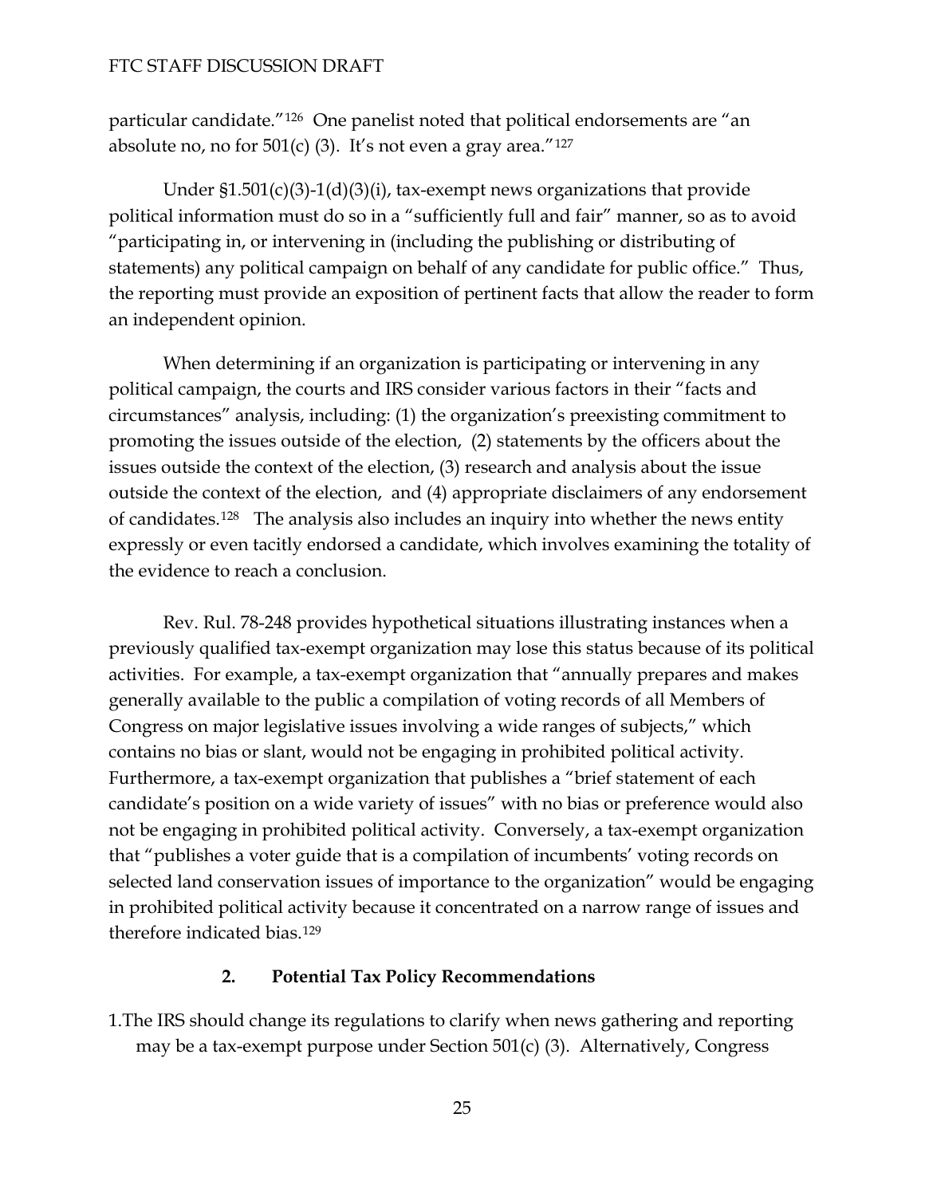particular candidate."[126] One panelist noted that political endorsements are "an absolute no, no for 501(c) (3). It's not even a gray area."[127]

Under §1.501(c)(3)-1(d)(3)(i), tax-exempt news organizations that provide political information must do so in a "sufficiently full and fair" manner, so as to avoid "participating in, or intervening in (including the publishing or distributing of statements) any political campaign on behalf of any candidate for public office." Thus, the reporting must provide an exposition of pertinent facts that allow the reader to form an independent opinion.

When determining if an organization is participating or intervening in any political campaign, the courts and IRS consider various factors in their "facts and circumstances" analysis, including: (1) the organization's preexisting commitment to promoting the issues outside of the election, (2) statements by the officers about the issues outside the context of the election, (3) research and analysis about the issue outside the context of the election, and (4) appropriate disclaimers of any endorsement of candidates.[128] The analysis also includes an inquiry into whether the news entity expressly or even tacitly endorsed a candidate, which involves examining the totality of the evidence to reach a conclusion.

Rev. Rul. 78-248 provides hypothetical situations illustrating instances when a previously qualified tax-exempt organization may lose this status because of its political activities. For example, a tax-exempt organization that "annually prepares and makes generally available to the public a compilation of voting records of all Members of Congress on major legislative issues involving a wide ranges of subjects," which contains no bias or slant, would not be engaging in prohibited political activity. Furthermore, a tax-exempt organization that publishes a "brief statement of each candidate's position on a wide variety of issues" with no bias or preference would also not be engaging in prohibited political activity. Conversely, a tax-exempt organization that "publishes a voter guide that is a compilation of incumbents' voting records on selected land conservation issues of importance to the organization" would be engaging in prohibited political activity because it concentrated on a narrow range of issues and therefore indicated bias.[129]

### 2. Potential Tax Policy Recommendations

1. The IRS should change its regulations to clarify when news gathering and reporting may be a tax-exempt purpose under Section 501(c) (3). Alternatively, Congress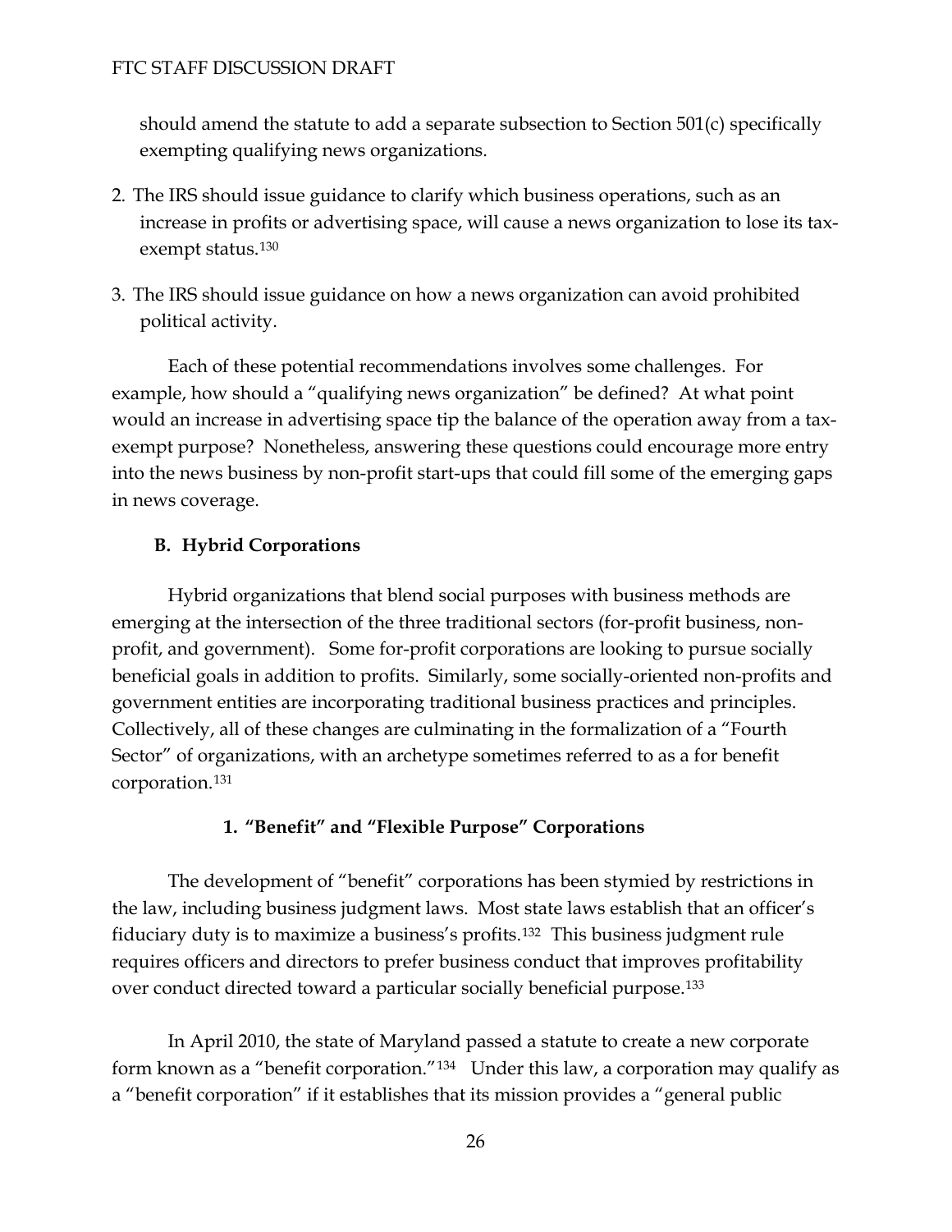should amend the statute to add a separate subsection to Section 501(c) specifically exempting qualifying news organizations.

2. The IRS should issue guidance to clarify which business operations, such as an increase in profits or advertising space, will cause a news organization to lose its tax-exempt status.[130]

3. The IRS should issue guidance on how a news organization can avoid prohibited political activity.

Each of these potential recommendations involves some challenges. For example, how should a "qualifying news organization" be defined? At what point would an increase in advertising space tip the balance of the operation away from a tax-exempt purpose? Nonetheless, answering these questions could encourage more entry into the news business by non-profit start-ups that could fill some of the emerging gaps in news coverage.

### B. Hybrid Corporations

Hybrid organizations that blend social purposes with business methods are emerging at the intersection of the three traditional sectors (for-profit business, non-profit, and government). Some for-profit corporations are looking to pursue socially beneficial goals in addition to profits. Similarly, some socially-oriented non-profits and government entities are incorporating traditional business practices and principles. Collectively, all of these changes are culminating in the formalization of a "Fourth Sector" of organizations, with an archetype sometimes referred to as a for benefit corporation.[131]

#### 1. "Benefit" and "Flexible Purpose" Corporations

The development of "benefit" corporations has been stymied by restrictions in the law, including business judgment laws. Most state laws establish that an officer's fiduciary duty is to maximize a business's profits.[132] This business judgment rule requires officers and directors to prefer business conduct that improves profitability over conduct directed toward a particular socially beneficial purpose.[133]

In April 2010, the state of Maryland passed a statute to create a new corporate form known as a "benefit corporation."[134] Under this law, a corporation may qualify as a "benefit corporation" if it establishes that its mission provides a "general public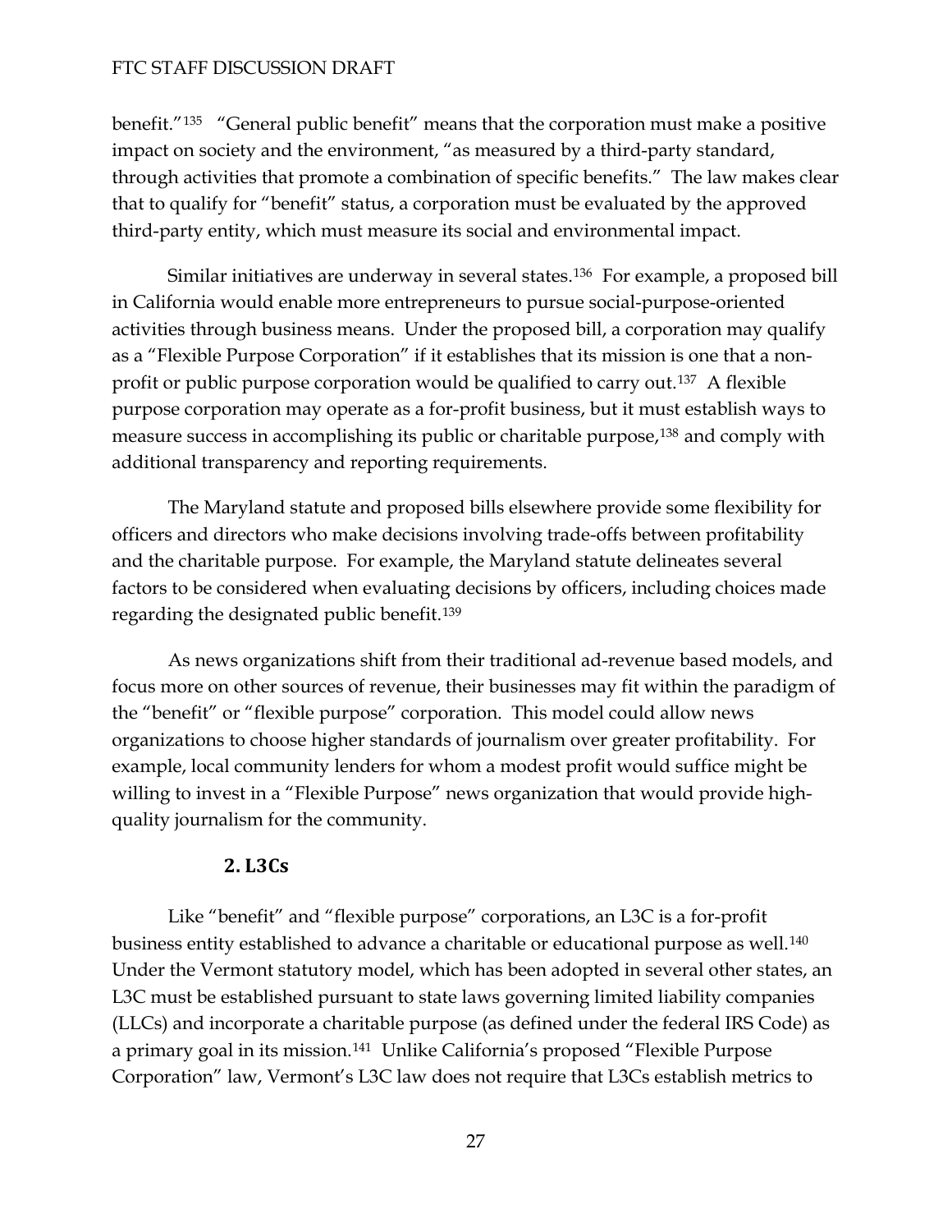benefit."[135] "General public benefit" means that the corporation must make a positive impact on society and the environment, "as measured by a third-party standard, through activities that promote a combination of specific benefits." The law makes clear that to qualify for "benefit" status, a corporation must be evaluated by the approved third-party entity, which must measure its social and environmental impact.

Similar initiatives are underway in several states.[136] For example, a proposed bill in California would enable more entrepreneurs to pursue social-purpose-oriented activities through business means. Under the proposed bill, a corporation may qualify as a "Flexible Purpose Corporation" if it establishes that its mission is one that a non-profit or public purpose corporation would be qualified to carry out.[137] A flexible purpose corporation may operate as a for-profit business, but it must establish ways to measure success in accomplishing its public or charitable purpose,[138] and comply with additional transparency and reporting requirements.

The Maryland statute and proposed bills elsewhere provide some flexibility for officers and directors who make decisions involving trade-offs between profitability and the charitable purpose. For example, the Maryland statute delineates several factors to be considered when evaluating decisions by officers, including choices made regarding the designated public benefit.[139]

As news organizations shift from their traditional ad-revenue based models, and focus more on other sources of revenue, their businesses may fit within the paradigm of the "benefit" or "flexible purpose" corporation. This model could allow news organizations to choose higher standards of journalism over greater profitability. For example, local community lenders for whom a modest profit would suffice might be willing to invest in a "Flexible Purpose" news organization that would provide high-quality journalism for the community.

### 2. L3Cs

Like "benefit" and "flexible purpose" corporations, an L3C is a for-profit business entity established to advance a charitable or educational purpose as well.[140] Under the Vermont statutory model, which has been adopted in several other states, an L3C must be established pursuant to state laws governing limited liability companies (LLCs) and incorporate a charitable purpose (as defined under the federal IRS Code) as a primary goal in its mission.[141] Unlike California's proposed "Flexible Purpose Corporation" law, Vermont's L3C law does not require that L3Cs establish metrics to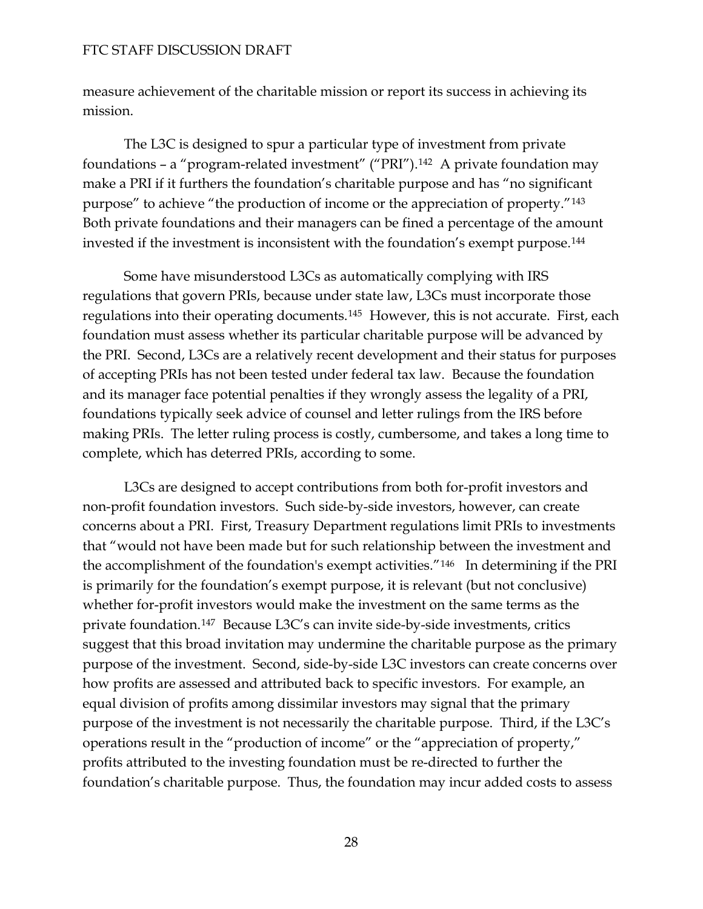measure achievement of the charitable mission or report its success in achieving its mission.

The L3C is designed to spur a particular type of investment from private foundations – a "program-related investment" ("PRI").[142] A private foundation may make a PRI if it furthers the foundation's charitable purpose and has "no significant purpose" to achieve "the production of income or the appreciation of property."[143] Both private foundations and their managers can be fined a percentage of the amount invested if the investment is inconsistent with the foundation's exempt purpose.[144]

Some have misunderstood L3Cs as automatically complying with IRS regulations that govern PRIs, because under state law, L3Cs must incorporate those regulations into their operating documents.[145] However, this is not accurate. First, each foundation must assess whether its particular charitable purpose will be advanced by the PRI. Second, L3Cs are a relatively recent development and their status for purposes of accepting PRIs has not been tested under federal tax law. Because the foundation and its manager face potential penalties if they wrongly assess the legality of a PRI, foundations typically seek advice of counsel and letter rulings from the IRS before making PRIs. The letter ruling process is costly, cumbersome, and takes a long time to complete, which has deterred PRIs, according to some.

L3Cs are designed to accept contributions from both for-profit investors and non-profit foundation investors. Such side-by-side investors, however, can create concerns about a PRI. First, Treasury Department regulations limit PRIs to investments that "would not have been made but for such relationship between the investment and the accomplishment of the foundation's exempt activities."[146] In determining if the PRI is primarily for the foundation's exempt purpose, it is relevant (but not conclusive) whether for-profit investors would make the investment on the same terms as the private foundation.[147] Because L3C's can invite side-by-side investments, critics suggest that this broad invitation may undermine the charitable purpose as the primary purpose of the investment. Second, side-by-side L3C investors can create concerns over how profits are assessed and attributed back to specific investors. For example, an equal division of profits among dissimilar investors may signal that the primary purpose of the investment is not necessarily the charitable purpose. Third, if the L3C's operations result in the "production of income" or the "appreciation of property," profits attributed to the investing foundation must be re-directed to further the foundation's charitable purpose. Thus, the foundation may incur added costs to assess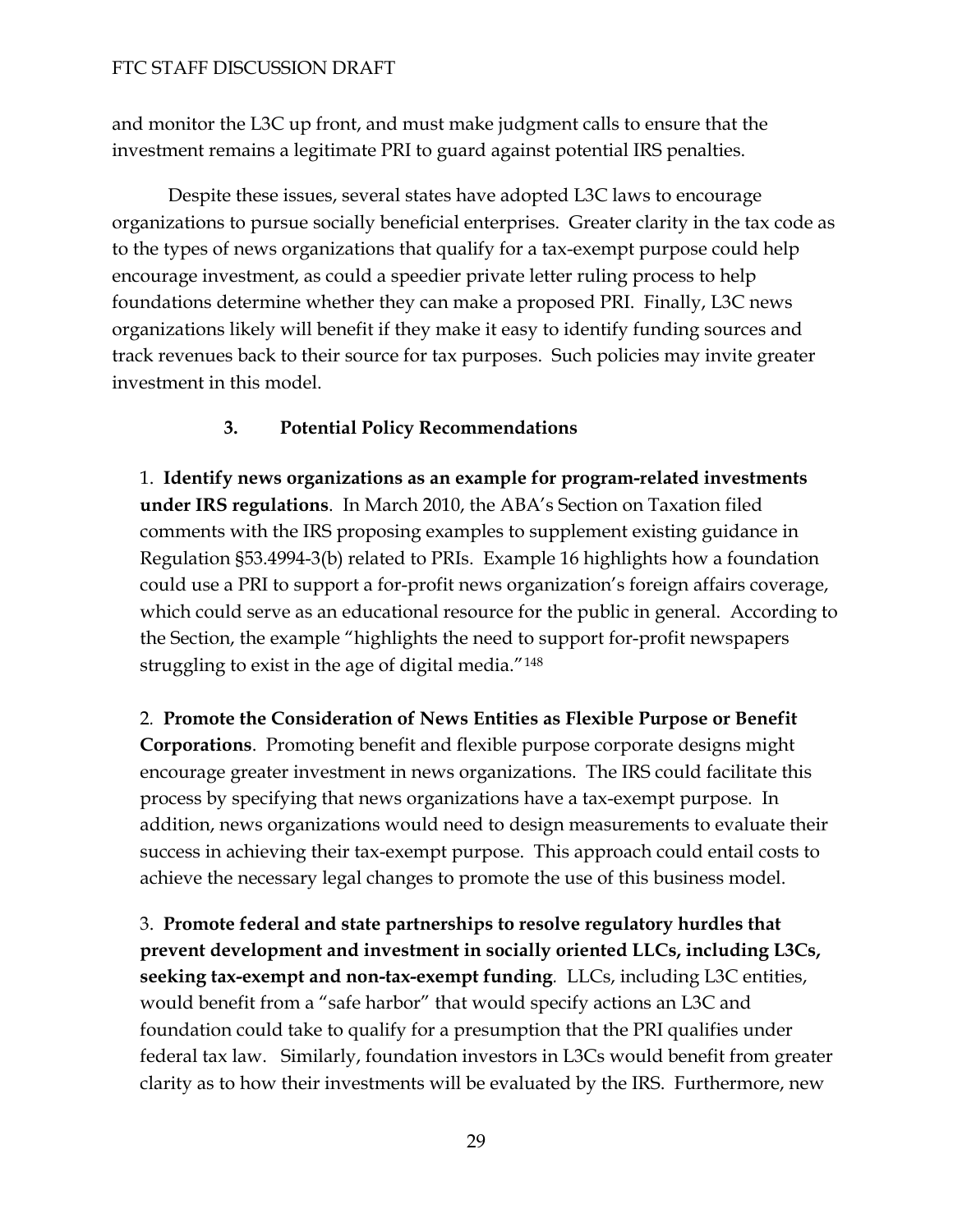and monitor the L3C up front, and must make judgment calls to ensure that the investment remains a legitimate PRI to guard against potential IRS penalties.

Despite these issues, several states have adopted L3C laws to encourage organizations to pursue socially beneficial enterprises. Greater clarity in the tax code as to the types of news organizations that qualify for a tax-exempt purpose could help encourage investment, as could a speedier private letter ruling process to help foundations determine whether they can make a proposed PRI. Finally, L3C news organizations likely will benefit if they make it easy to identify funding sources and track revenues back to their source for tax purposes. Such policies may invite greater investment in this model.

### 3. Potential Policy Recommendations

1. **Identify news organizations as an example for program-related investments under IRS regulations**. In March 2010, the ABA's Section on Taxation filed comments with the IRS proposing examples to supplement existing guidance in Regulation §53.4994-3(b) related to PRIs. Example 16 highlights how a foundation could use a PRI to support a for-profit news organization's foreign affairs coverage, which could serve as an educational resource for the public in general. According to the Section, the example "highlights the need to support for-profit newspapers struggling to exist in the age of digital media."[148]

2. **Promote the Consideration of News Entities as Flexible Purpose or Benefit Corporations**. Promoting benefit and flexible purpose corporate designs might encourage greater investment in news organizations. The IRS could facilitate this process by specifying that news organizations have a tax-exempt purpose. In addition, news organizations would need to design measurements to evaluate their success in achieving their tax-exempt purpose. This approach could entail costs to achieve the necessary legal changes to promote the use of this business model.

3. **Promote federal and state partnerships to resolve regulatory hurdles that prevent development and investment in socially oriented LLCs, including L3Cs, seeking tax-exempt and non-tax-exempt funding**. LLCs, including L3C entities, would benefit from a "safe harbor" that would specify actions an L3C and foundation could take to qualify for a presumption that the PRI qualifies under federal tax law. Similarly, foundation investors in L3Cs would benefit from greater clarity as to how their investments will be evaluated by the IRS. Furthermore, new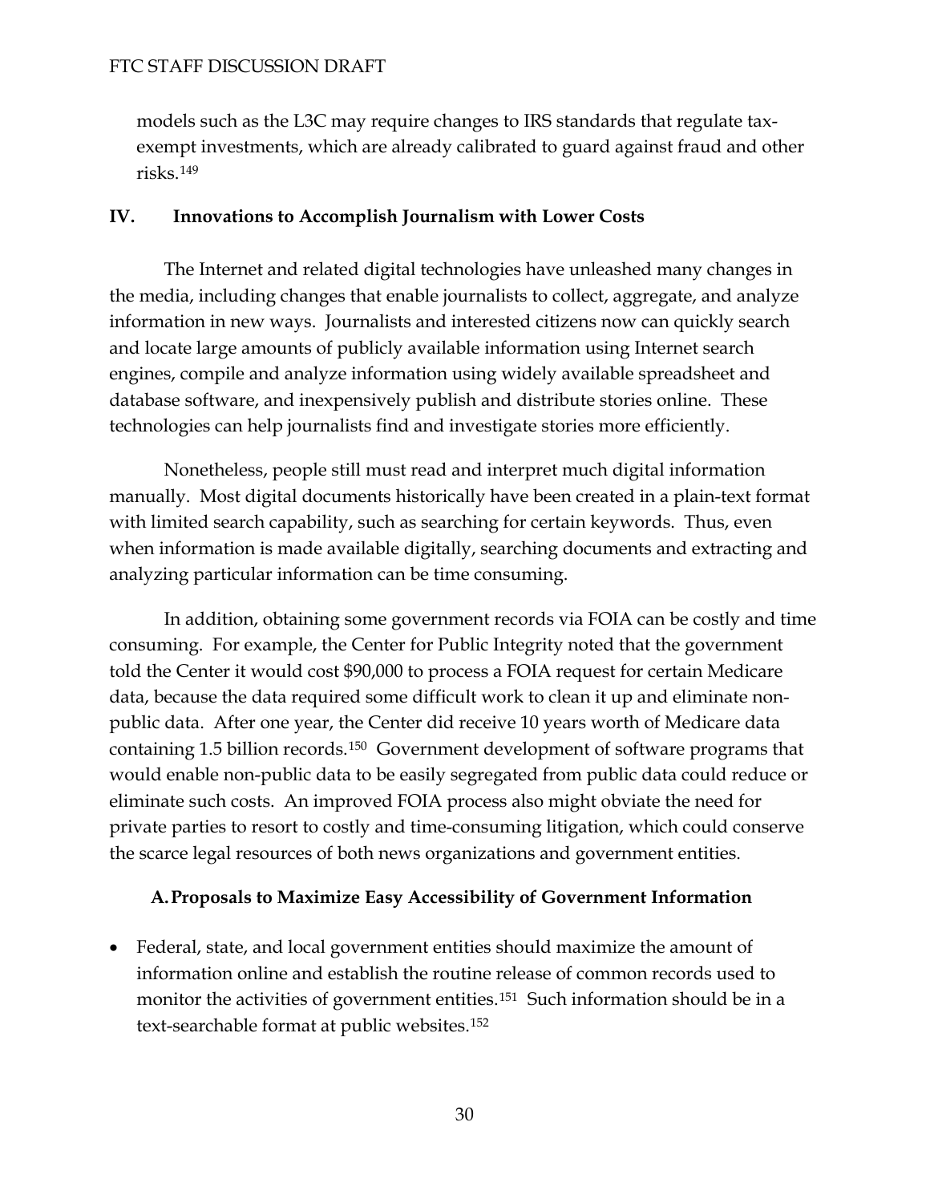models such as the L3C may require changes to IRS standards that regulate tax-exempt investments, which are already calibrated to guard against fraud and other risks.[149]

## IV. Innovations to Accomplish Journalism with Lower Costs

The Internet and related digital technologies have unleashed many changes in the media, including changes that enable journalists to collect, aggregate, and analyze information in new ways. Journalists and interested citizens now can quickly search and locate large amounts of publicly available information using Internet search engines, compile and analyze information using widely available spreadsheet and database software, and inexpensively publish and distribute stories online. These technologies can help journalists find and investigate stories more efficiently.

Nonetheless, people still must read and interpret much digital information manually. Most digital documents historically have been created in a plain-text format with limited search capability, such as searching for certain keywords. Thus, even when information is made available digitally, searching documents and extracting and analyzing particular information can be time consuming.

In addition, obtaining some government records via FOIA can be costly and time consuming. For example, the Center for Public Integrity noted that the government told the Center it would cost $90,000 to process a FOIA request for certain Medicare data, because the data required some difficult work to clean it up and eliminate non-public data. After one year, the Center did receive 10 years worth of Medicare data containing 1.5 billion records.[150] Government development of software programs that would enable non-public data to be easily segregated from public data could reduce or eliminate such costs. An improved FOIA process also might obviate the need for private parties to resort to costly and time-consuming litigation, which could conserve the scarce legal resources of both news organizations and government entities.

### A. Proposals to Maximize Easy Accessibility of Government Information

- Federal, state, and local government entities should maximize the amount of information online and establish the routine release of common records used to monitor the activities of government entities.[151] Such information should be in a text-searchable format at public websites.[152]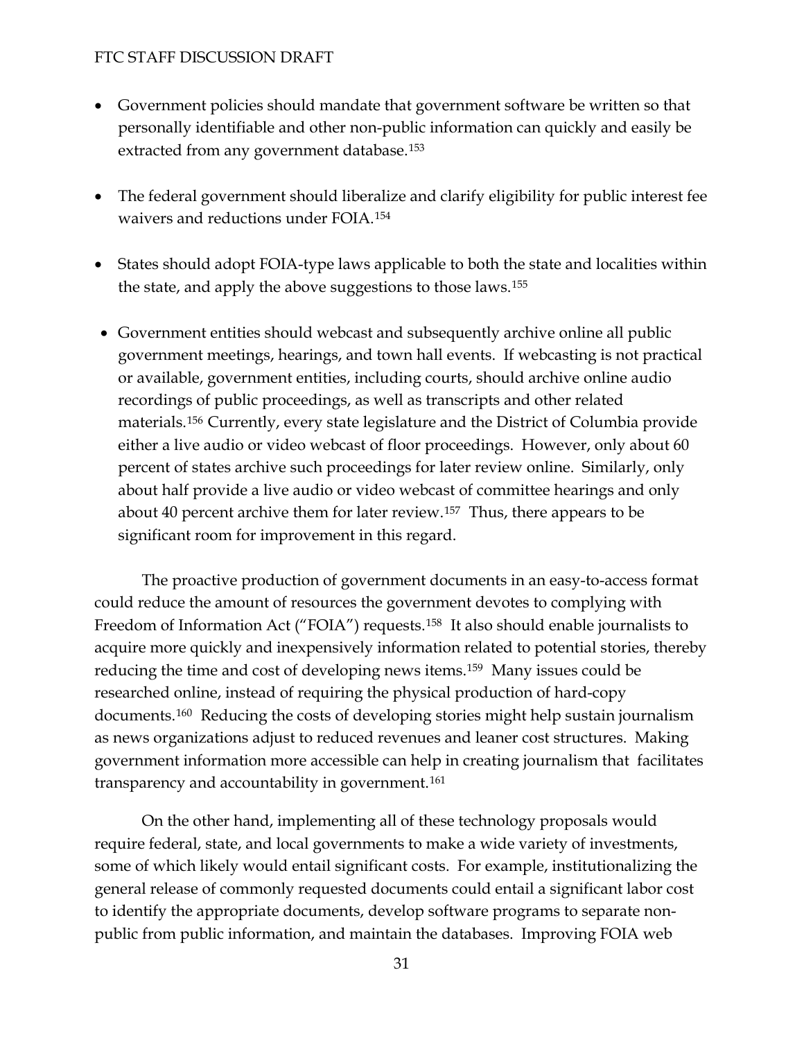- Government policies should mandate that government software be written so that personally identifiable and other non-public information can quickly and easily be extracted from any government database.[153]

- The federal government should liberalize and clarify eligibility for public interest fee waivers and reductions under FOIA.[154]

- States should adopt FOIA-type laws applicable to both the state and localities within the state, and apply the above suggestions to those laws.[155]

- Government entities should webcast and subsequently archive online all public government meetings, hearings, and town hall events. If webcasting is not practical or available, government entities, including courts, should archive online audio recordings of public proceedings, as well as transcripts and other related materials.[156] Currently, every state legislature and the District of Columbia provide either a live audio or video webcast of floor proceedings. However, only about 60 percent of states archive such proceedings for later review online. Similarly, only about half provide a live audio or video webcast of committee hearings and only about 40 percent archive them for later review.[157] Thus, there appears to be significant room for improvement in this regard.

The proactive production of government documents in an easy-to-access format could reduce the amount of resources the government devotes to complying with Freedom of Information Act ("FOIA") requests.[158] It also should enable journalists to acquire more quickly and inexpensively information related to potential stories, thereby reducing the time and cost of developing news items.[159] Many issues could be researched online, instead of requiring the physical production of hard-copy documents.[160] Reducing the costs of developing stories might help sustain journalism as news organizations adjust to reduced revenues and leaner cost structures. Making government information more accessible can help in creating journalism that facilitates transparency and accountability in government.[161]

On the other hand, implementing all of these technology proposals would require federal, state, and local governments to make a wide variety of investments, some of which likely would entail significant costs. For example, institutionalizing the general release of commonly requested documents could entail a significant labor cost to identify the appropriate documents, develop software programs to separate non-public from public information, and maintain the databases. Improving FOIA web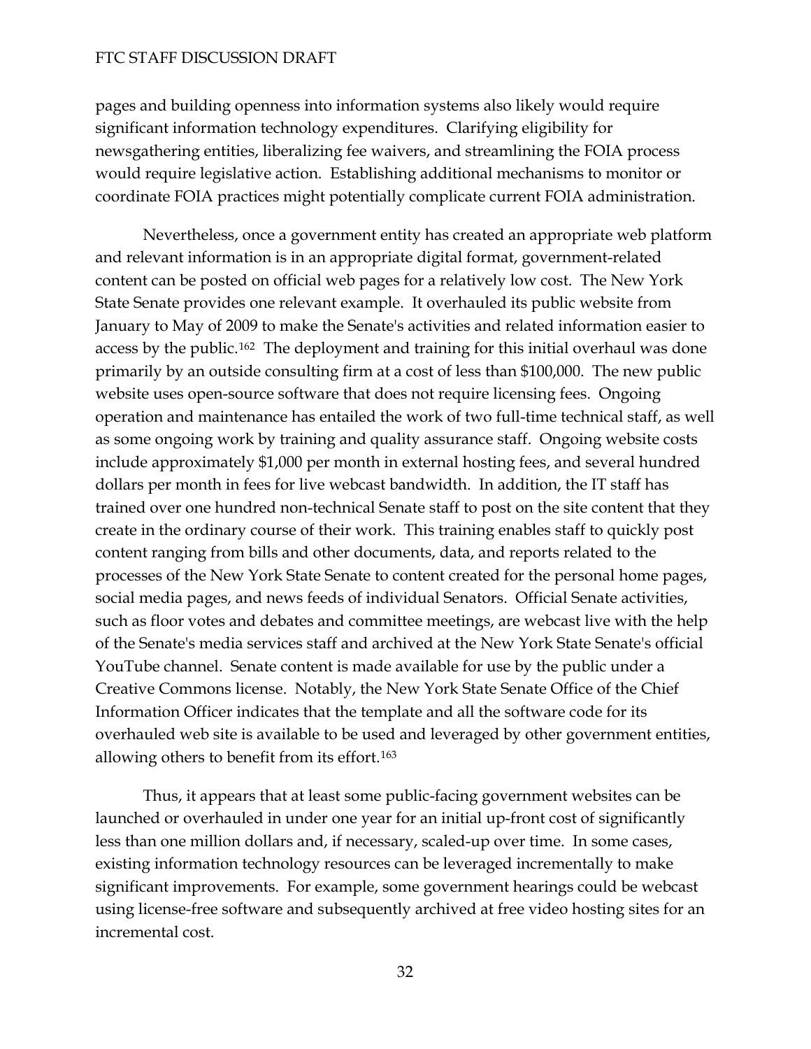pages and building openness into information systems also likely would require significant information technology expenditures. Clarifying eligibility for newsgathering entities, liberalizing fee waivers, and streamlining the FOIA process would require legislative action. Establishing additional mechanisms to monitor or coordinate FOIA practices might potentially complicate current FOIA administration.

Nevertheless, once a government entity has created an appropriate web platform and relevant information is in an appropriate digital format, government-related content can be posted on official web pages for a relatively low cost. The New York State Senate provides one relevant example. It overhauled its public website from January to May of 2009 to make the Senate's activities and related information easier to access by the public.[162] The deployment and training for this initial overhaul was done primarily by an outside consulting firm at a cost of less than $100,000. The new public website uses open-source software that does not require licensing fees. Ongoing operation and maintenance has entailed the work of two full-time technical staff, as well as some ongoing work by training and quality assurance staff. Ongoing website costs include approximately $1,000 per month in external hosting fees, and several hundred dollars per month in fees for live webcast bandwidth. In addition, the IT staff has trained over one hundred non-technical Senate staff to post on the site content that they create in the ordinary course of their work. This training enables staff to quickly post content ranging from bills and other documents, data, and reports related to the processes of the New York State Senate to content created for the personal home pages, social media pages, and news feeds of individual Senators. Official Senate activities, such as floor votes and debates and committee meetings, are webcast live with the help of the Senate's media services staff and archived at the New York State Senate's official YouTube channel. Senate content is made available for use by the public under a Creative Commons license. Notably, the New York State Senate Office of the Chief Information Officer indicates that the template and all the software code for its overhauled web site is available to be used and leveraged by other government entities, allowing others to benefit from its effort.[163]

Thus, it appears that at least some public-facing government websites can be launched or overhauled in under one year for an initial up-front cost of significantly less than one million dollars and, if necessary, scaled-up over time. In some cases, existing information technology resources can be leveraged incrementally to make significant improvements. For example, some government hearings could be webcast using license-free software and subsequently archived at free video hosting sites for an incremental cost.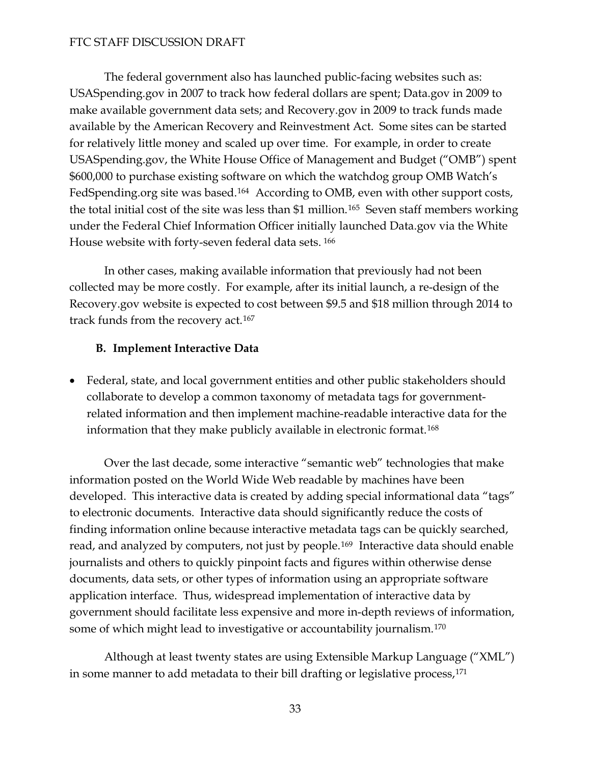The federal government also has launched public-facing websites such as: USASpending.gov in 2007 to track how federal dollars are spent; Data.gov in 2009 to make available government data sets; and Recovery.gov in 2009 to track funds made available by the American Recovery and Reinvestment Act. Some sites can be started for relatively little money and scaled up over time. For example, in order to create USASpending.gov, the White House Office of Management and Budget ("OMB") spent $600,000 to purchase existing software on which the watchdog group OMB Watch's FedSpending.org site was based.[164] According to OMB, even with other support costs, the total initial cost of the site was less than $1 million.[165] Seven staff members working under the Federal Chief Information Officer initially launched Data.gov via the White House website with forty-seven federal data sets.[166]

In other cases, making available information that previously had not been collected may be more costly. For example, after its initial launch, a re-design of the Recovery.gov website is expected to cost between $9.5 and $18 million through 2014 to track funds from the recovery act.[167]

### B. Implement Interactive Data

- Federal, state, and local government entities and other public stakeholders should collaborate to develop a common taxonomy of metadata tags for government-related information and then implement machine-readable interactive data for the information that they make publicly available in electronic format.[168]

Over the last decade, some interactive "semantic web" technologies that make information posted on the World Wide Web readable by machines have been developed. This interactive data is created by adding special informational data "tags" to electronic documents. Interactive data should significantly reduce the costs of finding information online because interactive metadata tags can be quickly searched, read, and analyzed by computers, not just by people.[169] Interactive data should enable journalists and others to quickly pinpoint facts and figures within otherwise dense documents, data sets, or other types of information using an appropriate software application interface. Thus, widespread implementation of interactive data by government should facilitate less expensive and more in-depth reviews of information, some of which might lead to investigative or accountability journalism.[170]

Although at least twenty states are using Extensible Markup Language ("XML") in some manner to add metadata to their bill drafting or legislative process,[171]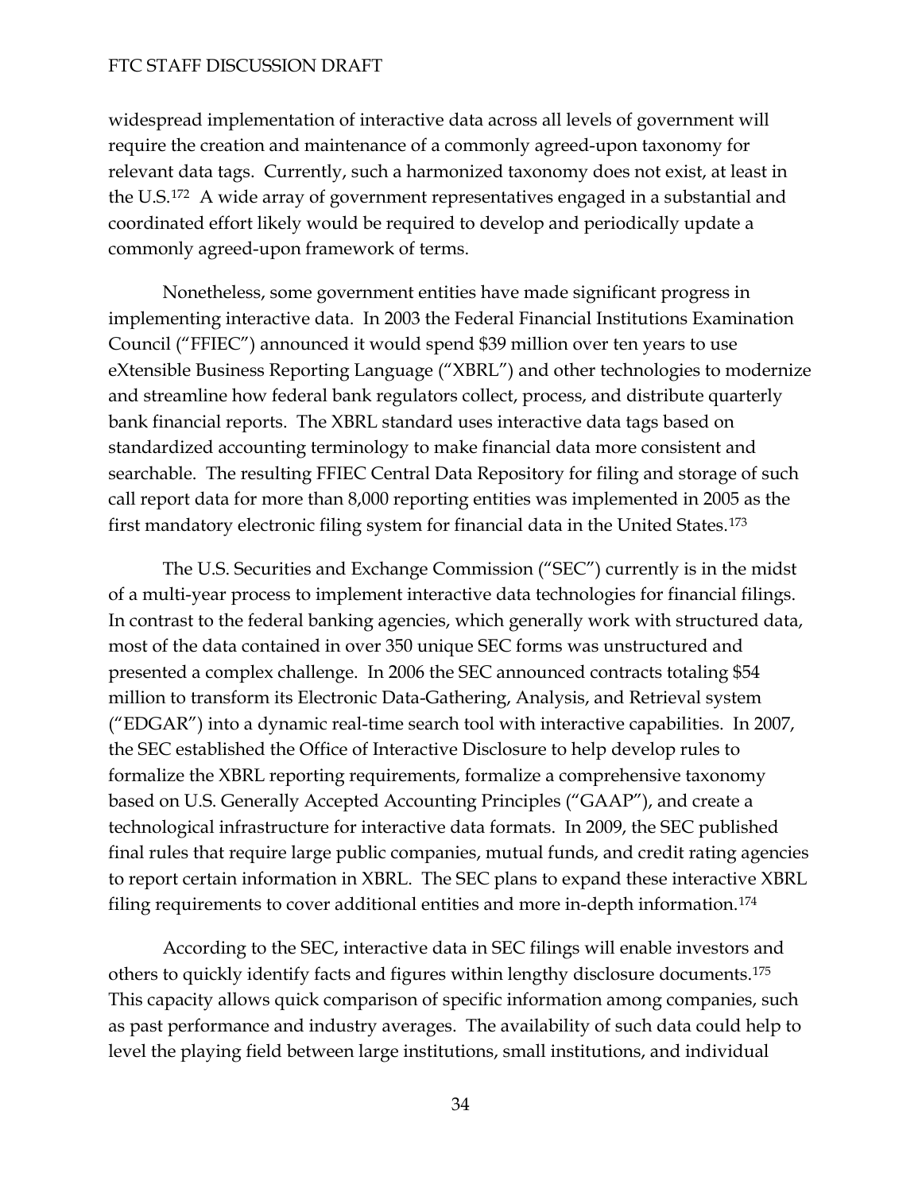widespread implementation of interactive data across all levels of government will require the creation and maintenance of a commonly agreed-upon taxonomy for relevant data tags. Currently, such a harmonized taxonomy does not exist, at least in the U.S.[172] A wide array of government representatives engaged in a substantial and coordinated effort likely would be required to develop and periodically update a commonly agreed-upon framework of terms.

Nonetheless, some government entities have made significant progress in implementing interactive data. In 2003 the Federal Financial Institutions Examination Council ("FFIEC") announced it would spend $39 million over ten years to use eXtensible Business Reporting Language ("XBRL") and other technologies to modernize and streamline how federal bank regulators collect, process, and distribute quarterly bank financial reports. The XBRL standard uses interactive data tags based on standardized accounting terminology to make financial data more consistent and searchable. The resulting FFIEC Central Data Repository for filing and storage of such call report data for more than 8,000 reporting entities was implemented in 2005 as the first mandatory electronic filing system for financial data in the United States.[173]

The U.S. Securities and Exchange Commission ("SEC") currently is in the midst of a multi-year process to implement interactive data technologies for financial filings. In contrast to the federal banking agencies, which generally work with structured data, most of the data contained in over 350 unique SEC forms was unstructured and presented a complex challenge. In 2006 the SEC announced contracts totaling $54 million to transform its Electronic Data-Gathering, Analysis, and Retrieval system ("EDGAR") into a dynamic real-time search tool with interactive capabilities. In 2007, the SEC established the Office of Interactive Disclosure to help develop rules to formalize the XBRL reporting requirements, formalize a comprehensive taxonomy based on U.S. Generally Accepted Accounting Principles ("GAAP"), and create a technological infrastructure for interactive data formats. In 2009, the SEC published final rules that require large public companies, mutual funds, and credit rating agencies to report certain information in XBRL. The SEC plans to expand these interactive XBRL filing requirements to cover additional entities and more in-depth information.[174]

According to the SEC, interactive data in SEC filings will enable investors and others to quickly identify facts and figures within lengthy disclosure documents.[175] This capacity allows quick comparison of specific information among companies, such as past performance and industry averages. The availability of such data could help to level the playing field between large institutions, small institutions, and individual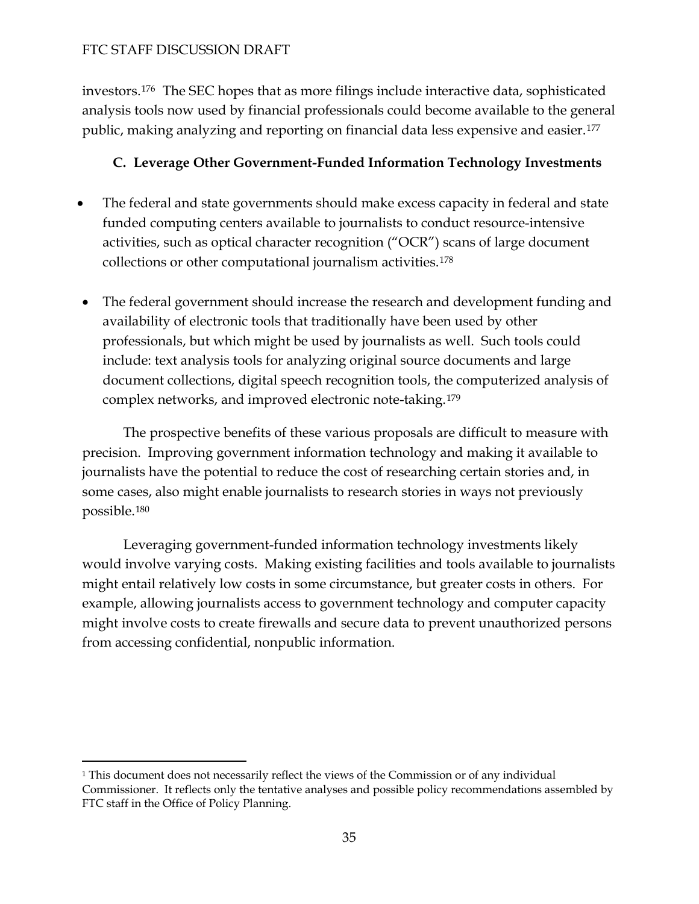investors.[176] The SEC hopes that as more filings include interactive data, sophisticated analysis tools now used by financial professionals could become available to the general public, making analyzing and reporting on financial data less expensive and easier.[177]

### C. Leverage Other Government-Funded Information Technology Investments

- The federal and state governments should make excess capacity in federal and state funded computing centers available to journalists to conduct resource-intensive activities, such as optical character recognition ("OCR") scans of large document collections or other computational journalism activities.[178]
- The federal government should increase the research and development funding and availability of electronic tools that traditionally have been used by other professionals, but which might be used by journalists as well. Such tools could include: text analysis tools for analyzing original source documents and large document collections, digital speech recognition tools, the computerized analysis of complex networks, and improved electronic note-taking.[179]

The prospective benefits of these various proposals are difficult to measure with precision. Improving government information technology and making it available to journalists have the potential to reduce the cost of researching certain stories and, in some cases, also might enable journalists to research stories in ways not previously possible.[180]

Leveraging government-funded information technology investments likely would involve varying costs. Making existing facilities and tools available to journalists might entail relatively low costs in some circumstance, but greater costs in others. For example, allowing journalists access to government technology and computer capacity might involve costs to create firewalls and secure data to prevent unauthorized persons from accessing confidential, nonpublic information.

---

[1] This document does not necessarily reflect the views of the Commission or of any individual Commissioner. It reflects only the tentative analyses and possible policy recommendations assembled by FTC staff in the Office of Policy Planning.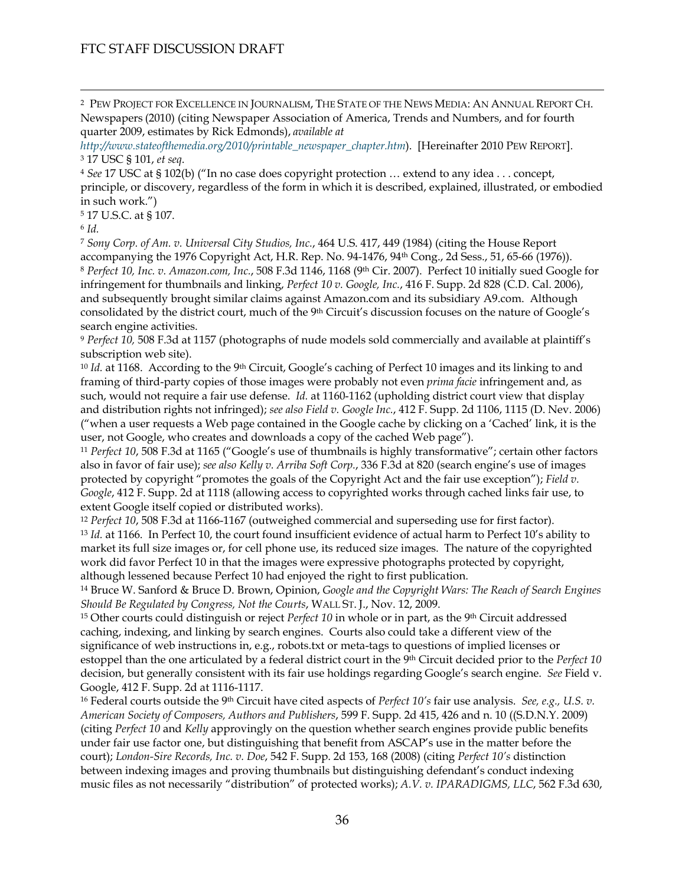[2] Pew Project for Excellence in Journalism, The State of the News Media: An Annual Report Ch. Newspapers (2010) (citing Newspaper Association of America, Trends and Numbers, and for fourth quarter 2009, estimates by Rick Edmonds), *available at http://www.stateofthemedia.org/2010/printable_newspaper_chapter.htm*). [Hereinafter 2010 Pew Report].

[3] 17 USC § 101, *et seq.*

[4] *See* 17 USC at § 102(b) ("In no case does copyright protection … extend to any idea . . . concept, principle, or discovery, regardless of the form in which it is described, explained, illustrated, or embodied in such work.")

[5] 17 U.S.C. at § 107.

[6] *Id.*

[7] *Sony Corp. of Am. v. Universal City Studios, Inc.*, 464 U.S. 417, 449 (1984) (citing the House Report accompanying the 1976 Copyright Act, H.R. Rep. No. 94-1476, 94th Cong., 2d Sess., 51, 65-66 (1976)).

[8] *Perfect 10, Inc. v. Amazon.com, Inc.*, 508 F.3d 1146, 1168 (9th Cir. 2007). Perfect 10 initially sued Google for infringement for thumbnails and linking, *Perfect 10 v. Google, Inc.*, 416 F. Supp. 2d 828 (C.D. Cal. 2006), and subsequently brought similar claims against Amazon.com and its subsidiary A9.com. Although consolidated by the district court, much of the 9th Circuit's discussion focuses on the nature of Google's search engine activities.

[9] *Perfect 10,* 508 F.3d at 1157 (photographs of nude models sold commercially and available at plaintiff's subscription web site).

[10] *Id.* at 1168. According to the 9th Circuit, Google's caching of Perfect 10 images and its linking to and framing of third-party copies of those images were probably not even *prima facie* infringement and, as such, would not require a fair use defense. *Id.* at 1160-1162 (upholding district court view that display and distribution rights not infringed); *see also Field v. Google Inc.*, 412 F. Supp. 2d 1106, 1115 (D. Nev. 2006) ("when a user requests a Web page contained in the Google cache by clicking on a 'Cached' link, it is the user, not Google, who creates and downloads a copy of the cached Web page").

[11] *Perfect 10*, 508 F.3d at 1165 ("Google's use of thumbnails is highly transformative"; certain other factors also in favor of fair use); *see also Kelly v. Arriba Soft Corp.*, 336 F.3d at 820 (search engine's use of images protected by copyright "promotes the goals of the Copyright Act and the fair use exception"); *Field v. Google*, 412 F. Supp. 2d at 1118 (allowing access to copyrighted works through cached links fair use, to extent Google itself copied or distributed works).

[12] *Perfect 10*, 508 F.3d at 1166-1167 (outweighed commercial and superseding use for first factor).

[13] *Id.* at 1166. In Perfect 10, the court found insufficient evidence of actual harm to Perfect 10's ability to market its full size images or, for cell phone use, its reduced size images. The nature of the copyrighted work did favor Perfect 10 in that the images were expressive photographs protected by copyright, although lessened because Perfect 10 had enjoyed the right to first publication.

[14] Bruce W. Sanford & Bruce D. Brown, Opinion, *Google and the Copyright Wars: The Reach of Search Engines Should Be Regulated by Congress, Not the Courts*, Wall St. J., Nov. 12, 2009.

[15] Other courts could distinguish or reject *Perfect 10* in whole or in part, as the 9th Circuit addressed caching, indexing, and linking by search engines. Courts also could take a different view of the significance of web instructions in, e.g., robots.txt or meta-tags to questions of implied licenses or estoppel than the one articulated by a federal district court in the 9th Circuit decided prior to the *Perfect 10* decision, but generally consistent with its fair use holdings regarding Google's search engine. *See* Field v. Google, 412 F. Supp. 2d at 1116-1117.

[16] Federal courts outside the 9th Circuit have cited aspects of *Perfect 10's* fair use analysis. *See, e.g., U.S. v. American Society of Composers, Authors and Publishers*, 599 F. Supp. 2d 415, 426 and n. 10 ((S.D.N.Y. 2009) (citing *Perfect 10* and *Kelly* approvingly on the question whether search engines provide public benefits under fair use factor one, but distinguishing that benefit from ASCAP's use in the matter before the court); *London-Sire Records, Inc. v. Doe*, 542 F. Supp. 2d 153, 168 (2008) (citing *Perfect 10's* distinction between indexing images and proving thumbnails but distinguishing defendant's conduct indexing music files as not necessarily "distribution" of protected works); *A.V. v. IPARADIGMS, LLC*, 562 F.3d 630,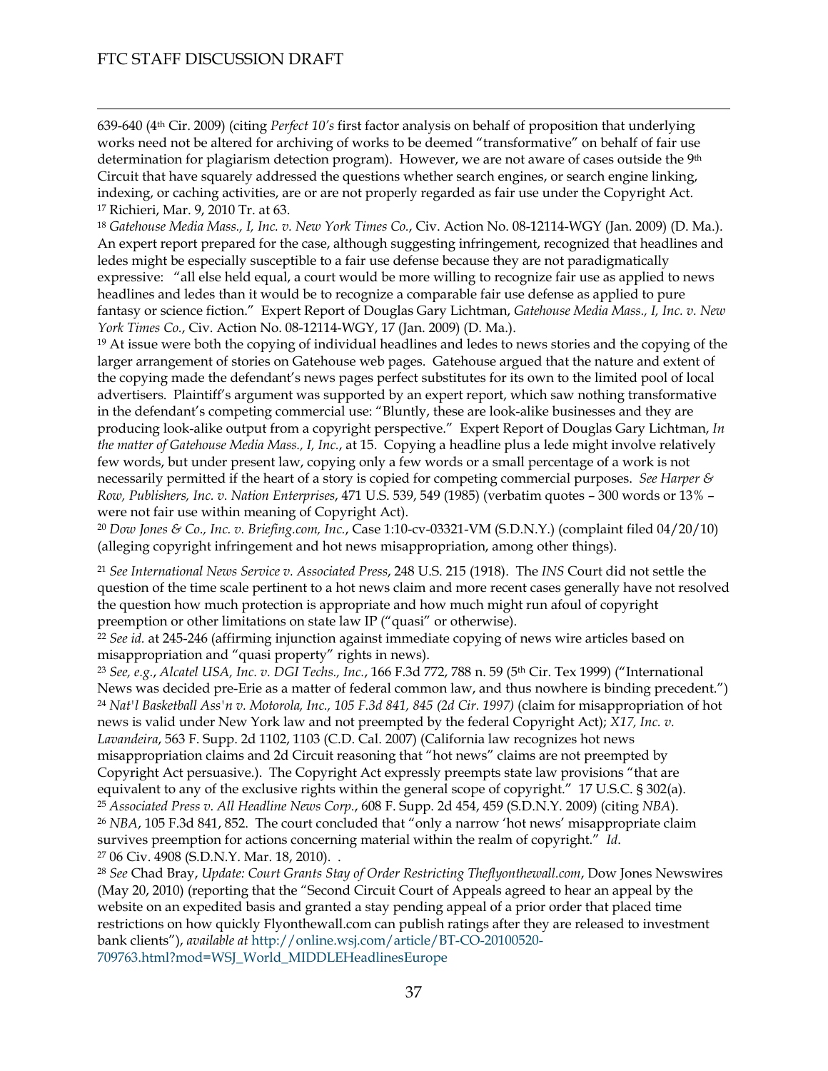639-640 (4th Cir. 2009) (citing *Perfect 10's* first factor analysis on behalf of proposition that underlying works need not be altered for archiving of works to be deemed "transformative" on behalf of fair use determination for plagiarism detection program). However, we are not aware of cases outside the 9th Circuit that have squarely addressed the questions whether search engines, or search engine linking, indexing, or caching activities, are or are not properly regarded as fair use under the Copyright Act.

[17] Richieri, Mar. 9, 2010 Tr. at 63.

[18] *Gatehouse Media Mass., I, Inc. v. New York Times Co.*, Civ. Action No. 08-12114-WGY (Jan. 2009) (D. Ma.). An expert report prepared for the case, although suggesting infringement, recognized that headlines and ledes might be especially susceptible to a fair use defense because they are not paradigmatically expressive: "all else held equal, a court would be more willing to recognize fair use as applied to news headlines and ledes than it would be to recognize a comparable fair use defense as applied to pure fantasy or science fiction." Expert Report of Douglas Gary Lichtman, *Gatehouse Media Mass., I, Inc. v. New York Times Co.*, Civ. Action No. 08-12114-WGY, 17 (Jan. 2009) (D. Ma.).

[19] At issue were both the copying of individual headlines and ledes to news stories and the copying of the larger arrangement of stories on Gatehouse web pages. Gatehouse argued that the nature and extent of the copying made the defendant's news pages perfect substitutes for its own to the limited pool of local advertisers. Plaintiff's argument was supported by an expert report, which saw nothing transformative in the defendant's competing commercial use: "Bluntly, these are look-alike businesses and they are producing look-alike output from a copyright perspective." Expert Report of Douglas Gary Lichtman, *In the matter of Gatehouse Media Mass., I, Inc.*, at 15. Copying a headline plus a lede might involve relatively few words, but under present law, copying only a few words or a small percentage of a work is not necessarily permitted if the heart of a story is copied for competing commercial purposes. *See Harper & Row, Publishers, Inc. v. Nation Enterprises*, 471 U.S. 539, 549 (1985) (verbatim quotes – 300 words or 13% – were not fair use within meaning of Copyright Act).

[20] *Dow Jones & Co., Inc. v. Briefing.com, Inc.*, Case 1:10-cv-03321-VM (S.D.N.Y.) (complaint filed 04/20/10) (alleging copyright infringement and hot news misappropriation, among other things).

[21] *See International News Service v. Associated Press*, 248 U.S. 215 (1918). The *INS* Court did not settle the question of the time scale pertinent to a hot news claim and more recent cases generally have not resolved the question how much protection is appropriate and how much might run afoul of copyright preemption or other limitations on state law IP ("quasi" or otherwise).

[22] *See id.* at 245-246 (affirming injunction against immediate copying of news wire articles based on misappropriation and "quasi property" rights in news).

[23] *See, e.g.*, *Alcatel USA, Inc. v. DGI Techs., Inc.*, 166 F.3d 772, 788 n. 59 (5th Cir. Tex 1999) ("International News was decided pre-Erie as a matter of federal common law, and thus nowhere is binding precedent.")

[24] *Nat'l Basketball Ass'n v. Motorola, Inc., 105 F.3d 841, 845 (2d Cir. 1997)* (claim for misappropriation of hot news is valid under New York law and not preempted by the federal Copyright Act); *X17, Inc. v. Lavandeira*, 563 F. Supp. 2d 1102, 1103 (C.D. Cal. 2007) (California law recognizes hot news misappropriation claims and 2d Circuit reasoning that "hot news" claims are not preempted by Copyright Act persuasive.). The Copyright Act expressly preempts state law provisions "that are equivalent to any of the exclusive rights within the general scope of copyright." 17 U.S.C. § 302(a).

[25] *Associated Press v. All Headline News Corp.*, 608 F. Supp. 2d 454, 459 (S.D.N.Y. 2009) (citing *NBA*).

[26] *NBA*, 105 F.3d 841, 852. The court concluded that "only a narrow 'hot news' misappropriate claim survives preemption for actions concerning material within the realm of copyright." *Id.*

[27] 06 Civ. 4908 (S.D.N.Y. Mar. 18, 2010). .

[28] *See* Chad Bray, *Update: Court Grants Stay of Order Restricting Theflyonthewall.com*, Dow Jones Newswires (May 20, 2010) (reporting that the "Second Circuit Court of Appeals agreed to hear an appeal by the website on an expedited basis and granted a stay pending appeal of a prior order that placed time restrictions on how quickly Flyonthewall.com can publish ratings after they are released to investment bank clients"), *available at* http://online.wsj.com/article/BT-CO-20100520-709763.html?mod=WSJ_World_MIDDLEHeadlinesEurope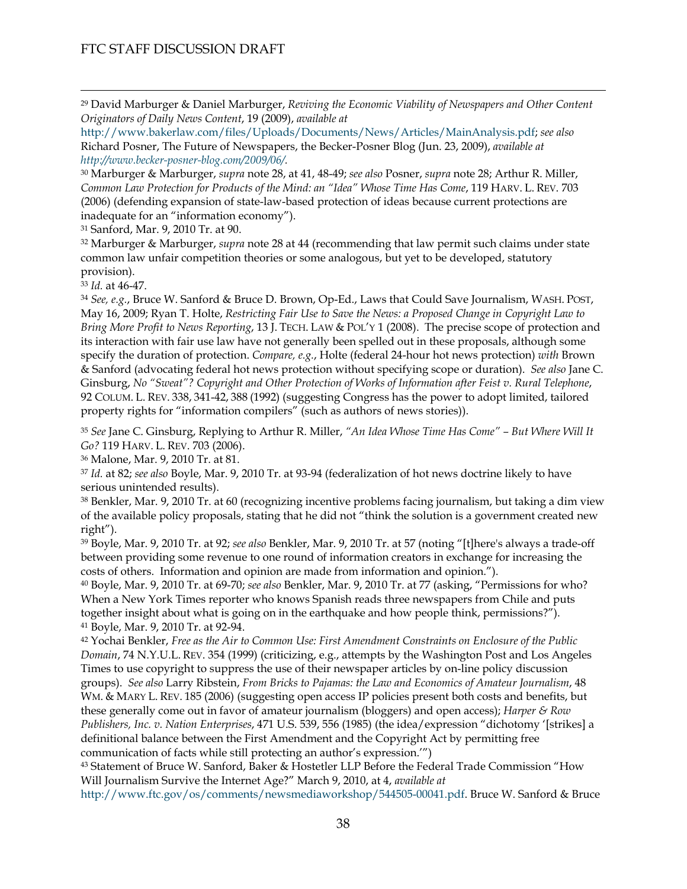[29] David Marburger & Daniel Marburger, *Reviving the Economic Viability of Newspapers and Other Content Originators of Daily News Content*, 19 (2009), *available at* http://www.bakerlaw.com/files/Uploads/Documents/News/Articles/MainAnalysis.pdf; *see also* Richard Posner, The Future of Newspapers, the Becker-Posner Blog (Jun. 23, 2009), *available at http://www.becker-posner-blog.com/2009/06/.*

[30] Marburger & Marburger, *supra* note 28, at 41, 48-49; *see also* Posner, *supra* note 28; Arthur R. Miller, *Common Law Protection for Products of the Mind: an "Idea" Whose Time Has Come*, 119 HARV. L. REV. 703 (2006) (defending expansion of state-law-based protection of ideas because current protections are inadequate for an "information economy").

[31] Sanford, Mar. 9, 2010 Tr. at 90.

[32] Marburger & Marburger, *supra* note 28 at 44 (recommending that law permit such claims under state common law unfair competition theories or some analogous, but yet to be developed, statutory provision).

[33] *Id.* at 46-47.

[34] *See, e.g.*, Bruce W. Sanford & Bruce D. Brown, Op-Ed., Laws that Could Save Journalism, WASH. POST, May 16, 2009; Ryan T. Holte, *Restricting Fair Use to Save the News: a Proposed Change in Copyright Law to Bring More Profit to News Reporting*, 13 J. TECH. LAW & POL'Y 1 (2008). The precise scope of protection and its interaction with fair use law have not generally been spelled out in these proposals, although some specify the duration of protection. *Compare, e.g.*, Holte (federal 24-hour hot news protection) *with* Brown & Sanford (advocating federal hot news protection without specifying scope or duration). *See also* Jane C. Ginsburg, *No "Sweat"? Copyright and Other Protection of Works of Information after Feist v. Rural Telephone*, 92 COLUM. L. REV. 338, 341-42, 388 (1992) (suggesting Congress has the power to adopt limited, tailored property rights for "information compilers" (such as authors of news stories)).

[35] *See* Jane C. Ginsburg, Replying to Arthur R. Miller, *"An Idea Whose Time Has Come" – But Where Will It Go?* 119 HARV. L. REV. 703 (2006).

[36] Malone, Mar. 9, 2010 Tr. at 81.

[37] *Id.* at 82; *see also* Boyle, Mar. 9, 2010 Tr. at 93-94 (federalization of hot news doctrine likely to have serious unintended results).

[38] Benkler, Mar. 9, 2010 Tr. at 60 (recognizing incentive problems facing journalism, but taking a dim view of the available policy proposals, stating that he did not "think the solution is a government created new right").

[39] Boyle, Mar. 9, 2010 Tr. at 92; *see also* Benkler, Mar. 9, 2010 Tr. at 57 (noting "[t]here's always a trade-off between providing some revenue to one round of information creators in exchange for increasing the costs of others. Information and opinion are made from information and opinion.").

[40] Boyle, Mar. 9, 2010 Tr. at 69-70; *see also* Benkler, Mar. 9, 2010 Tr. at 77 (asking, "Permissions for who? When a New York Times reporter who knows Spanish reads three newspapers from Chile and puts together insight about what is going on in the earthquake and how people think, permissions?").

[41] Boyle, Mar. 9, 2010 Tr. at 92-94.

[42] Yochai Benkler, *Free as the Air to Common Use: First Amendment Constraints on Enclosure of the Public Domain*, 74 N.Y.U.L. REV. 354 (1999) (criticizing, e.g., attempts by the Washington Post and Los Angeles Times to use copyright to suppress the use of their newspaper articles by on-line policy discussion groups). *See also* Larry Ribstein, *From Bricks to Pajamas: the Law and Economics of Amateur Journalism*, 48 WM. & MARY L. REV. 185 (2006) (suggesting open access IP policies present both costs and benefits, but these generally come out in favor of amateur journalism (bloggers) and open access); *Harper & Row Publishers, Inc. v. Nation Enterprises*, 471 U.S. 539, 556 (1985) (the idea/expression "dichotomy '[strikes] a definitional balance between the First Amendment and the Copyright Act by permitting free communication of facts while still protecting an author's expression.'")

[43] Statement of Bruce W. Sanford, Baker & Hostetler LLP Before the Federal Trade Commission "How Will Journalism Survive the Internet Age?" March 9, 2010, at 4, *available at* http://www.ftc.gov/os/comments/newsmediaworkshop/544505-00041.pdf. Bruce W. Sanford & Bruce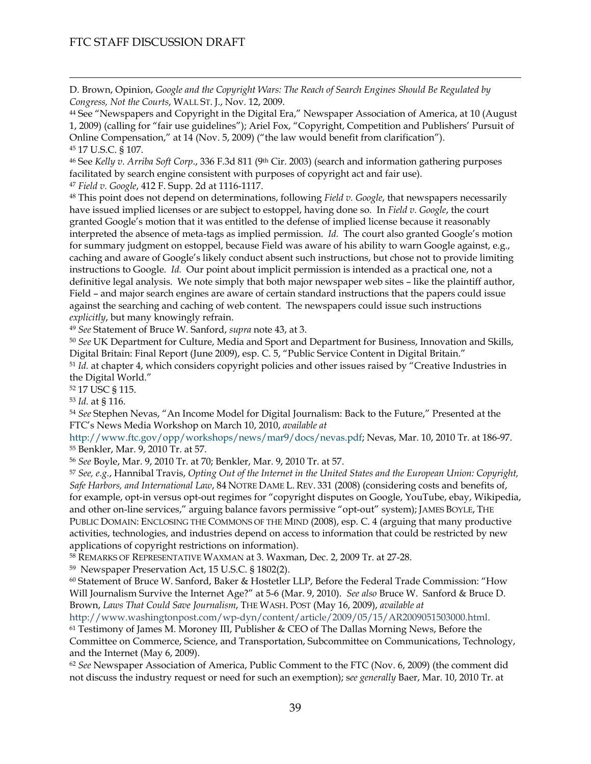D. Brown, Opinion, *Google and the Copyright Wars: The Reach of Search Engines Should Be Regulated by Congress, Not the Courts*, WALL ST. J., Nov. 12, 2009.

[44] See "Newspapers and Copyright in the Digital Era," Newspaper Association of America, at 10 (August 1, 2009) (calling for "fair use guidelines"); Ariel Fox, "Copyright, Competition and Publishers' Pursuit of Online Compensation," at 14 (Nov. 5, 2009) ("the law would benefit from clarification").

[45] 17 U.S.C. § 107.

[46] See *Kelly v. Arriba Soft Corp*., 336 F.3d 811 (9th Cir. 2003) (search and information gathering purposes facilitated by search engine consistent with purposes of copyright act and fair use).

[47] *Field v. Google*, 412 F. Supp. 2d at 1116-1117.

[48] This point does not depend on determinations, following *Field v. Google*, that newspapers necessarily have issued implied licenses or are subject to estoppel, having done so. In *Field v. Google*, the court granted Google's motion that it was entitled to the defense of implied license because it reasonably interpreted the absence of meta-tags as implied permission. *Id.* The court also granted Google's motion for summary judgment on estoppel, because Field was aware of his ability to warn Google against, e.g., caching and aware of Google's likely conduct absent such instructions, but chose not to provide limiting instructions to Google. *Id.* Our point about implicit permission is intended as a practical one, not a definitive legal analysis. We note simply that both major newspaper web sites – like the plaintiff author, Field – and major search engines are aware of certain standard instructions that the papers could issue against the searching and caching of web content. The newspapers could issue such instructions *explicitly*, but many knowingly refrain.

[49] *See* Statement of Bruce W. Sanford, *supra* note 43, at 3.

[50] *See* UK Department for Culture, Media and Sport and Department for Business, Innovation and Skills, Digital Britain: Final Report (June 2009), esp. C. 5, "Public Service Content in Digital Britain."

[51] *Id.* at chapter 4, which considers copyright policies and other issues raised by "Creative Industries in the Digital World."

[52] 17 USC § 115.

[53] *Id.* at § 116.

[54] *See* Stephen Nevas, "An Income Model for Digital Journalism: Back to the Future," Presented at the FTC's News Media Workshop on March 10, 2010, *available at* http://www.ftc.gov/opp/workshops/news/mar9/docs/nevas.pdf; Nevas, Mar. 10, 2010 Tr. at 186-97.

[55] Benkler, Mar. 9, 2010 Tr. at 57.

[56] *See* Boyle, Mar. 9, 2010 Tr. at 70; Benkler, Mar. 9, 2010 Tr. at 57.

[57] *See, e.g.*, Hannibal Travis, *Opting Out of the Internet in the United States and the European Union: Copyright, Safe Harbors, and International Law*, 84 NOTRE DAME L. REV. 331 (2008) (considering costs and benefits of, for example, opt-in versus opt-out regimes for "copyright disputes on Google, YouTube, ebay, Wikipedia, and other on-line services," arguing balance favors permissive "opt-out" system); JAMES BOYLE, THE PUBLIC DOMAIN: ENCLOSING THE COMMONS OF THE MIND (2008), esp. C. 4 (arguing that many productive activities, technologies, and industries depend on access to information that could be restricted by new applications of copyright restrictions on information).

[58] REMARKS OF REPRESENTATIVE WAXMAN at 3. Waxman, Dec. 2, 2009 Tr. at 27-28.

[59] Newspaper Preservation Act, 15 U.S.C. § 1802(2).

[60] Statement of Bruce W. Sanford, Baker & Hostetler LLP, Before the Federal Trade Commission: "How Will Journalism Survive the Internet Age?" at 5-6 (Mar. 9, 2010). *See also* Bruce W. Sanford & Bruce D. Brown, *Laws That Could Save Journalism*, THE WASH. POST (May 16, 2009), *available at* http://www.washingtonpost.com/wp-dyn/content/article/2009/05/15/AR2009051503000.html.

[61] Testimony of James M. Moroney III, Publisher & CEO of The Dallas Morning News, Before the Committee on Commerce, Science, and Transportation, Subcommittee on Communications, Technology, and the Internet (May 6, 2009).

[62] *See* Newspaper Association of America, Public Comment to the FTC (Nov. 6, 2009) (the comment did not discuss the industry request or need for such an exemption); *see generally* Baer, Mar. 10, 2010 Tr. at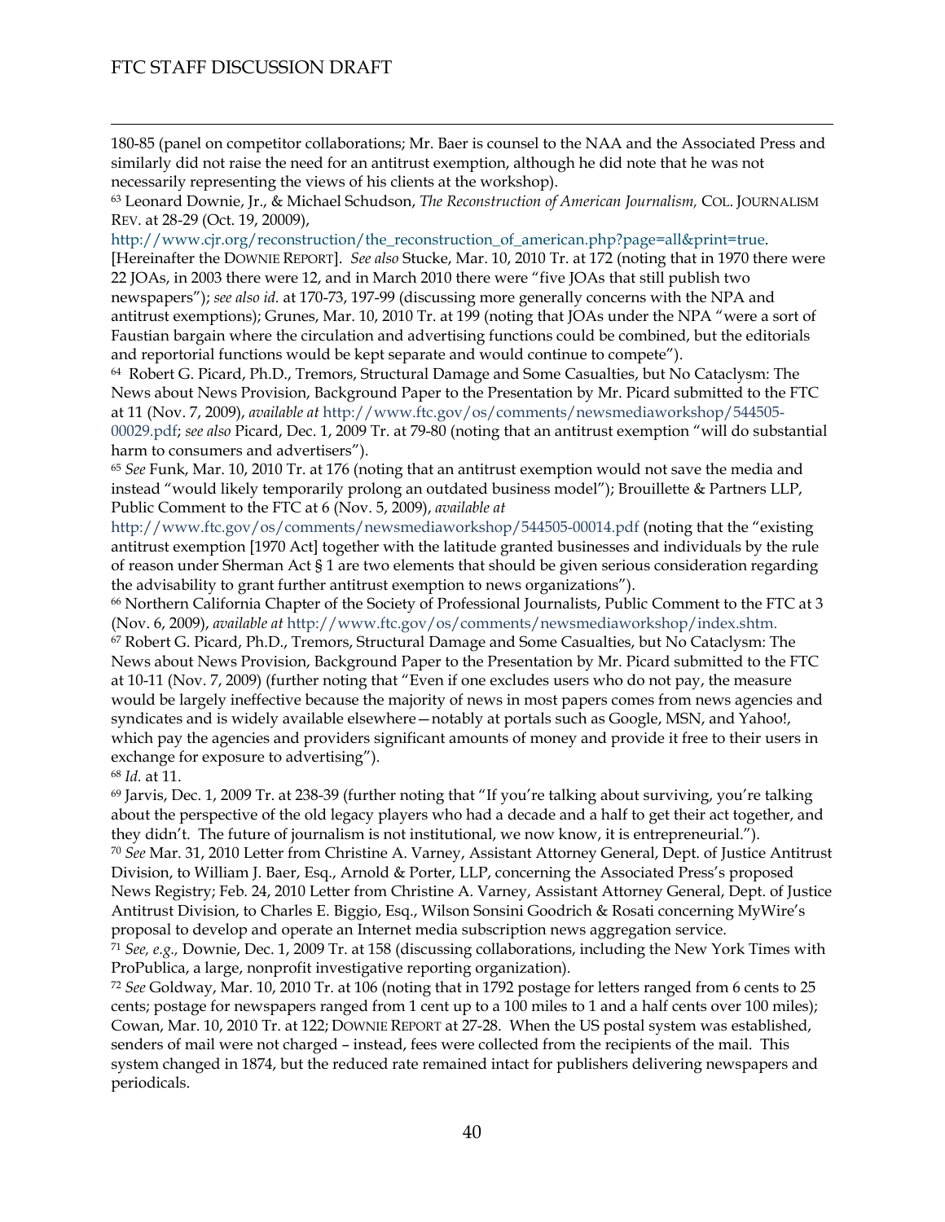180-85 (panel on competitor collaborations; Mr. Baer is counsel to the NAA and the Associated Press and similarly did not raise the need for an antitrust exemption, although he did note that he was not necessarily representing the views of his clients at the workshop).

[63] Leonard Downie, Jr., & Michael Schudson, *The Reconstruction of American Journalism,* COL. JOURNALISM REV. at 28-29 (Oct. 19, 20009), http://www.cjr.org/reconstruction/the_reconstruction_of_american.php?page=all&print=true. [Hereinafter the DOWNIE REPORT]. *See also* Stucke, Mar. 10, 2010 Tr. at 172 (noting that in 1970 there were 22 JOAs, in 2003 there were 12, and in March 2010 there were "five JOAs that still publish two newspapers"); *see also id.* at 170-73, 197-99 (discussing more generally concerns with the NPA and antitrust exemptions); Grunes, Mar. 10, 2010 Tr. at 199 (noting that JOAs under the NPA "were a sort of Faustian bargain where the circulation and advertising functions could be combined, but the editorials and reportorial functions would be kept separate and would continue to compete").

[64] Robert G. Picard, Ph.D., Tremors, Structural Damage and Some Casualties, but No Cataclysm: The News about News Provision, Background Paper to the Presentation by Mr. Picard submitted to the FTC at 11 (Nov. 7, 2009), *available at* http://www.ftc.gov/os/comments/newsmediaworkshop/544505-00029.pdf; *see also* Picard, Dec. 1, 2009 Tr. at 79-80 (noting that an antitrust exemption "will do substantial harm to consumers and advertisers").

[65] *See* Funk, Mar. 10, 2010 Tr. at 176 (noting that an antitrust exemption would not save the media and instead "would likely temporarily prolong an outdated business model"); Brouillette & Partners LLP, Public Comment to the FTC at 6 (Nov. 5, 2009), *available at* http://www.ftc.gov/os/comments/newsmediaworkshop/544505-00014.pdf (noting that the "existing antitrust exemption [1970 Act] together with the latitude granted businesses and individuals by the rule of reason under Sherman Act § 1 are two elements that should be given serious consideration regarding the advisability to grant further antitrust exemption to news organizations").

[66] Northern California Chapter of the Society of Professional Journalists, Public Comment to the FTC at 3 (Nov. 6, 2009), *available at* http://www.ftc.gov/os/comments/newsmediaworkshop/index.shtm.

[67] Robert G. Picard, Ph.D., Tremors, Structural Damage and Some Casualties, but No Cataclysm: The News about News Provision, Background Paper to the Presentation by Mr. Picard submitted to the FTC at 10-11 (Nov. 7, 2009) (further noting that "Even if one excludes users who do not pay, the measure would be largely ineffective because the majority of news in most papers comes from news agencies and syndicates and is widely available elsewhere—notably at portals such as Google, MSN, and Yahoo!, which pay the agencies and providers significant amounts of money and provide it free to their users in exchange for exposure to advertising").

[68] *Id.* at 11.

[69] Jarvis, Dec. 1, 2009 Tr. at 238-39 (further noting that "If you're talking about surviving, you're talking about the perspective of the old legacy players who had a decade and a half to get their act together, and they didn't. The future of journalism is not institutional, we now know, it is entrepreneurial.").

[70] *See* Mar. 31, 2010 Letter from Christine A. Varney, Assistant Attorney General, Dept. of Justice Antitrust Division, to William J. Baer, Esq., Arnold & Porter, LLP, concerning the Associated Press's proposed News Registry; Feb. 24, 2010 Letter from Christine A. Varney, Assistant Attorney General, Dept. of Justice Antitrust Division, to Charles E. Biggio, Esq., Wilson Sonsini Goodrich & Rosati concerning MyWire's proposal to develop and operate an Internet media subscription news aggregation service.

[71] *See, e.g.,* Downie, Dec. 1, 2009 Tr. at 158 (discussing collaborations, including the New York Times with ProPublica, a large, nonprofit investigative reporting organization).

[72] *See* Goldway, Mar. 10, 2010 Tr. at 106 (noting that in 1792 postage for letters ranged from 6 cents to 25 cents; postage for newspapers ranged from 1 cent up to a 100 miles to 1 and a half cents over 100 miles); Cowan, Mar. 10, 2010 Tr. at 122; DOWNIE REPORT at 27-28. When the US postal system was established, senders of mail were not charged – instead, fees were collected from the recipients of the mail. This system changed in 1874, but the reduced rate remained intact for publishers delivering newspapers and periodicals.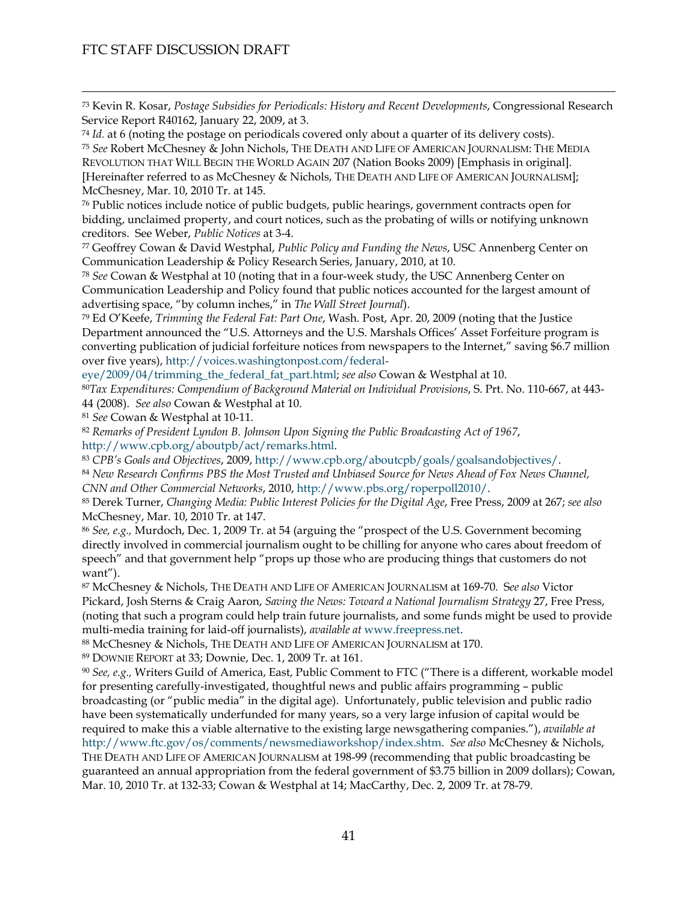[73] Kevin R. Kosar, *Postage Subsidies for Periodicals: History and Recent Developments*, Congressional Research Service Report R40162, January 22, 2009, at 3.

[74] *Id.* at 6 (noting the postage on periodicals covered only about a quarter of its delivery costs).

[75] *See* Robert McChesney & John Nichols, THE DEATH AND LIFE OF AMERICAN JOURNALISM: THE MEDIA REVOLUTION THAT WILL BEGIN THE WORLD AGAIN 207 (Nation Books 2009) [Emphasis in original]. [Hereinafter referred to as McChesney & Nichols, THE DEATH AND LIFE OF AMERICAN JOURNALISM]; McChesney, Mar. 10, 2010 Tr. at 145.

[76] Public notices include notice of public budgets, public hearings, government contracts open for bidding, unclaimed property, and court notices, such as the probating of wills or notifying unknown creditors. See Weber, *Public Notices* at 3-4.

[77] Geoffrey Cowan & David Westphal, *Public Policy and Funding the News*, USC Annenberg Center on Communication Leadership & Policy Research Series, January, 2010, at 10.

[78] *See* Cowan & Westphal at 10 (noting that in a four-week study, the USC Annenberg Center on Communication Leadership and Policy found that public notices accounted for the largest amount of advertising space, "by column inches," in *The Wall Street Journal*).

[79] Ed O'Keefe, *Trimming the Federal Fat: Part One*, Wash. Post, Apr. 20, 2009 (noting that the Justice Department announced the "U.S. Attorneys and the U.S. Marshals Offices' Asset Forfeiture program is converting publication of judicial forfeiture notices from newspapers to the Internet," saving $6.7 million over five years), http://voices.washingtonpost.com/federal-eye/2009/04/trimming_the_federal_fat_part.html; *see also* Cowan & Westphal at 10.

[80] *Tax Expenditures: Compendium of Background Material on Individual Provisions*, S. Prt. No. 110-667, at 443-44 (2008). *See also* Cowan & Westphal at 10.

[81] *See* Cowan & Westphal at 10-11.

[82] *Remarks of President Lyndon B. Johnson Upon Signing the Public Broadcasting Act of 1967*, http://www.cpb.org/aboutpb/act/remarks.html.

[83] *CPB's Goals and Objectives*, 2009, http://www.cpb.org/aboutcpb/goals/goalsandobjectives/.

[84] *New Research Confirms PBS the Most Trusted and Unbiased Source for News Ahead of Fox News Channel, CNN and Other Commercial Networks*, 2010, http://www.pbs.org/roperpoll2010/.

[85] Derek Turner, *Changing Media: Public Interest Policies for the Digital Age*, Free Press, 2009 at 267; *see also* McChesney, Mar. 10, 2010 Tr. at 147.

[86] *See, e.g.,* Murdoch, Dec. 1, 2009 Tr. at 54 (arguing the "prospect of the U.S. Government becoming directly involved in commercial journalism ought to be chilling for anyone who cares about freedom of speech" and that government help "props up those who are producing things that customers do not want").

[87] McChesney & Nichols, THE DEATH AND LIFE OF AMERICAN JOURNALISM at 169-70. S*ee also* Victor Pickard, Josh Sterns & Craig Aaron, *Saving the News: Toward a National Journalism Strategy* 27, Free Press, (noting that such a program could help train future journalists, and some funds might be used to provide multi-media training for laid-off journalists), *available at* www.freepress.net.

[88] McChesney & Nichols, THE DEATH AND LIFE OF AMERICAN JOURNALISM at 170.

[89] DOWNIE REPORT at 33; Downie, Dec. 1, 2009 Tr. at 161.

[90] *See, e.g.,* Writers Guild of America, East, Public Comment to FTC ("There is a different, workable model for presenting carefully-investigated, thoughtful news and public affairs programming – public broadcasting (or "public media" in the digital age). Unfortunately, public television and public radio have been systematically underfunded for many years, so a very large infusion of capital would be required to make this a viable alternative to the existing large newsgathering companies."), *available at* http://www.ftc.gov/os/comments/newsmediaworkshop/index.shtm. *See also* McChesney & Nichols, THE DEATH AND LIFE OF AMERICAN JOURNALISM at 198-99 (recommending that public broadcasting be guaranteed an annual appropriation from the federal government of $3.75 billion in 2009 dollars); Cowan, Mar. 10, 2010 Tr. at 132-33; Cowan & Westphal at 14; MacCarthy, Dec. 2, 2009 Tr. at 78-79.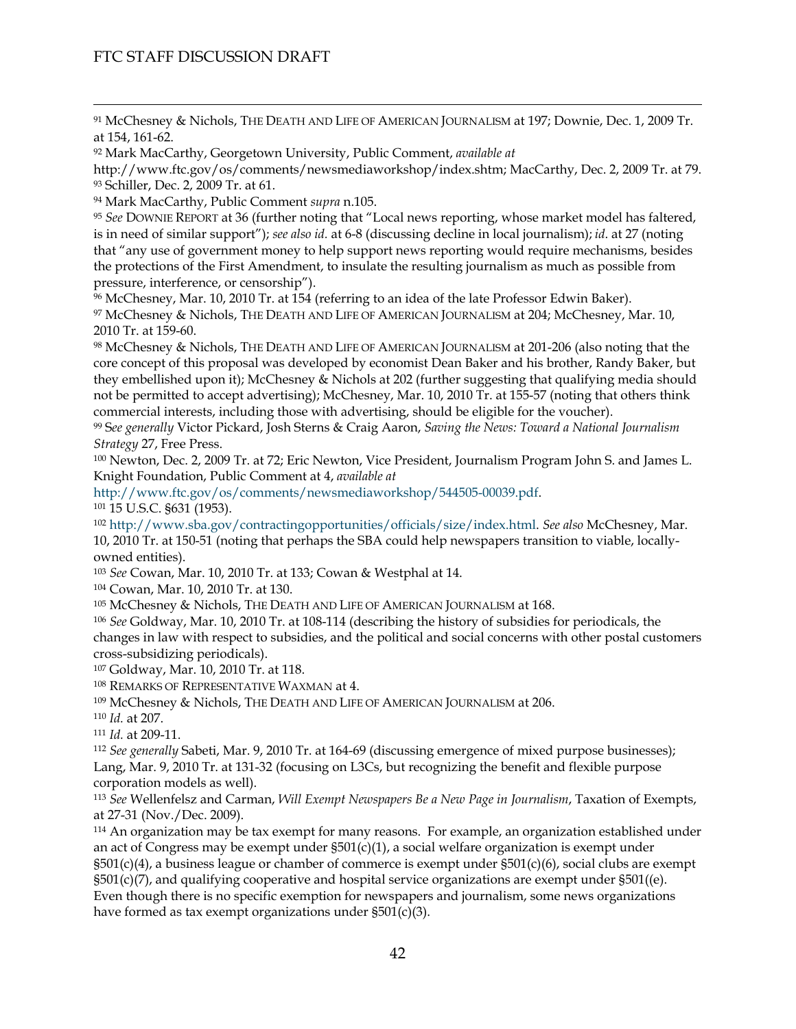[91] McChesney & Nichols, THE DEATH AND LIFE OF AMERICAN JOURNALISM at 197; Downie, Dec. 1, 2009 Tr. at 154, 161-62.

[92] Mark MacCarthy, Georgetown University, Public Comment, *available at* http://www.ftc.gov/os/comments/newsmediaworkshop/index.shtm; MacCarthy, Dec. 2, 2009 Tr. at 79.

[93] Schiller, Dec. 2, 2009 Tr. at 61.

[94] Mark MacCarthy, Public Comment *supra* n.105.

[95] *See* DOWNIE REPORT at 36 (further noting that "Local news reporting, whose market model has faltered, is in need of similar support"); *see also id.* at 6-8 (discussing decline in local journalism); *id.* at 27 (noting that "any use of government money to help support news reporting would require mechanisms, besides the protections of the First Amendment, to insulate the resulting journalism as much as possible from pressure, interference, or censorship").

[96] McChesney, Mar. 10, 2010 Tr. at 154 (referring to an idea of the late Professor Edwin Baker).

[97] McChesney & Nichols, THE DEATH AND LIFE OF AMERICAN JOURNALISM at 204; McChesney, Mar. 10, 2010 Tr. at 159-60.

[98] McChesney & Nichols, THE DEATH AND LIFE OF AMERICAN JOURNALISM at 201-206 (also noting that the core concept of this proposal was developed by economist Dean Baker and his brother, Randy Baker, but they embellished upon it); McChesney & Nichols at 202 (further suggesting that qualifying media should not be permitted to accept advertising); McChesney, Mar. 10, 2010 Tr. at 155-57 (noting that others think commercial interests, including those with advertising, should be eligible for the voucher).

[99] S*ee generally* Victor Pickard, Josh Sterns & Craig Aaron, *Saving the News: Toward a National Journalism Strategy* 27, Free Press.

[100] Newton, Dec. 2, 2009 Tr. at 72; Eric Newton, Vice President, Journalism Program John S. and James L. Knight Foundation, Public Comment at 4, *available at* http://www.ftc.gov/os/comments/newsmediaworkshop/544505-00039.pdf.

[101] 15 U.S.C. §631 (1953).

[102] http://www.sba.gov/contractingopportunities/officials/size/index.html. *See also* McChesney, Mar. 10, 2010 Tr. at 150-51 (noting that perhaps the SBA could help newspapers transition to viable, locally-owned entities).

[103] *See* Cowan, Mar. 10, 2010 Tr. at 133; Cowan & Westphal at 14.

[104] Cowan, Mar. 10, 2010 Tr. at 130.

[105] McChesney & Nichols, THE DEATH AND LIFE OF AMERICAN JOURNALISM at 168.

[106] *See* Goldway, Mar. 10, 2010 Tr. at 108-114 (describing the history of subsidies for periodicals, the changes in law with respect to subsidies, and the political and social concerns with other postal customers cross-subsidizing periodicals).

[107] Goldway, Mar. 10, 2010 Tr. at 118.

[108] REMARKS OF REPRESENTATIVE WAXMAN at 4.

[109] McChesney & Nichols, THE DEATH AND LIFE OF AMERICAN JOURNALISM at 206.

[110] *Id.* at 207.

[111] *Id.* at 209-11.

[112] *See generally* Sabeti, Mar. 9, 2010 Tr. at 164-69 (discussing emergence of mixed purpose businesses); Lang, Mar. 9, 2010 Tr. at 131-32 (focusing on L3Cs, but recognizing the benefit and flexible purpose corporation models as well).

[113] *See* Wellenfelsz and Carman, *Will Exempt Newspapers Be a New Page in Journalism*, Taxation of Exempts, at 27-31 (Nov./Dec. 2009).

[114] An organization may be tax exempt for many reasons. For example, an organization established under an act of Congress may be exempt under §501(c)(1), a social welfare organization is exempt under §501(c)(4), a business league or chamber of commerce is exempt under §501(c)(6), social clubs are exempt §501(c)(7), and qualifying cooperative and hospital service organizations are exempt under §501((e). Even though there is no specific exemption for newspapers and journalism, some news organizations have formed as tax exempt organizations under §501(c)(3).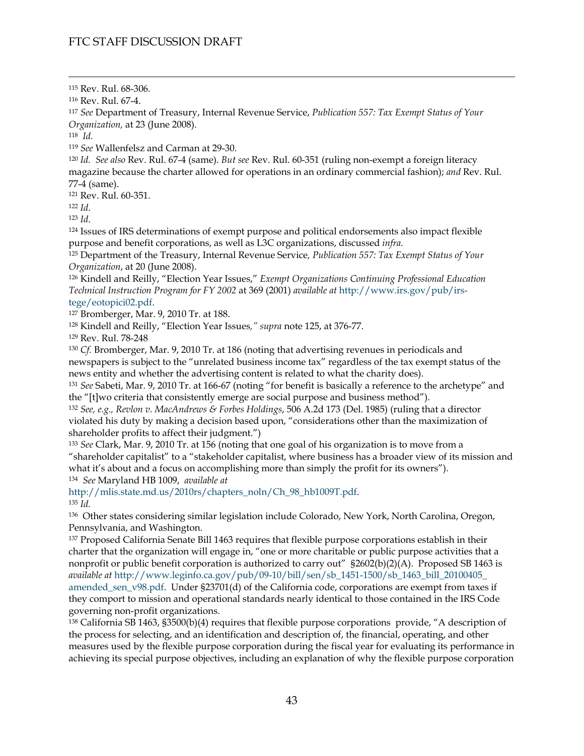[115] Rev. Rul. 68-306.

[116] Rev. Rul. 67-4.

[117] *See* Department of Treasury, Internal Revenue Service, *Publication 557: Tax Exempt Status of Your Organization,* at 23 (June 2008).

[118] *Id.*

[119] *See* Wallenfelsz and Carman at 29-30.

[120] *Id. See also* Rev. Rul. 67-4 (same). *But see* Rev. Rul. 60-351 (ruling non-exempt a foreign literacy magazine because the charter allowed for operations in an ordinary commercial fashion); *and* Rev. Rul. 77-4 (same).

[121] Rev. Rul. 60-351.

[122] *Id*.

[123] *Id*.

[124] Issues of IRS determinations of exempt purpose and political endorsements also impact flexible purpose and benefit corporations, as well as L3C organizations, discussed *infra*.

[125] Department of the Treasury, Internal Revenue Service*, Publication 557: Tax Exempt Status of Your Organization*, at 20 (June 2008).

[126] Kindell and Reilly, "Election Year Issues," *Exempt Organizations Continuing Professional Education Technical Instruction Program for FY 2002* at 369 (2001) *available at* http://www.irs.gov/pub/irs-tege/eotopici02.pdf.

[127] Bromberger, Mar. 9, 2010 Tr. at 188.

[128] Kindell and Reilly, "Election Year Issues*," supra* note 125, at 376-77.

[129] Rev. Rul. 78-248

[130] *Cf.* Bromberger, Mar. 9, 2010 Tr. at 186 (noting that advertising revenues in periodicals and newspapers is subject to the "unrelated business income tax" regardless of the tax exempt status of the news entity and whether the advertising content is related to what the charity does).

[131] *See* Sabeti, Mar. 9, 2010 Tr. at 166-67 (noting "for benefit is basically a reference to the archetype" and the "[t]wo criteria that consistently emerge are social purpose and business method").

[132] *See, e.g., Revlon v. MacAndrews & Forbes Holdings*, 506 A.2d 173 (Del. 1985) (ruling that a director violated his duty by making a decision based upon, "considerations other than the maximization of shareholder profits to affect their judgment.")

[133] *See* Clark, Mar. 9, 2010 Tr. at 156 (noting that one goal of his organization is to move from a "shareholder capitalist" to a "stakeholder capitalist, where business has a broader view of its mission and what it's about and a focus on accomplishing more than simply the profit for its owners").

[134] *See* Maryland HB 1009, *available at* http://mlis.state.md.us/2010rs/chapters_noln/Ch_98_hb1009T.pdf.

[135] *Id.*

[136] Other states considering similar legislation include Colorado, New York, North Carolina, Oregon, Pennsylvania, and Washington.

[137] Proposed California Senate Bill 1463 requires that flexible purpose corporations establish in their charter that the organization will engage in, "one or more charitable or public purpose activities that a nonprofit or public benefit corporation is authorized to carry out" §2602(b)(2)(A). Proposed SB 1463 is *available at* http://www.leginfo.ca.gov/pub/09-10/bill/sen/sb_1451-1500/sb_1463_bill_20100405_amended_sen_v98.pdf. Under §23701(d) of the California code, corporations are exempt from taxes if they comport to mission and operational standards nearly identical to those contained in the IRS Code governing non-profit organizations.

[138] California SB 1463, §3500(b)(4) requires that flexible purpose corporations provide, "A description of the process for selecting, and an identification and description of, the financial, operating, and other measures used by the flexible purpose corporation during the fiscal year for evaluating its performance in achieving its special purpose objectives, including an explanation of why the flexible purpose corporation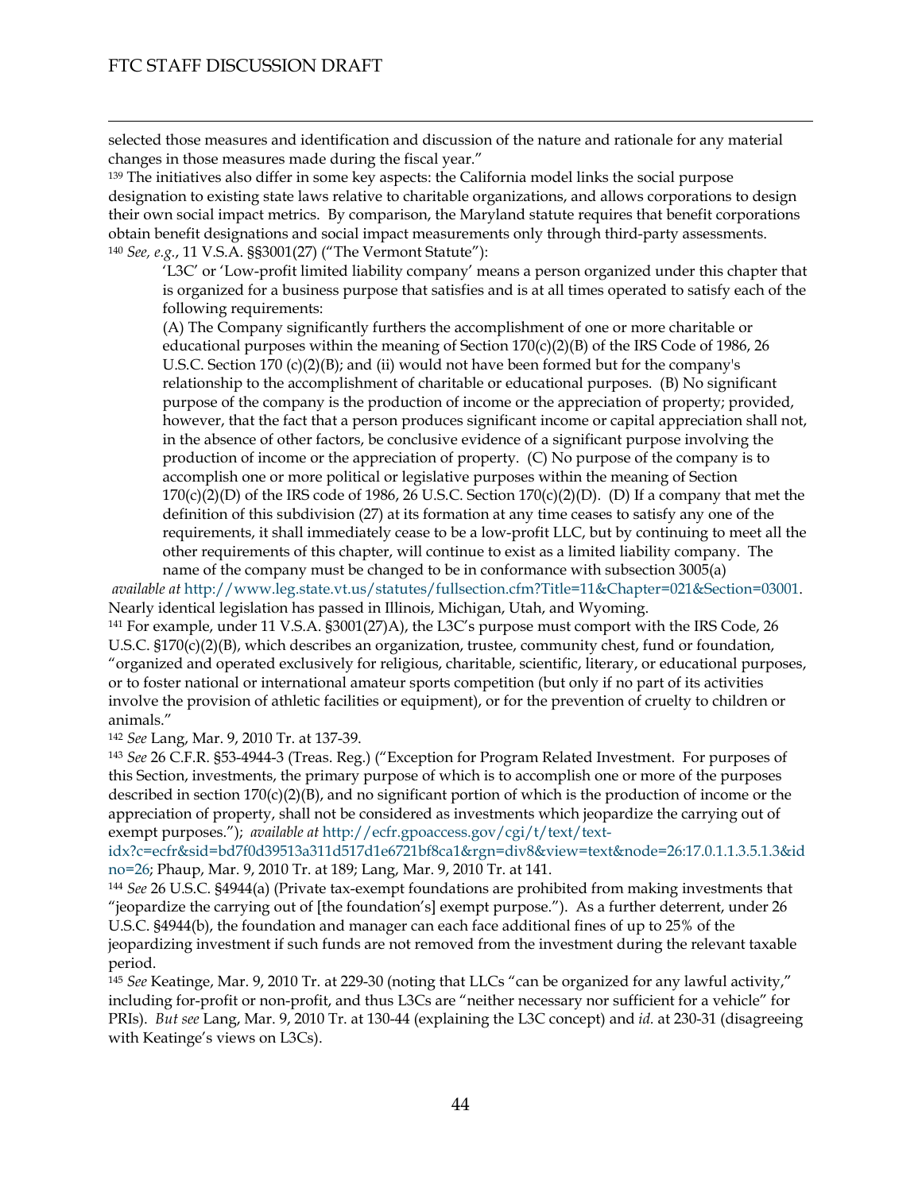selected those measures and identification and discussion of the nature and rationale for any material changes in those measures made during the fiscal year."

[139] The initiatives also differ in some key aspects: the California model links the social purpose designation to existing state laws relative to charitable organizations, and allows corporations to design their own social impact metrics. By comparison, the Maryland statute requires that benefit corporations obtain benefit designations and social impact measurements only through third-party assessments.

[140] *See, e.g.*, 11 V.S.A. §§3001(27) ("The Vermont Statute"):

> 'L3C' or 'Low-profit limited liability company' means a person organized under this chapter that is organized for a business purpose that satisfies and is at all times operated to satisfy each of the following requirements:
>
> (A) The Company significantly furthers the accomplishment of one or more charitable or educational purposes within the meaning of Section 170(c)(2)(B) of the IRS Code of 1986, 26 U.S.C. Section 170 (c)(2)(B); and (ii) would not have been formed but for the company's relationship to the accomplishment of charitable or educational purposes. (B) No significant purpose of the company is the production of income or the appreciation of property; provided, however, that the fact that a person produces significant income or capital appreciation shall not, in the absence of other factors, be conclusive evidence of a significant purpose involving the production of income or the appreciation of property. (C) No purpose of the company is to accomplish one or more political or legislative purposes within the meaning of Section 170(c)(2)(D) of the IRS code of 1986, 26 U.S.C. Section 170(c)(2)(D). (D) If a company that met the definition of this subdivision (27) at its formation at any time ceases to satisfy any one of the requirements, it shall immediately cease to be a low-profit LLC, but by continuing to meet all the other requirements of this chapter, will continue to exist as a limited liability company. The name of the company must be changed to be in conformance with subsection 3005(a)

*available at* http://www.leg.state.vt.us/statutes/fullsection.cfm?Title=11&Chapter=021&Section=03001. Nearly identical legislation has passed in Illinois, Michigan, Utah, and Wyoming.

[141] For example, under 11 V.S.A. §3001(27)A), the L3C's purpose must comport with the IRS Code, 26 U.S.C. §170(c)(2)(B), which describes an organization, trustee, community chest, fund or foundation, "organized and operated exclusively for religious, charitable, scientific, literary, or educational purposes, or to foster national or international amateur sports competition (but only if no part of its activities involve the provision of athletic facilities or equipment), or for the prevention of cruelty to children or animals."

[142] *See* Lang, Mar. 9, 2010 Tr. at 137-39.

[143] *See* 26 C.F.R. §53-4944-3 (Treas. Reg.) ("Exception for Program Related Investment. For purposes of this Section, investments, the primary purpose of which is to accomplish one or more of the purposes described in section 170(c)(2)(B), and no significant portion of which is the production of income or the appreciation of property, shall not be considered as investments which jeopardize the carrying out of exempt purposes."); *available at* http://ecfr.gpoaccess.gov/cgi/t/text/text-idx?c=ecfr&sid=bd7f0d39513a311d517d1e6721bf8ca1&rgn=div8&view=text&node=26:17.0.1.1.3.5.1.3&idno=26; Phaup, Mar. 9, 2010 Tr. at 189; Lang, Mar. 9, 2010 Tr. at 141.

[144] *See* 26 U.S.C. §4944(a) (Private tax-exempt foundations are prohibited from making investments that "jeopardize the carrying out of [the foundation's] exempt purpose."). As a further deterrent, under 26 U.S.C. §4944(b), the foundation and manager can each face additional fines of up to 25% of the jeopardizing investment if such funds are not removed from the investment during the relevant taxable period.

[145] *See* Keatinge, Mar. 9, 2010 Tr. at 229-30 (noting that LLCs "can be organized for any lawful activity," including for-profit or non-profit, and thus L3Cs are "neither necessary nor sufficient for a vehicle" for PRIs). *But see* Lang, Mar. 9, 2010 Tr. at 130-44 (explaining the L3C concept) and *id.* at 230-31 (disagreeing with Keatinge's views on L3Cs).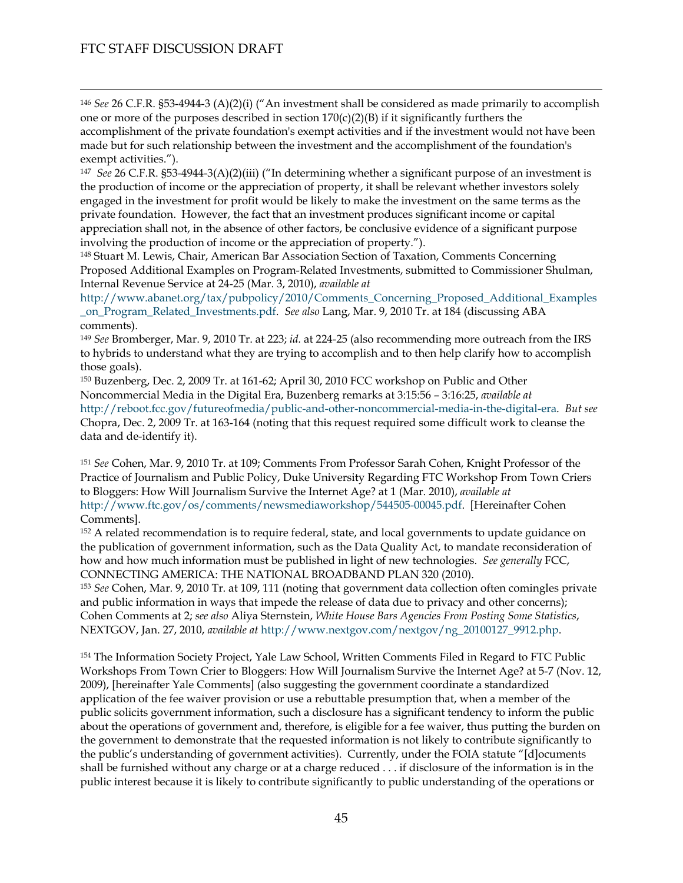[146] *See* 26 C.F.R. §53-4944-3 (A)(2)(i) ("An investment shall be considered as made primarily to accomplish one or more of the purposes described in section 170(c)(2)(B) if it significantly furthers the accomplishment of the private foundation's exempt activities and if the investment would not have been made but for such relationship between the investment and the accomplishment of the foundation's exempt activities.").

[147] *See* 26 C.F.R. §53-4944-3(A)(2)(iii) ("In determining whether a significant purpose of an investment is the production of income or the appreciation of property, it shall be relevant whether investors solely engaged in the investment for profit would be likely to make the investment on the same terms as the private foundation. However, the fact that an investment produces significant income or capital appreciation shall not, in the absence of other factors, be conclusive evidence of a significant purpose involving the production of income or the appreciation of property.").

[148] Stuart M. Lewis, Chair, American Bar Association Section of Taxation, Comments Concerning Proposed Additional Examples on Program-Related Investments, submitted to Commissioner Shulman, Internal Revenue Service at 24-25 (Mar. 3, 2010), *available at* http://www.abanet.org/tax/pubpolicy/2010/Comments_Concerning_Proposed_Additional_Examples_on_Program_Related_Investments.pdf. *See also* Lang, Mar. 9, 2010 Tr. at 184 (discussing ABA comments).

[149] *See* Bromberger, Mar. 9, 2010 Tr. at 223; *id.* at 224-25 (also recommending more outreach from the IRS to hybrids to understand what they are trying to accomplish and to then help clarify how to accomplish those goals).

[150] Buzenberg, Dec. 2, 2009 Tr. at 161-62; April 30, 2010 FCC workshop on Public and Other Noncommercial Media in the Digital Era, Buzenberg remarks at 3:15:56 – 3:16:25, *available at* http://reboot.fcc.gov/futureofmedia/public-and-other-noncommercial-media-in-the-digital-era. *But see* Chopra, Dec. 2, 2009 Tr. at 163-164 (noting that this request required some difficult work to cleanse the data and de-identify it).

[151] *See* Cohen, Mar. 9, 2010 Tr. at 109; Comments From Professor Sarah Cohen, Knight Professor of the Practice of Journalism and Public Policy, Duke University Regarding FTC Workshop From Town Criers to Bloggers: How Will Journalism Survive the Internet Age? at 1 (Mar. 2010), *available at* http://www.ftc.gov/os/comments/newsmediaworkshop/544505-00045.pdf. [Hereinafter Cohen Comments].

[152] A related recommendation is to require federal, state, and local governments to update guidance on the publication of government information, such as the Data Quality Act, to mandate reconsideration of how and how much information must be published in light of new technologies. *See generally* FCC, CONNECTING AMERICA: THE NATIONAL BROADBAND PLAN 320 (2010).

[153] *See* Cohen, Mar. 9, 2010 Tr. at 109, 111 (noting that government data collection often comingles private and public information in ways that impede the release of data due to privacy and other concerns); Cohen Comments at 2; *see also* Aliya Sternstein, *White House Bars Agencies From Posting Some Statistics*, NEXTGOV, Jan. 27, 2010, *available at* http://www.nextgov.com/nextgov/ng_20100127_9912.php.

[154] The Information Society Project, Yale Law School, Written Comments Filed in Regard to FTC Public Workshops From Town Crier to Bloggers: How Will Journalism Survive the Internet Age? at 5-7 (Nov. 12, 2009), [hereinafter Yale Comments] (also suggesting the government coordinate a standardized application of the fee waiver provision or use a rebuttable presumption that, when a member of the public solicits government information, such a disclosure has a significant tendency to inform the public about the operations of government and, therefore, is eligible for a fee waiver, thus putting the burden on the government to demonstrate that the requested information is not likely to contribute significantly to the public's understanding of government activities). Currently, under the FOIA statute "[d]ocuments shall be furnished without any charge or at a charge reduced . . . if disclosure of the information is in the public interest because it is likely to contribute significantly to public understanding of the operations or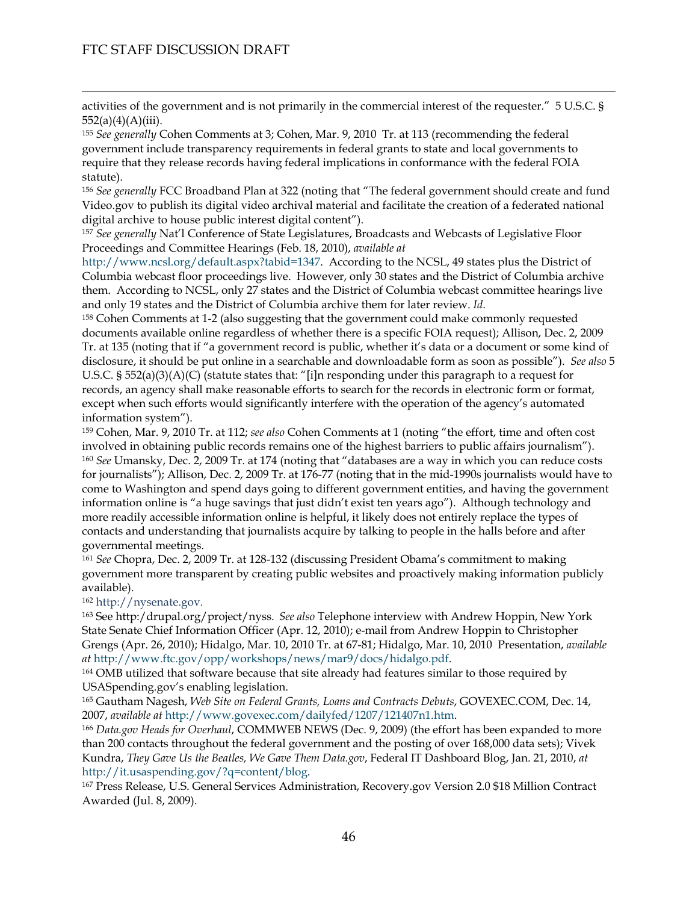activities of the government and is not primarily in the commercial interest of the requester." 5 U.S.C. § 552(a)(4)(A)(iii).

[155] *See generally* Cohen Comments at 3; Cohen, Mar. 9, 2010 Tr. at 113 (recommending the federal government include transparency requirements in federal grants to state and local governments to require that they release records having federal implications in conformance with the federal FOIA statute).

[156] *See generally* FCC Broadband Plan at 322 (noting that "The federal government should create and fund Video.gov to publish its digital video archival material and facilitate the creation of a federated national digital archive to house public interest digital content").

[157] *See generally* Nat'l Conference of State Legislatures, Broadcasts and Webcasts of Legislative Floor Proceedings and Committee Hearings (Feb. 18, 2010), *available at* http://www.ncsl.org/default.aspx?tabid=1347. According to the NCSL, 49 states plus the District of Columbia webcast floor proceedings live. However, only 30 states and the District of Columbia archive them. According to NCSL, only 27 states and the District of Columbia webcast committee hearings live and only 19 states and the District of Columbia archive them for later review. *Id*.

[158] Cohen Comments at 1-2 (also suggesting that the government could make commonly requested documents available online regardless of whether there is a specific FOIA request); Allison, Dec. 2, 2009 Tr. at 135 (noting that if "a government record is public, whether it's data or a document or some kind of disclosure, it should be put online in a searchable and downloadable form as soon as possible"). *See also* 5 U.S.C. § 552(a)(3)(A)(C) (statute states that: "[i]n responding under this paragraph to a request for records, an agency shall make reasonable efforts to search for the records in electronic form or format, except when such efforts would significantly interfere with the operation of the agency's automated information system").

[159] Cohen, Mar. 9, 2010 Tr. at 112; *see also* Cohen Comments at 1 (noting "the effort, time and often cost involved in obtaining public records remains one of the highest barriers to public affairs journalism").

[160] *See* Umansky, Dec. 2, 2009 Tr. at 174 (noting that "databases are a way in which you can reduce costs for journalists"); Allison, Dec. 2, 2009 Tr. at 176-77 (noting that in the mid-1990s journalists would have to come to Washington and spend days going to different government entities, and having the government information online is "a huge savings that just didn't exist ten years ago"). Although technology and more readily accessible information online is helpful, it likely does not entirely replace the types of contacts and understanding that journalists acquire by talking to people in the halls before and after governmental meetings.

[161] *See* Chopra, Dec. 2, 2009 Tr. at 128-132 (discussing President Obama's commitment to making government more transparent by creating public websites and proactively making information publicly available).

[162] http://nysenate.gov.

[163] See http:/drupal.org/project/nyss. *See also* Telephone interview with Andrew Hoppin, New York State Senate Chief Information Officer (Apr. 12, 2010); e-mail from Andrew Hoppin to Christopher Grengs (Apr. 26, 2010); Hidalgo, Mar. 10, 2010 Tr. at 67-81; Hidalgo, Mar. 10, 2010 Presentation, *available at* http://www.ftc.gov/opp/workshops/news/mar9/docs/hidalgo.pdf.

[164] OMB utilized that software because that site already had features similar to those required by USASpending.gov's enabling legislation.

[165] Gautham Nagesh, *Web Site on Federal Grants, Loans and Contracts Debuts*, GOVEXEC.COM, Dec. 14, 2007, *available at* http://www.govexec.com/dailyfed/1207/121407n1.htm.

[166] *Data.gov Heads for Overhaul*, COMMWEB NEWS (Dec. 9, 2009) (the effort has been expanded to more than 200 contacts throughout the federal government and the posting of over 168,000 data sets); Vivek Kundra, *They Gave Us the Beatles, We Gave Them Data.gov*, Federal IT Dashboard Blog, Jan. 21, 2010, *at* http://it.usaspending.gov/?q=content/blog.

[167] Press Release, U.S. General Services Administration, Recovery.gov Version 2.0 $18 Million Contract Awarded (Jul. 8, 2009).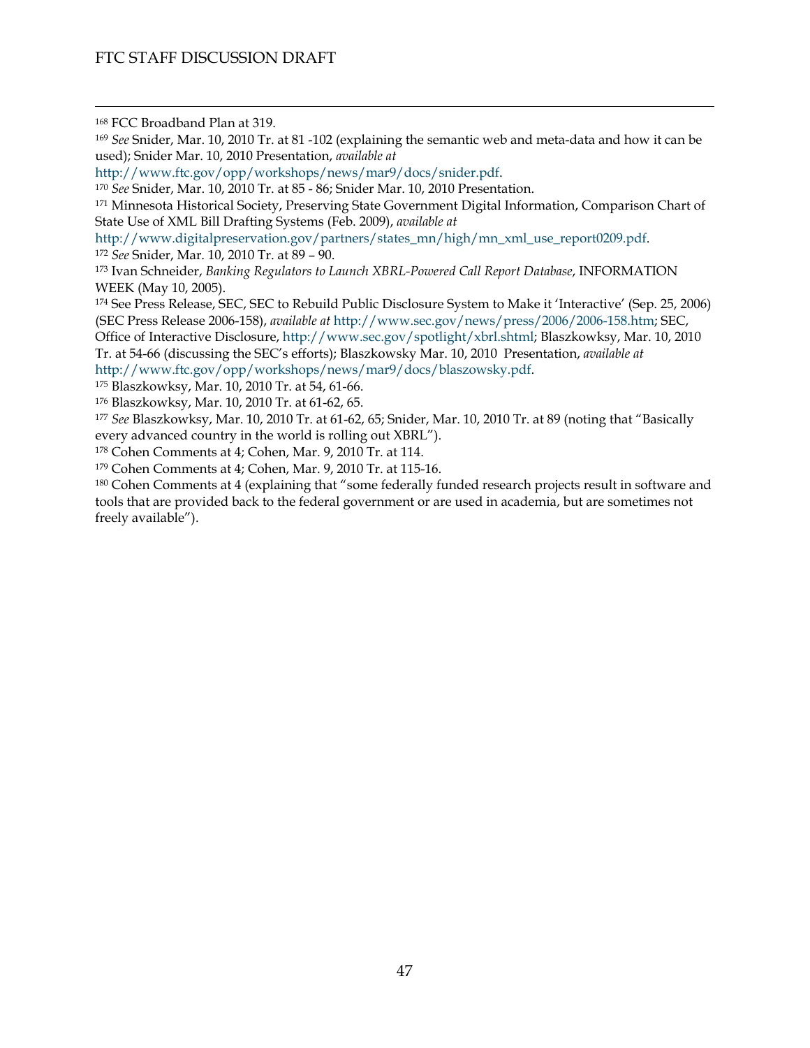[168] FCC Broadband Plan at 319.

[169] *See* Snider, Mar. 10, 2010 Tr. at 81 -102 (explaining the semantic web and meta-data and how it can be used); Snider Mar. 10, 2010 Presentation, *available at* http://www.ftc.gov/opp/workshops/news/mar9/docs/snider.pdf.

[170] *See* Snider, Mar. 10, 2010 Tr. at 85 - 86; Snider Mar. 10, 2010 Presentation.

[171] Minnesota Historical Society, Preserving State Government Digital Information, Comparison Chart of State Use of XML Bill Drafting Systems (Feb. 2009), *available at* http://www.digitalpreservation.gov/partners/states_mn/high/mn_xml_use_report0209.pdf.

[172] *See* Snider, Mar. 10, 2010 Tr. at 89 – 90.

[173] Ivan Schneider, *Banking Regulators to Launch XBRL-Powered Call Report Database*, INFORMATION WEEK (May 10, 2005).

[174] See Press Release, SEC, SEC to Rebuild Public Disclosure System to Make it 'Interactive' (Sep. 25, 2006) (SEC Press Release 2006-158), *available at* http://www.sec.gov/news/press/2006/2006-158.htm; SEC, Office of Interactive Disclosure, http://www.sec.gov/spotlight/xbrl.shtml; Blaszkowksy, Mar. 10, 2010 Tr. at 54-66 (discussing the SEC's efforts); Blaszkowsky Mar. 10, 2010 Presentation, *available at* http://www.ftc.gov/opp/workshops/news/mar9/docs/blaszowsky.pdf.

[175] Blaszkowksy, Mar. 10, 2010 Tr. at 54, 61-66.

[176] Blaszkowksy, Mar. 10, 2010 Tr. at 61-62, 65.

[177] *See* Blaszkowksy, Mar. 10, 2010 Tr. at 61-62, 65; Snider, Mar. 10, 2010 Tr. at 89 (noting that "Basically every advanced country in the world is rolling out XBRL").

[178] Cohen Comments at 4; Cohen, Mar. 9, 2010 Tr. at 114.

[179] Cohen Comments at 4; Cohen, Mar. 9, 2010 Tr. at 115-16.

[180] Cohen Comments at 4 (explaining that "some federally funded research projects result in software and tools that are provided back to the federal government or are used in academia, but are sometimes not freely available").